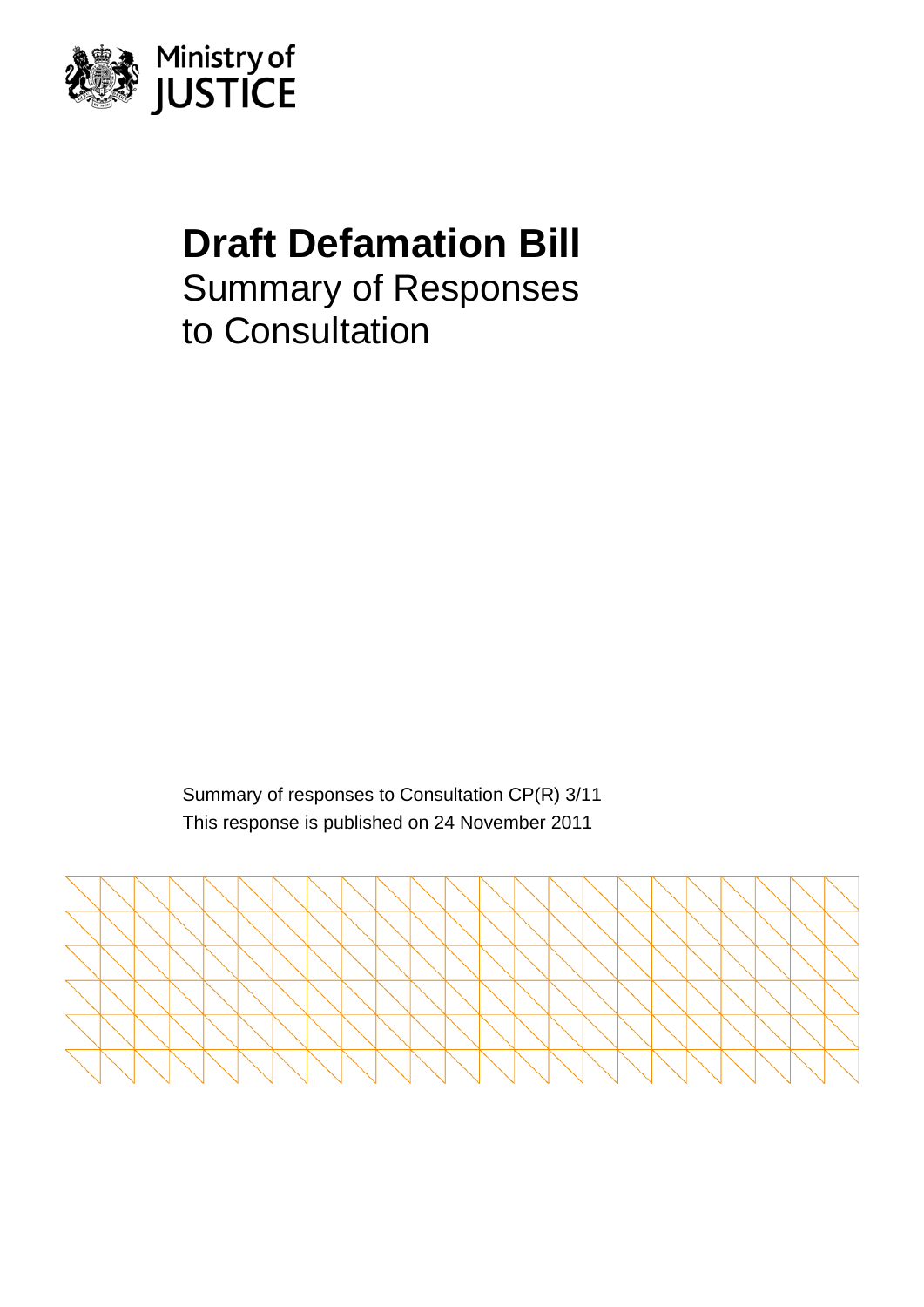Ministry of JUSTICE

# Draft Defamation Bill

## Summary of Responses to Consultation

Summary of responses to Consultation CP(R) 3/11

This response is published on 24 November 2011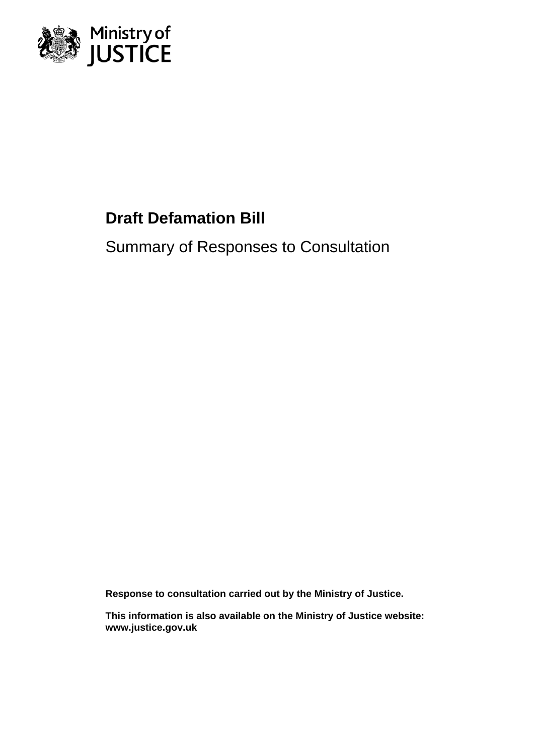Ministry of JUSTICE

# Draft Defamation Bill

Summary of Responses to Consultation

**Response to consultation carried out by the Ministry of Justice.**

**This information is also available on the Ministry of Justice website: www.justice.gov.uk**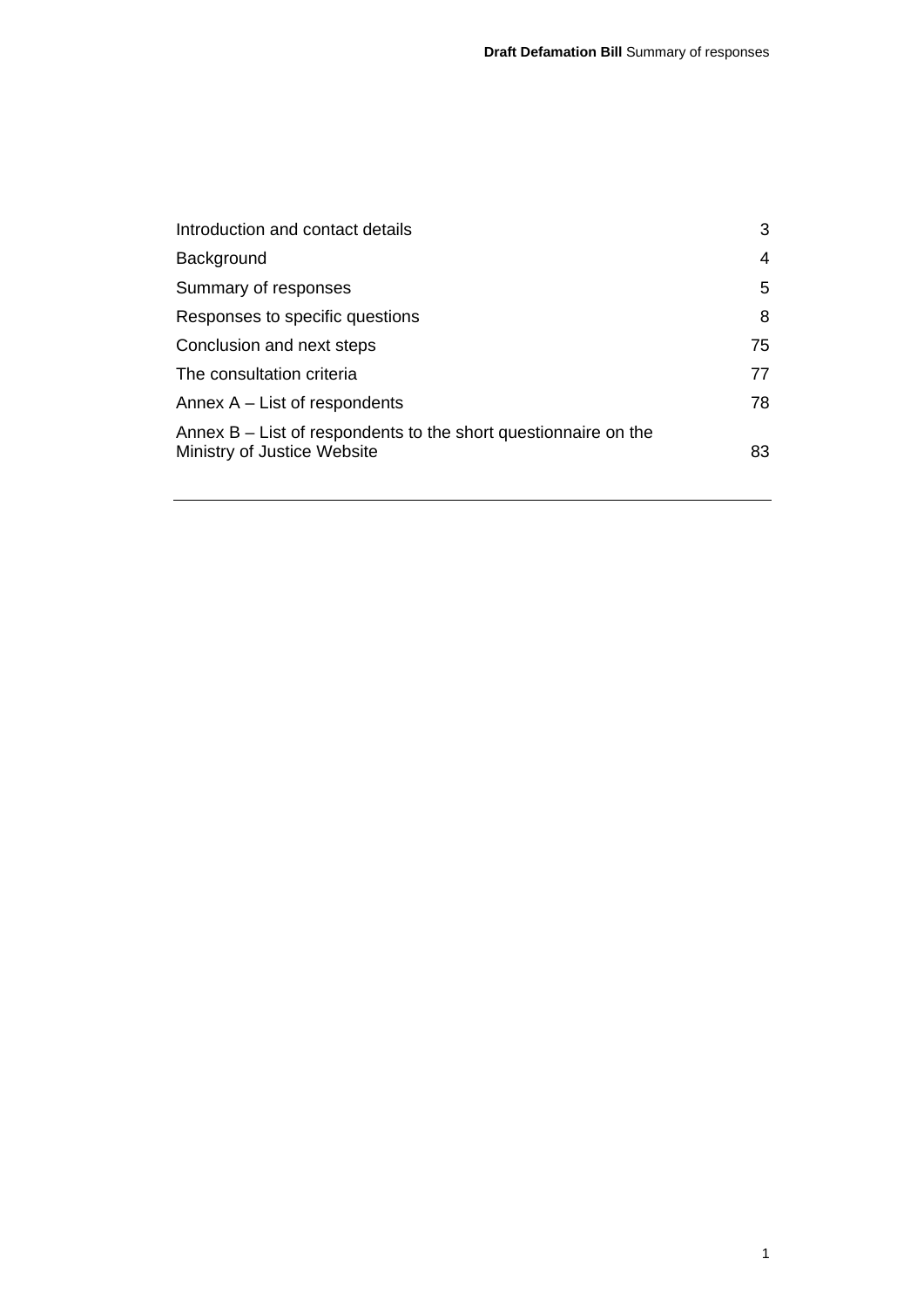| | |
|---|---|
| Introduction and contact details | 3 |
| Background | 4 |
| Summary of responses | 5 |
| Responses to specific questions | 8 |
| Conclusion and next steps | 75 |
| The consultation criteria | 77 |
| Annex A – List of respondents | 78 |
| Annex B – List of respondents to the short questionnaire on the Ministry of Justice Website | 83 |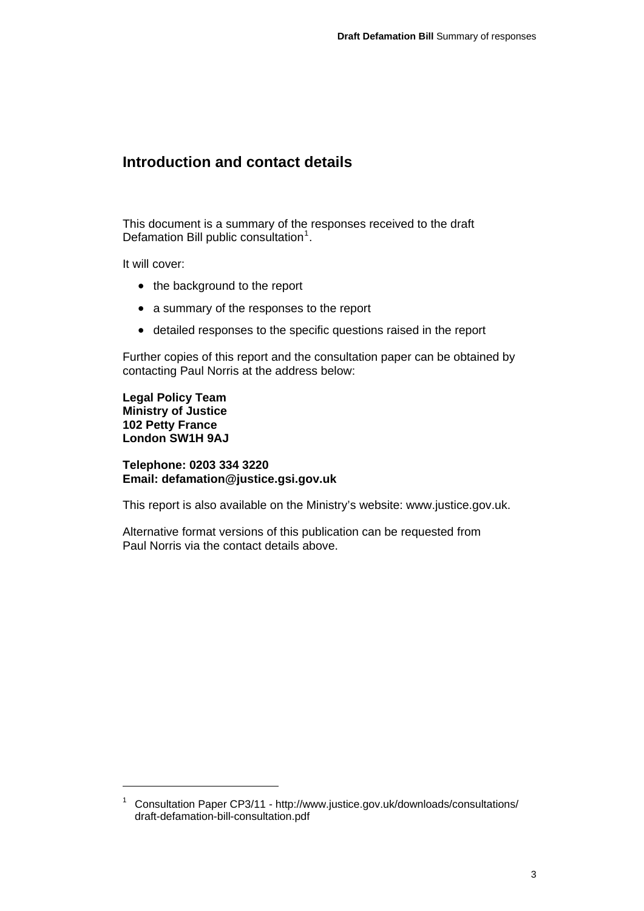## Introduction and contact details

This document is a summary of the responses received to the draft Defamation Bill public consultation[1].

It will cover:

- the background to the report
- a summary of the responses to the report
- detailed responses to the specific questions raised in the report

Further copies of this report and the consultation paper can be obtained by contacting Paul Norris at the address below:

**Legal Policy Team**
**Ministry of Justice**
**102 Petty France**
**London SW1H 9AJ**

**Telephone: 0203 334 3220**
**Email: defamation@justice.gsi.gov.uk**

This report is also available on the Ministry's website: www.justice.gov.uk.

Alternative format versions of this publication can be requested from Paul Norris via the contact details above.

[1] Consultation Paper CP3/11 - http://www.justice.gov.uk/downloads/consultations/draft-defamation-bill-consultation.pdf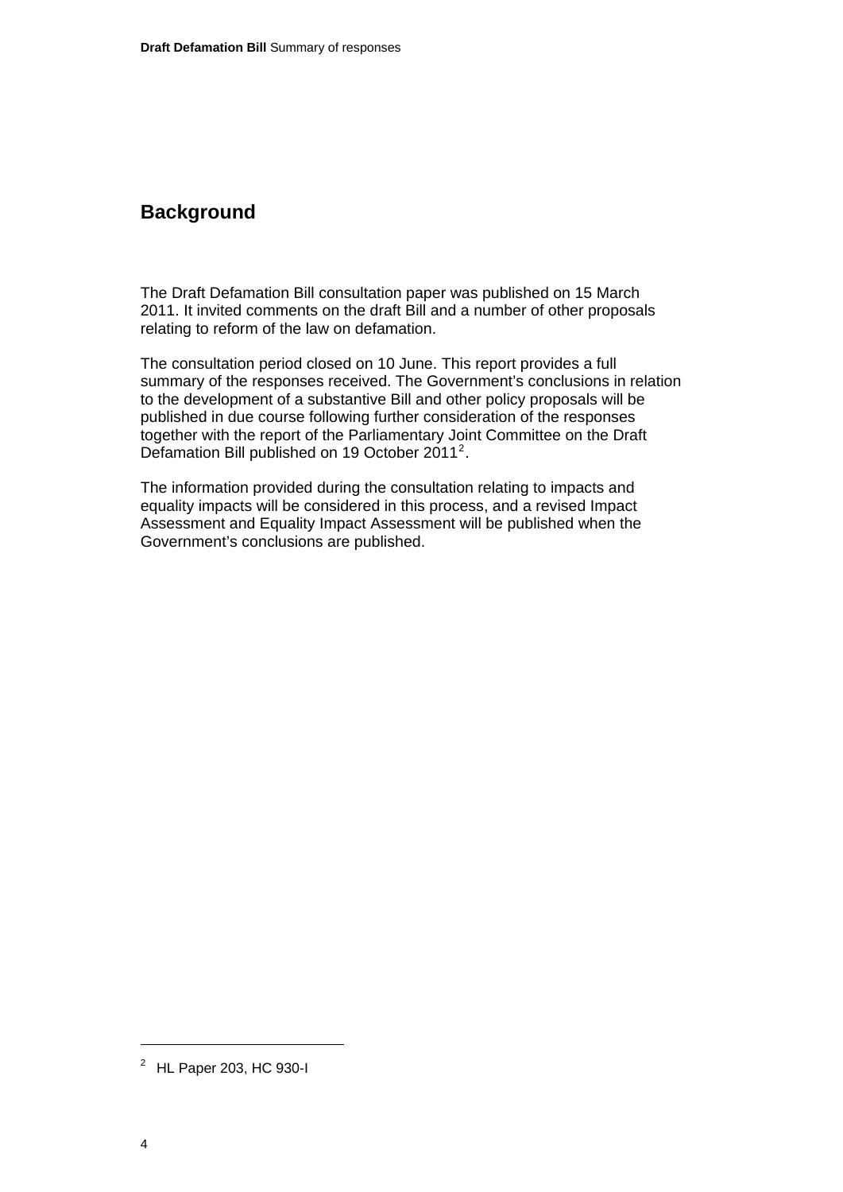## Background

The Draft Defamation Bill consultation paper was published on 15 March 2011. It invited comments on the draft Bill and a number of other proposals relating to reform of the law on defamation.

The consultation period closed on 10 June. This report provides a full summary of the responses received. The Government's conclusions in relation to the development of a substantive Bill and other policy proposals will be published in due course following further consideration of the responses together with the report of the Parliamentary Joint Committee on the Draft Defamation Bill published on 19 October 2011[2].

The information provided during the consultation relating to impacts and equality impacts will be considered in this process, and a revised Impact Assessment and Equality Impact Assessment will be published when the Government's conclusions are published.

[2] HL Paper 203, HC 930-I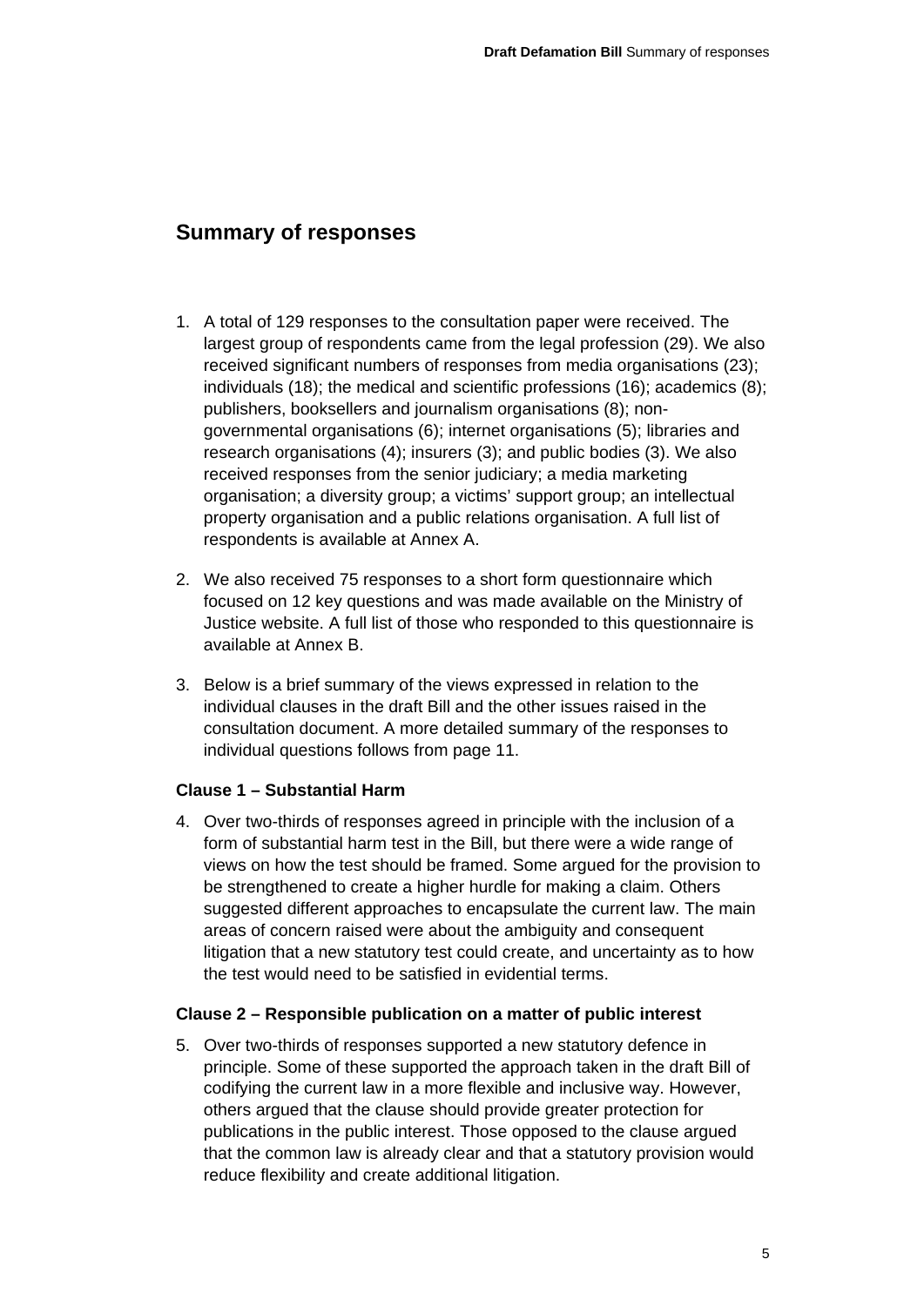## Summary of responses

1. A total of 129 responses to the consultation paper were received. The largest group of respondents came from the legal profession (29). We also received significant numbers of responses from media organisations (23); individuals (18); the medical and scientific professions (16); academics (8); publishers, booksellers and journalism organisations (8); non-governmental organisations (6); internet organisations (5); libraries and research organisations (4); insurers (3); and public bodies (3). We also received responses from the senior judiciary; a media marketing organisation; a diversity group; a victims' support group; an intellectual property organisation and a public relations organisation. A full list of respondents is available at Annex A.

2. We also received 75 responses to a short form questionnaire which focused on 12 key questions and was made available on the Ministry of Justice website. A full list of those who responded to this questionnaire is available at Annex B.

3. Below is a brief summary of the views expressed in relation to the individual clauses in the draft Bill and the other issues raised in the consultation document. A more detailed summary of the responses to individual questions follows from page 11.

### Clause 1 – Substantial Harm

4. Over two-thirds of responses agreed in principle with the inclusion of a form of substantial harm test in the Bill, but there were a wide range of views on how the test should be framed. Some argued for the provision to be strengthened to create a higher hurdle for making a claim. Others suggested different approaches to encapsulate the current law. The main areas of concern raised were about the ambiguity and consequent litigation that a new statutory test could create, and uncertainty as to how the test would need to be satisfied in evidential terms.

### Clause 2 – Responsible publication on a matter of public interest

5. Over two-thirds of responses supported a new statutory defence in principle. Some of these supported the approach taken in the draft Bill of codifying the current law in a more flexible and inclusive way. However, others argued that the clause should provide greater protection for publications in the public interest. Those opposed to the clause argued that the common law is already clear and that a statutory provision would reduce flexibility and create additional litigation.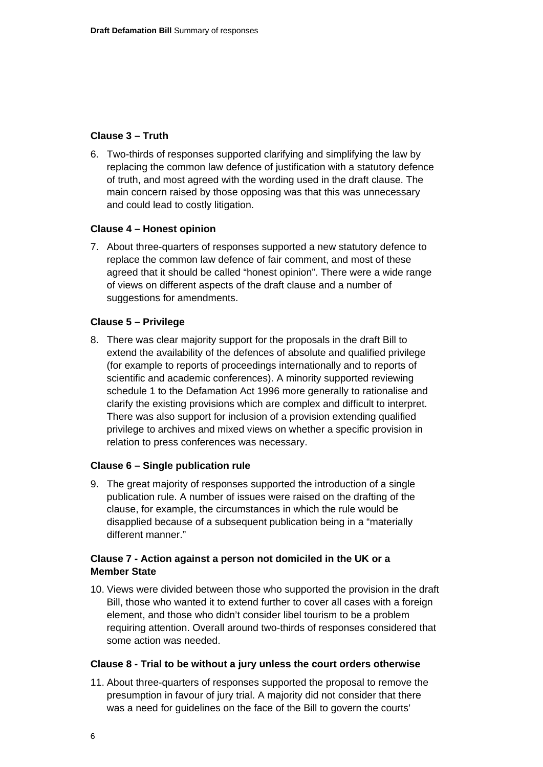### Clause 3 – Truth

6. Two-thirds of responses supported clarifying and simplifying the law by replacing the common law defence of justification with a statutory defence of truth, and most agreed with the wording used in the draft clause. The main concern raised by those opposing was that this was unnecessary and could lead to costly litigation.

### Clause 4 – Honest opinion

7. About three-quarters of responses supported a new statutory defence to replace the common law defence of fair comment, and most of these agreed that it should be called "honest opinion". There were a wide range of views on different aspects of the draft clause and a number of suggestions for amendments.

### Clause 5 – Privilege

8. There was clear majority support for the proposals in the draft Bill to extend the availability of the defences of absolute and qualified privilege (for example to reports of proceedings internationally and to reports of scientific and academic conferences). A minority supported reviewing schedule 1 to the Defamation Act 1996 more generally to rationalise and clarify the existing provisions which are complex and difficult to interpret. There was also support for inclusion of a provision extending qualified privilege to archives and mixed views on whether a specific provision in relation to press conferences was necessary.

### Clause 6 – Single publication rule

9. The great majority of responses supported the introduction of a single publication rule. A number of issues were raised on the drafting of the clause, for example, the circumstances in which the rule would be disapplied because of a subsequent publication being in a "materially different manner."

### Clause 7 - Action against a person not domiciled in the UK or a Member State

10. Views were divided between those who supported the provision in the draft Bill, those who wanted it to extend further to cover all cases with a foreign element, and those who didn't consider libel tourism to be a problem requiring attention. Overall around two-thirds of responses considered that some action was needed.

### Clause 8 - Trial to be without a jury unless the court orders otherwise

11. About three-quarters of responses supported the proposal to remove the presumption in favour of jury trial. A majority did not consider that there was a need for guidelines on the face of the Bill to govern the courts'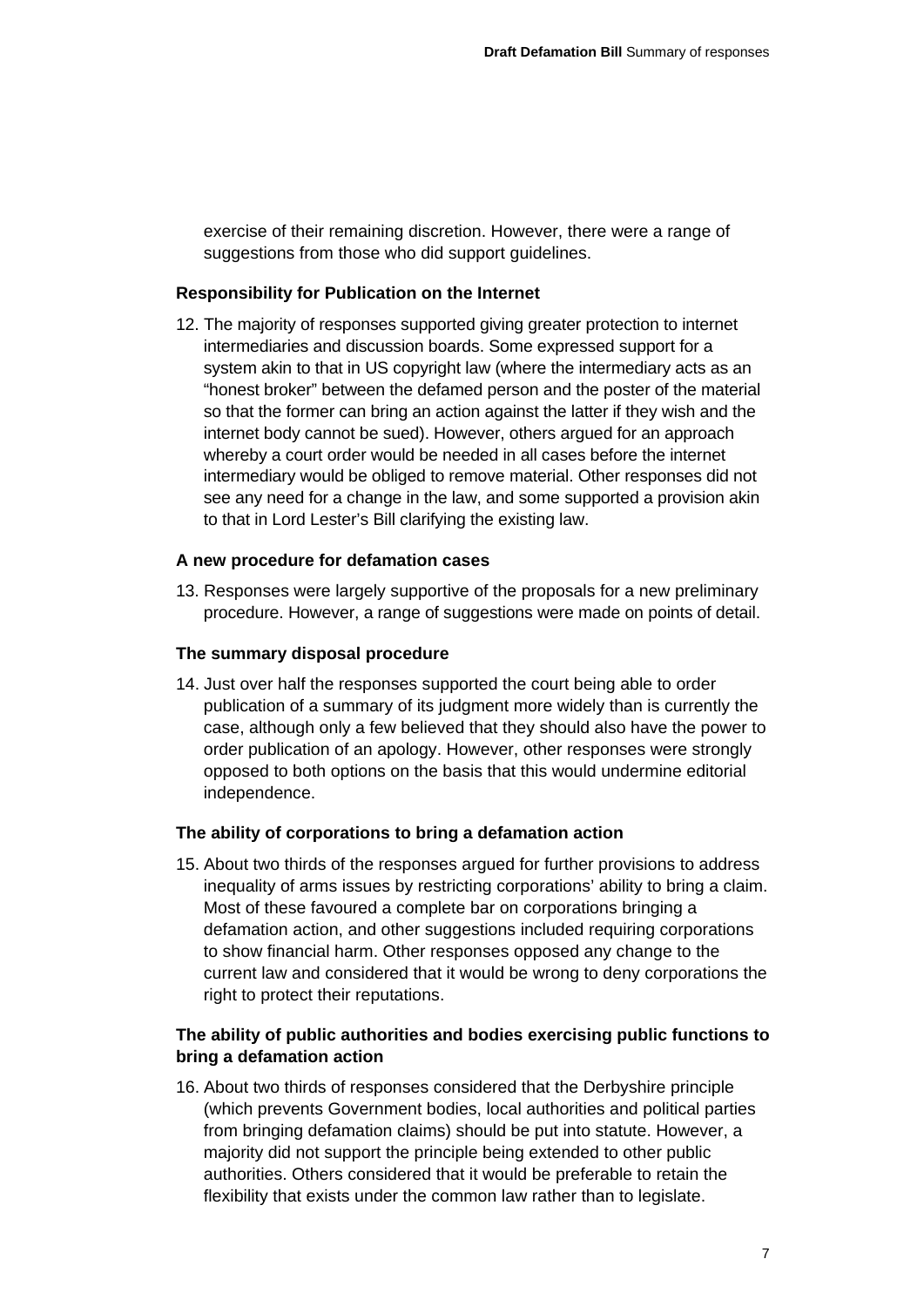exercise of their remaining discretion. However, there were a range of suggestions from those who did support guidelines.

### Responsibility for Publication on the Internet

12. The majority of responses supported giving greater protection to internet intermediaries and discussion boards. Some expressed support for a system akin to that in US copyright law (where the intermediary acts as an "honest broker" between the defamed person and the poster of the material so that the former can bring an action against the latter if they wish and the internet body cannot be sued). However, others argued for an approach whereby a court order would be needed in all cases before the internet intermediary would be obliged to remove material. Other responses did not see any need for a change in the law, and some supported a provision akin to that in Lord Lester's Bill clarifying the existing law.

### A new procedure for defamation cases

13. Responses were largely supportive of the proposals for a new preliminary procedure. However, a range of suggestions were made on points of detail.

### The summary disposal procedure

14. Just over half the responses supported the court being able to order publication of a summary of its judgment more widely than is currently the case, although only a few believed that they should also have the power to order publication of an apology. However, other responses were strongly opposed to both options on the basis that this would undermine editorial independence.

### The ability of corporations to bring a defamation action

15. About two thirds of the responses argued for further provisions to address inequality of arms issues by restricting corporations' ability to bring a claim. Most of these favoured a complete bar on corporations bringing a defamation action, and other suggestions included requiring corporations to show financial harm. Other responses opposed any change to the current law and considered that it would be wrong to deny corporations the right to protect their reputations.

### The ability of public authorities and bodies exercising public functions to bring a defamation action

16. About two thirds of responses considered that the Derbyshire principle (which prevents Government bodies, local authorities and political parties from bringing defamation claims) should be put into statute. However, a majority did not support the principle being extended to other public authorities. Others considered that it would be preferable to retain the flexibility that exists under the common law rather than to legislate.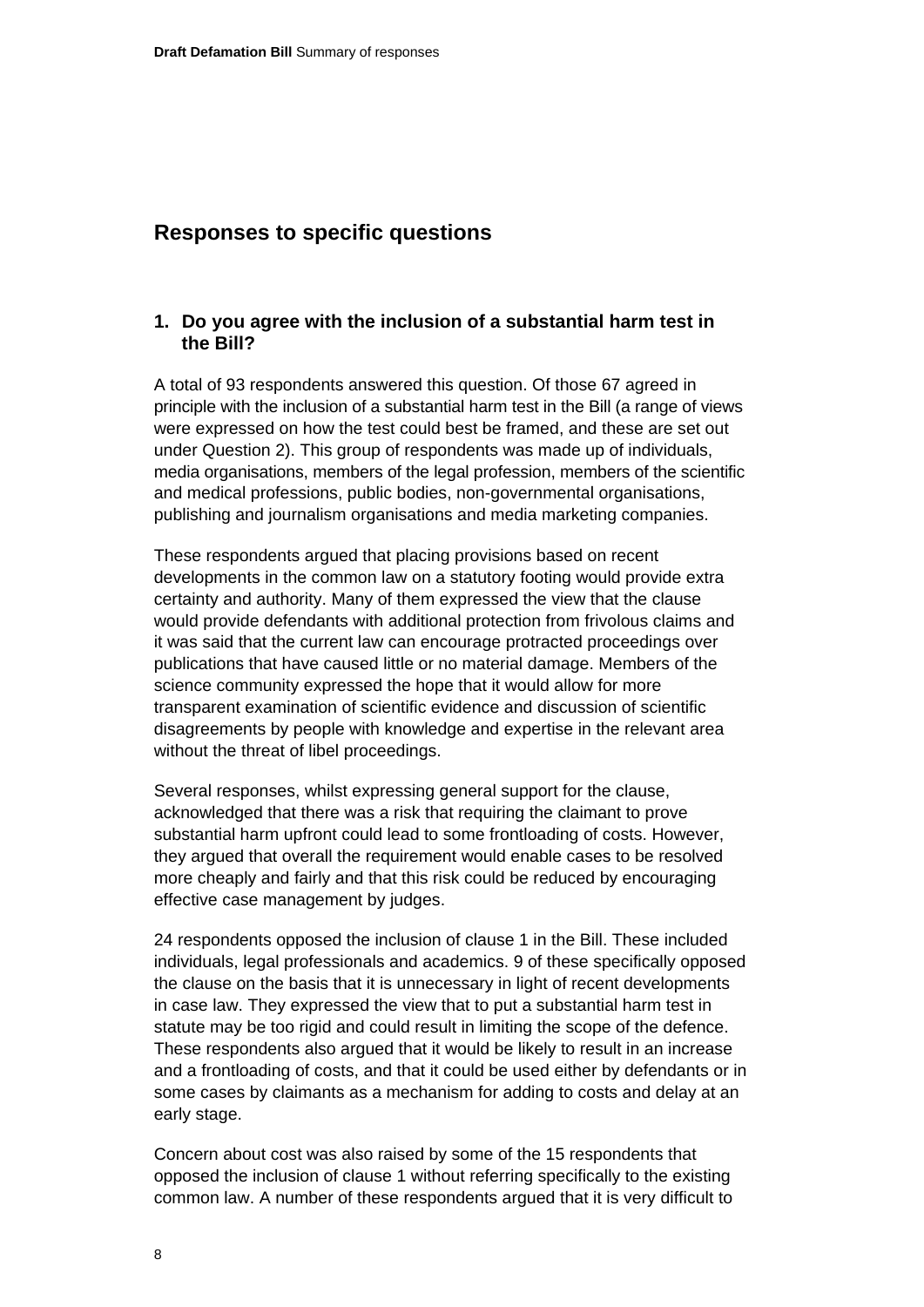## Responses to specific questions

### 1. Do you agree with the inclusion of a substantial harm test in the Bill?

A total of 93 respondents answered this question. Of those 67 agreed in principle with the inclusion of a substantial harm test in the Bill (a range of views were expressed on how the test could best be framed, and these are set out under Question 2). This group of respondents was made up of individuals, media organisations, members of the legal profession, members of the scientific and medical professions, public bodies, non-governmental organisations, publishing and journalism organisations and media marketing companies.

These respondents argued that placing provisions based on recent developments in the common law on a statutory footing would provide extra certainty and authority. Many of them expressed the view that the clause would provide defendants with additional protection from frivolous claims and it was said that the current law can encourage protracted proceedings over publications that have caused little or no material damage. Members of the science community expressed the hope that it would allow for more transparent examination of scientific evidence and discussion of scientific disagreements by people with knowledge and expertise in the relevant area without the threat of libel proceedings.

Several responses, whilst expressing general support for the clause, acknowledged that there was a risk that requiring the claimant to prove substantial harm upfront could lead to some frontloading of costs. However, they argued that overall the requirement would enable cases to be resolved more cheaply and fairly and that this risk could be reduced by encouraging effective case management by judges.

24 respondents opposed the inclusion of clause 1 in the Bill. These included individuals, legal professionals and academics. 9 of these specifically opposed the clause on the basis that it is unnecessary in light of recent developments in case law. They expressed the view that to put a substantial harm test in statute may be too rigid and could result in limiting the scope of the defence. These respondents also argued that it would be likely to result in an increase and a frontloading of costs, and that it could be used either by defendants or in some cases by claimants as a mechanism for adding to costs and delay at an early stage.

Concern about cost was also raised by some of the 15 respondents that opposed the inclusion of clause 1 without referring specifically to the existing common law. A number of these respondents argued that it is very difficult to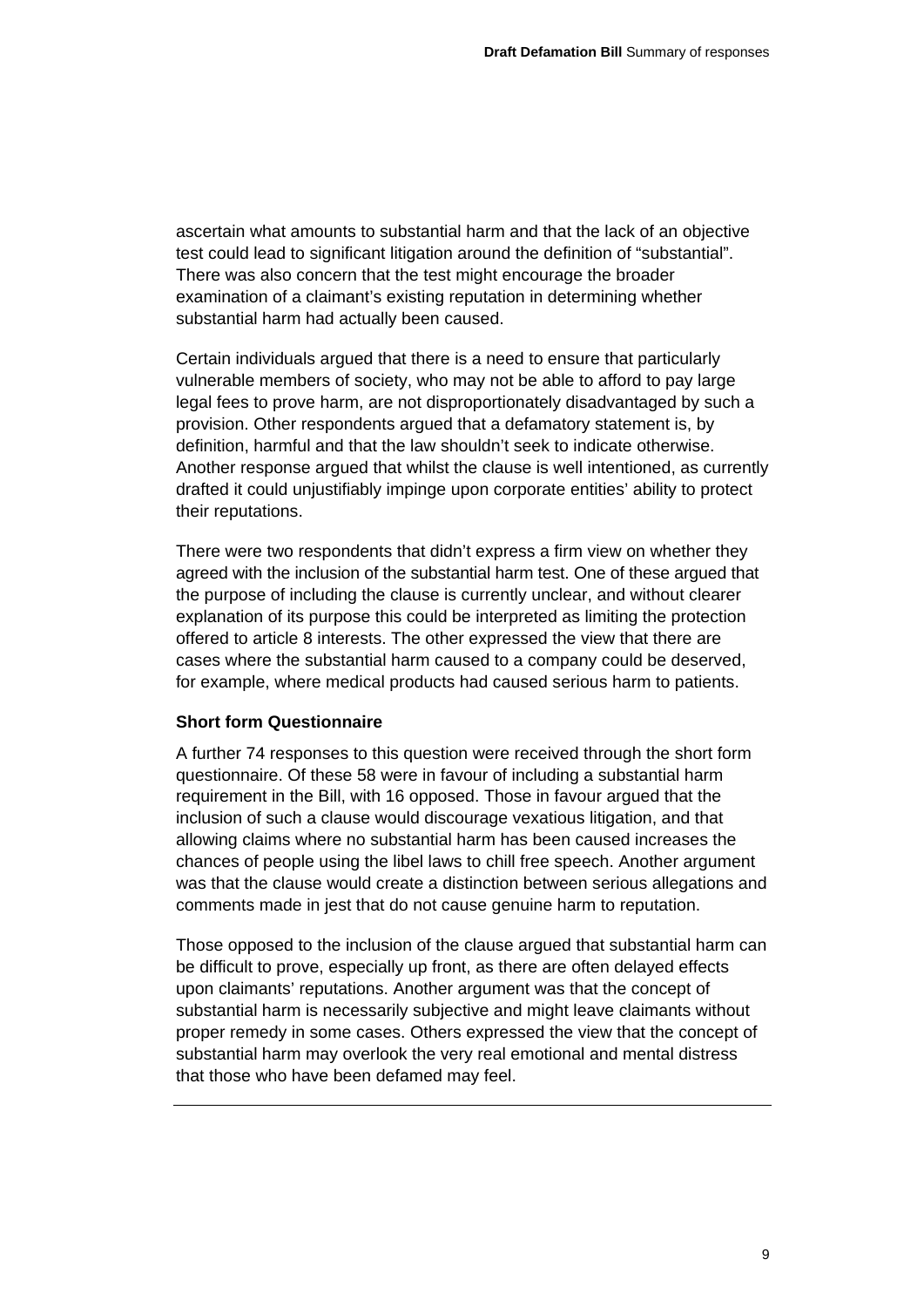ascertain what amounts to substantial harm and that the lack of an objective test could lead to significant litigation around the definition of "substantial". There was also concern that the test might encourage the broader examination of a claimant's existing reputation in determining whether substantial harm had actually been caused.

Certain individuals argued that there is a need to ensure that particularly vulnerable members of society, who may not be able to afford to pay large legal fees to prove harm, are not disproportionately disadvantaged by such a provision. Other respondents argued that a defamatory statement is, by definition, harmful and that the law shouldn't seek to indicate otherwise. Another response argued that whilst the clause is well intentioned, as currently drafted it could unjustifiably impinge upon corporate entities' ability to protect their reputations.

There were two respondents that didn't express a firm view on whether they agreed with the inclusion of the substantial harm test. One of these argued that the purpose of including the clause is currently unclear, and without clearer explanation of its purpose this could be interpreted as limiting the protection offered to article 8 interests. The other expressed the view that there are cases where the substantial harm caused to a company could be deserved, for example, where medical products had caused serious harm to patients.

**Short form Questionnaire**

A further 74 responses to this question were received through the short form questionnaire. Of these 58 were in favour of including a substantial harm requirement in the Bill, with 16 opposed. Those in favour argued that the inclusion of such a clause would discourage vexatious litigation, and that allowing claims where no substantial harm has been caused increases the chances of people using the libel laws to chill free speech. Another argument was that the clause would create a distinction between serious allegations and comments made in jest that do not cause genuine harm to reputation.

Those opposed to the inclusion of the clause argued that substantial harm can be difficult to prove, especially up front, as there are often delayed effects upon claimants' reputations. Another argument was that the concept of substantial harm is necessarily subjective and might leave claimants without proper remedy in some cases. Others expressed the view that the concept of substantial harm may overlook the very real emotional and mental distress that those who have been defamed may feel.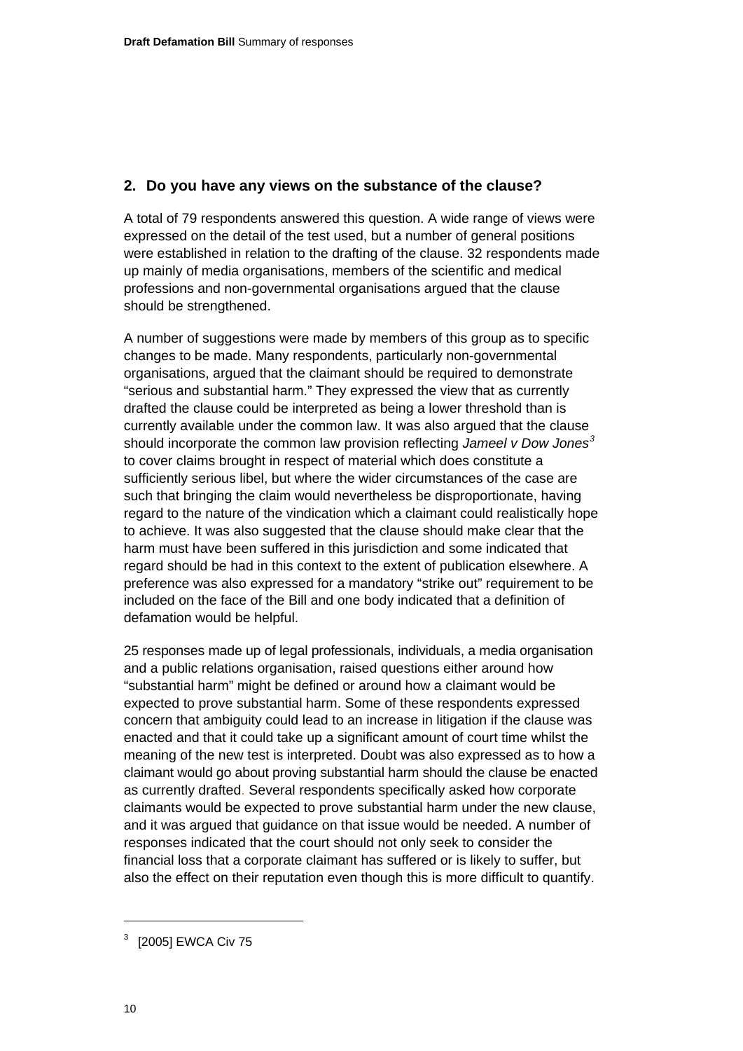## 2. Do you have any views on the substance of the clause?

A total of 79 respondents answered this question. A wide range of views were expressed on the detail of the test used, but a number of general positions were established in relation to the drafting of the clause. 32 respondents made up mainly of media organisations, members of the scientific and medical professions and non-governmental organisations argued that the clause should be strengthened.

A number of suggestions were made by members of this group as to specific changes to be made. Many respondents, particularly non-governmental organisations, argued that the claimant should be required to demonstrate "serious and substantial harm." They expressed the view that as currently drafted the clause could be interpreted as being a lower threshold than is currently available under the common law. It was also argued that the clause should incorporate the common law provision reflecting *Jameel v Dow Jones*[3] to cover claims brought in respect of material which does constitute a sufficiently serious libel, but where the wider circumstances of the case are such that bringing the claim would nevertheless be disproportionate, having regard to the nature of the vindication which a claimant could realistically hope to achieve. It was also suggested that the clause should make clear that the harm must have been suffered in this jurisdiction and some indicated that regard should be had in this context to the extent of publication elsewhere. A preference was also expressed for a mandatory "strike out" requirement to be included on the face of the Bill and one body indicated that a definition of defamation would be helpful.

25 responses made up of legal professionals, individuals, a media organisation and a public relations organisation, raised questions either around how "substantial harm" might be defined or around how a claimant would be expected to prove substantial harm. Some of these respondents expressed concern that ambiguity could lead to an increase in litigation if the clause was enacted and that it could take up a significant amount of court time whilst the meaning of the new test is interpreted. Doubt was also expressed as to how a claimant would go about proving substantial harm should the clause be enacted as currently drafted. Several respondents specifically asked how corporate claimants would be expected to prove substantial harm under the new clause, and it was argued that guidance on that issue would be needed. A number of responses indicated that the court should not only seek to consider the financial loss that a corporate claimant has suffered or is likely to suffer, but also the effect on their reputation even though this is more difficult to quantify.

---

[3] [2005] EWCA Civ 75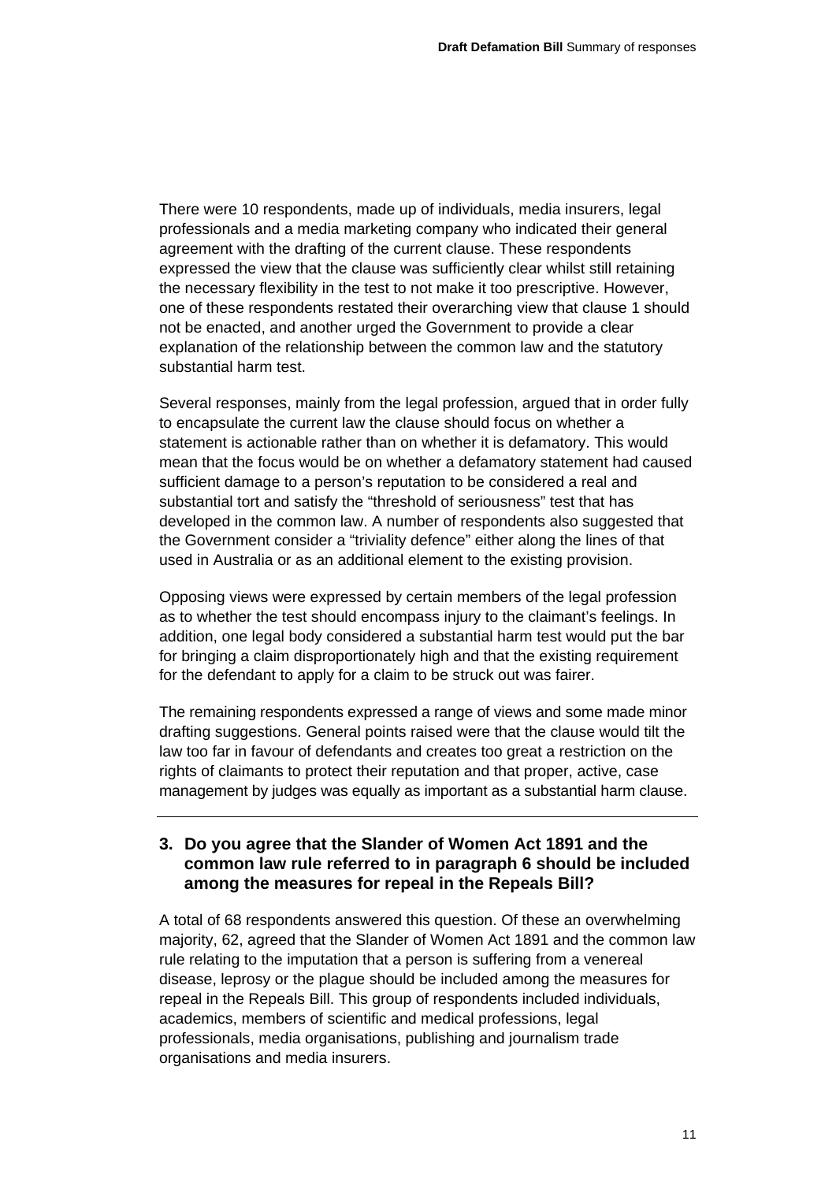There were 10 respondents, made up of individuals, media insurers, legal professionals and a media marketing company who indicated their general agreement with the drafting of the current clause. These respondents expressed the view that the clause was sufficiently clear whilst still retaining the necessary flexibility in the test to not make it too prescriptive. However, one of these respondents restated their overarching view that clause 1 should not be enacted, and another urged the Government to provide a clear explanation of the relationship between the common law and the statutory substantial harm test.

Several responses, mainly from the legal profession, argued that in order fully to encapsulate the current law the clause should focus on whether a statement is actionable rather than on whether it is defamatory. This would mean that the focus would be on whether a defamatory statement had caused sufficient damage to a person's reputation to be considered a real and substantial tort and satisfy the "threshold of seriousness" test that has developed in the common law. A number of respondents also suggested that the Government consider a "triviality defence" either along the lines of that used in Australia or as an additional element to the existing provision.

Opposing views were expressed by certain members of the legal profession as to whether the test should encompass injury to the claimant's feelings. In addition, one legal body considered a substantial harm test would put the bar for bringing a claim disproportionately high and that the existing requirement for the defendant to apply for a claim to be struck out was fairer.

The remaining respondents expressed a range of views and some made minor drafting suggestions. General points raised were that the clause would tilt the law too far in favour of defendants and creates too great a restriction on the rights of claimants to protect their reputation and that proper, active, case management by judges was equally as important as a substantial harm clause.

---

### 3. Do you agree that the Slander of Women Act 1891 and the common law rule referred to in paragraph 6 should be included among the measures for repeal in the Repeals Bill?

A total of 68 respondents answered this question. Of these an overwhelming majority, 62, agreed that the Slander of Women Act 1891 and the common law rule relating to the imputation that a person is suffering from a venereal disease, leprosy or the plague should be included among the measures for repeal in the Repeals Bill. This group of respondents included individuals, academics, members of scientific and medical professions, legal professionals, media organisations, publishing and journalism trade organisations and media insurers.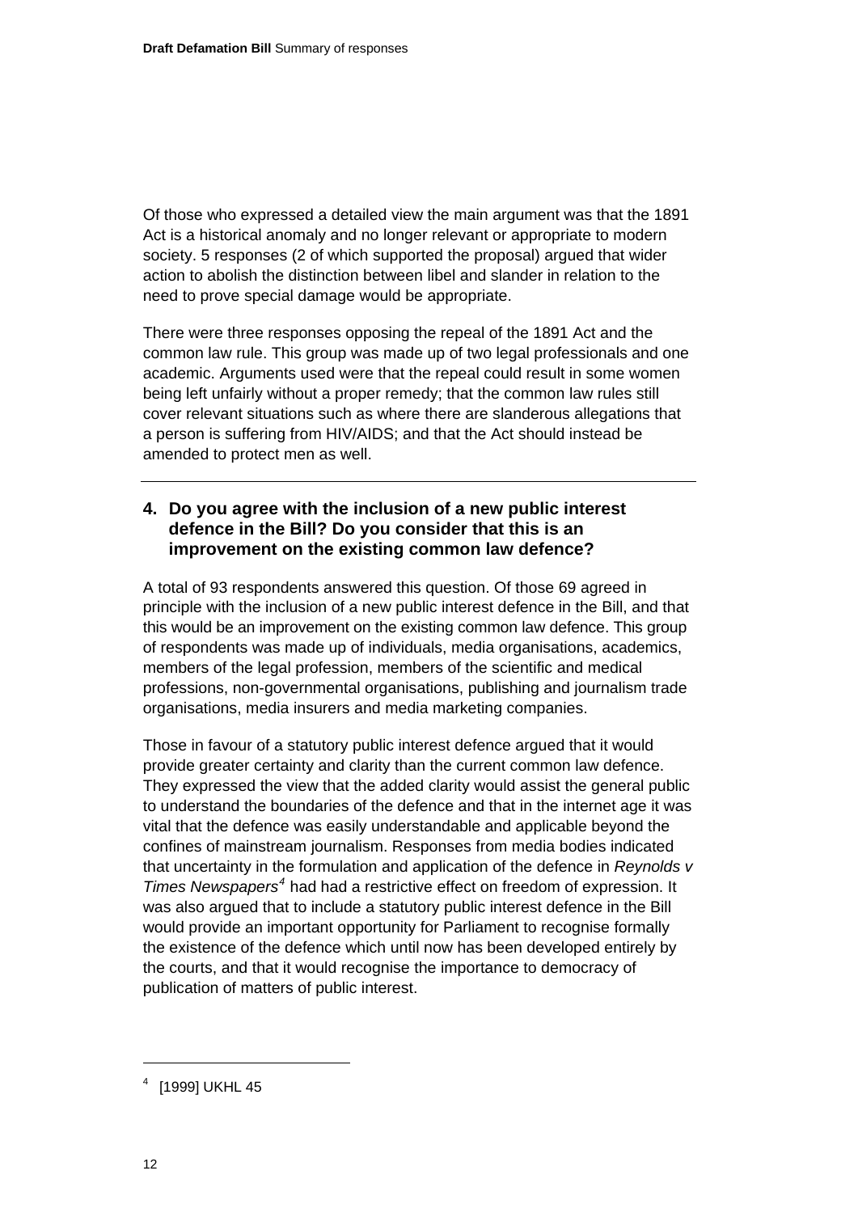Of those who expressed a detailed view the main argument was that the 1891 Act is a historical anomaly and no longer relevant or appropriate to modern society. 5 responses (2 of which supported the proposal) argued that wider action to abolish the distinction between libel and slander in relation to the need to prove special damage would be appropriate.

There were three responses opposing the repeal of the 1891 Act and the common law rule. This group was made up of two legal professionals and one academic. Arguments used were that the repeal could result in some women being left unfairly without a proper remedy; that the common law rules still cover relevant situations such as where there are slanderous allegations that a person is suffering from HIV/AIDS; and that the Act should instead be amended to protect men as well.

---

## 4. Do you agree with the inclusion of a new public interest defence in the Bill? Do you consider that this is an improvement on the existing common law defence?

A total of 93 respondents answered this question. Of those 69 agreed in principle with the inclusion of a new public interest defence in the Bill, and that this would be an improvement on the existing common law defence. This group of respondents was made up of individuals, media organisations, academics, members of the legal profession, members of the scientific and medical professions, non-governmental organisations, publishing and journalism trade organisations, media insurers and media marketing companies.

Those in favour of a statutory public interest defence argued that it would provide greater certainty and clarity than the current common law defence. They expressed the view that the added clarity would assist the general public to understand the boundaries of the defence and that in the internet age it was vital that the defence was easily understandable and applicable beyond the confines of mainstream journalism. Responses from media bodies indicated that uncertainty in the formulation and application of the defence in *Reynolds v Times Newspapers*[4] had had a restrictive effect on freedom of expression. It was also argued that to include a statutory public interest defence in the Bill would provide an important opportunity for Parliament to recognise formally the existence of the defence which until now has been developed entirely by the courts, and that it would recognise the importance to democracy of publication of matters of public interest.

---

[4] [1999] UKHL 45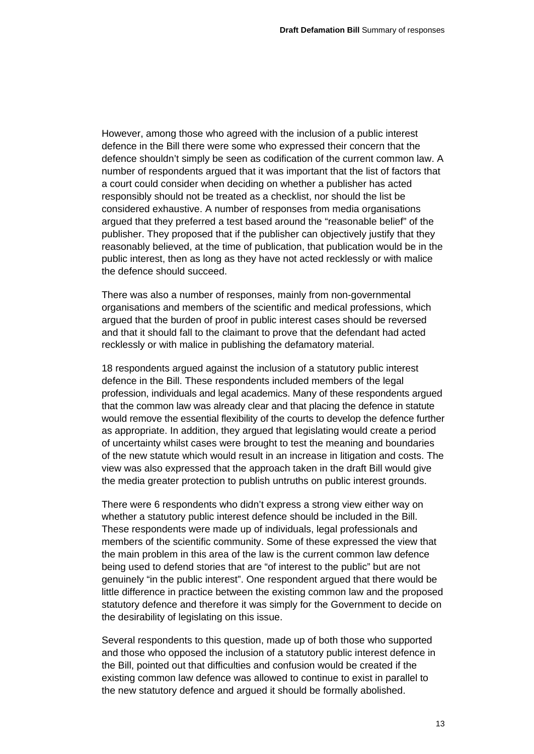However, among those who agreed with the inclusion of a public interest defence in the Bill there were some who expressed their concern that the defence shouldn't simply be seen as codification of the current common law. A number of respondents argued that it was important that the list of factors that a court could consider when deciding on whether a publisher has acted responsibly should not be treated as a checklist, nor should the list be considered exhaustive. A number of responses from media organisations argued that they preferred a test based around the "reasonable belief" of the publisher. They proposed that if the publisher can objectively justify that they reasonably believed, at the time of publication, that publication would be in the public interest, then as long as they have not acted recklessly or with malice the defence should succeed.

There was also a number of responses, mainly from non-governmental organisations and members of the scientific and medical professions, which argued that the burden of proof in public interest cases should be reversed and that it should fall to the claimant to prove that the defendant had acted recklessly or with malice in publishing the defamatory material.

18 respondents argued against the inclusion of a statutory public interest defence in the Bill. These respondents included members of the legal profession, individuals and legal academics. Many of these respondents argued that the common law was already clear and that placing the defence in statute would remove the essential flexibility of the courts to develop the defence further as appropriate. In addition, they argued that legislating would create a period of uncertainty whilst cases were brought to test the meaning and boundaries of the new statute which would result in an increase in litigation and costs. The view was also expressed that the approach taken in the draft Bill would give the media greater protection to publish untruths on public interest grounds.

There were 6 respondents who didn't express a strong view either way on whether a statutory public interest defence should be included in the Bill. These respondents were made up of individuals, legal professionals and members of the scientific community. Some of these expressed the view that the main problem in this area of the law is the current common law defence being used to defend stories that are "of interest to the public" but are not genuinely "in the public interest". One respondent argued that there would be little difference in practice between the existing common law and the proposed statutory defence and therefore it was simply for the Government to decide on the desirability of legislating on this issue.

Several respondents to this question, made up of both those who supported and those who opposed the inclusion of a statutory public interest defence in the Bill, pointed out that difficulties and confusion would be created if the existing common law defence was allowed to continue to exist in parallel to the new statutory defence and argued it should be formally abolished.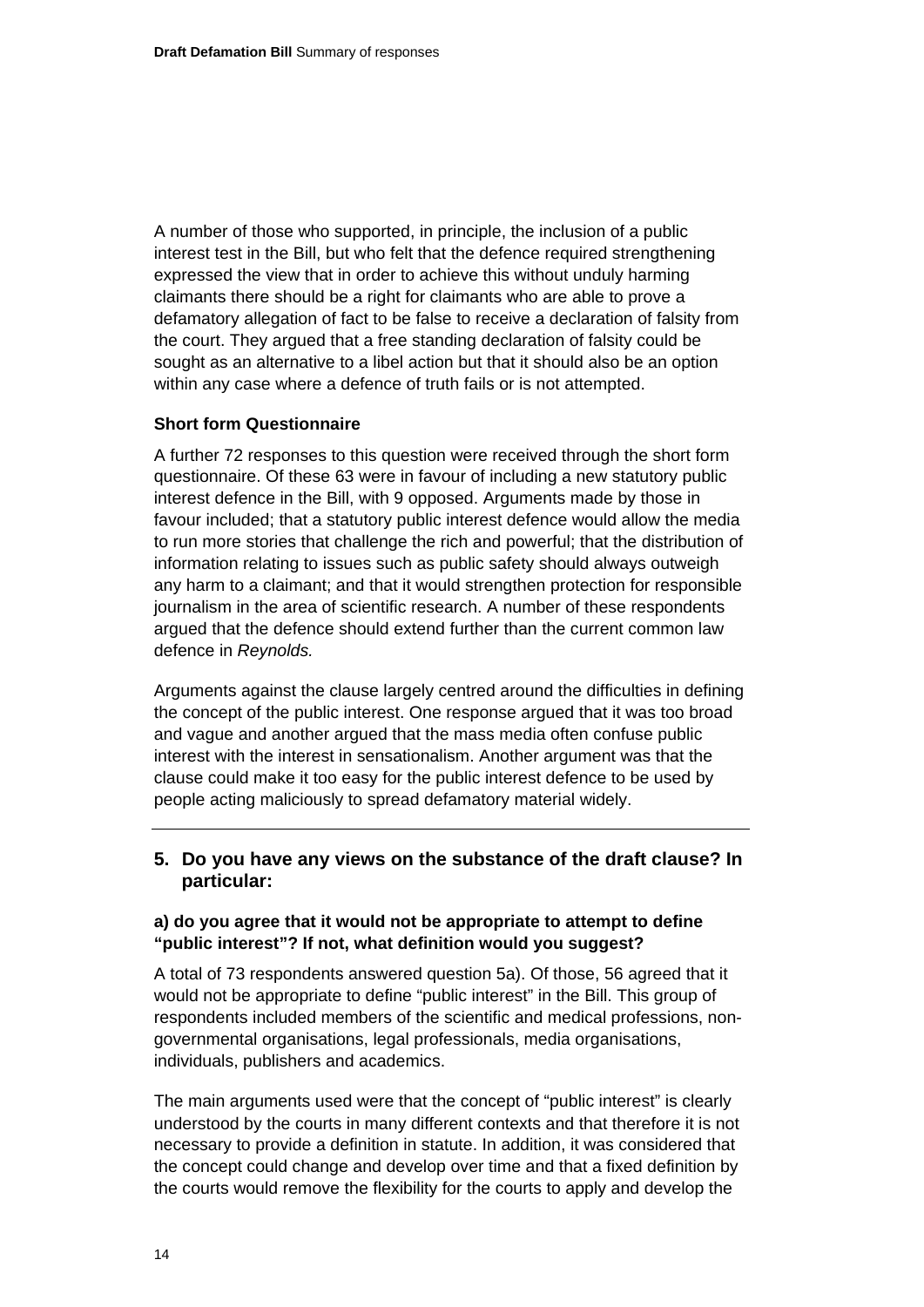A number of those who supported, in principle, the inclusion of a public interest test in the Bill, but who felt that the defence required strengthening expressed the view that in order to achieve this without unduly harming claimants there should be a right for claimants who are able to prove a defamatory allegation of fact to be false to receive a declaration of falsity from the court. They argued that a free standing declaration of falsity could be sought as an alternative to a libel action but that it should also be an option within any case where a defence of truth fails or is not attempted.

**Short form Questionnaire**

A further 72 responses to this question were received through the short form questionnaire. Of these 63 were in favour of including a new statutory public interest defence in the Bill, with 9 opposed. Arguments made by those in favour included; that a statutory public interest defence would allow the media to run more stories that challenge the rich and powerful; that the distribution of information relating to issues such as public safety should always outweigh any harm to a claimant; and that it would strengthen protection for responsible journalism in the area of scientific research. A number of these respondents argued that the defence should extend further than the current common law defence in *Reynolds.*

Arguments against the clause largely centred around the difficulties in defining the concept of the public interest. One response argued that it was too broad and vague and another argued that the mass media often confuse public interest with the interest in sensationalism. Another argument was that the clause could make it too easy for the public interest defence to be used by people acting maliciously to spread defamatory material widely.

---

## 5. Do you have any views on the substance of the draft clause? In particular:

### a) do you agree that it would not be appropriate to attempt to define "public interest"? If not, what definition would you suggest?

A total of 73 respondents answered question 5a). Of those, 56 agreed that it would not be appropriate to define "public interest" in the Bill. This group of respondents included members of the scientific and medical professions, non-governmental organisations, legal professionals, media organisations, individuals, publishers and academics.

The main arguments used were that the concept of "public interest" is clearly understood by the courts in many different contexts and that therefore it is not necessary to provide a definition in statute. In addition, it was considered that the concept could change and develop over time and that a fixed definition by the courts would remove the flexibility for the courts to apply and develop the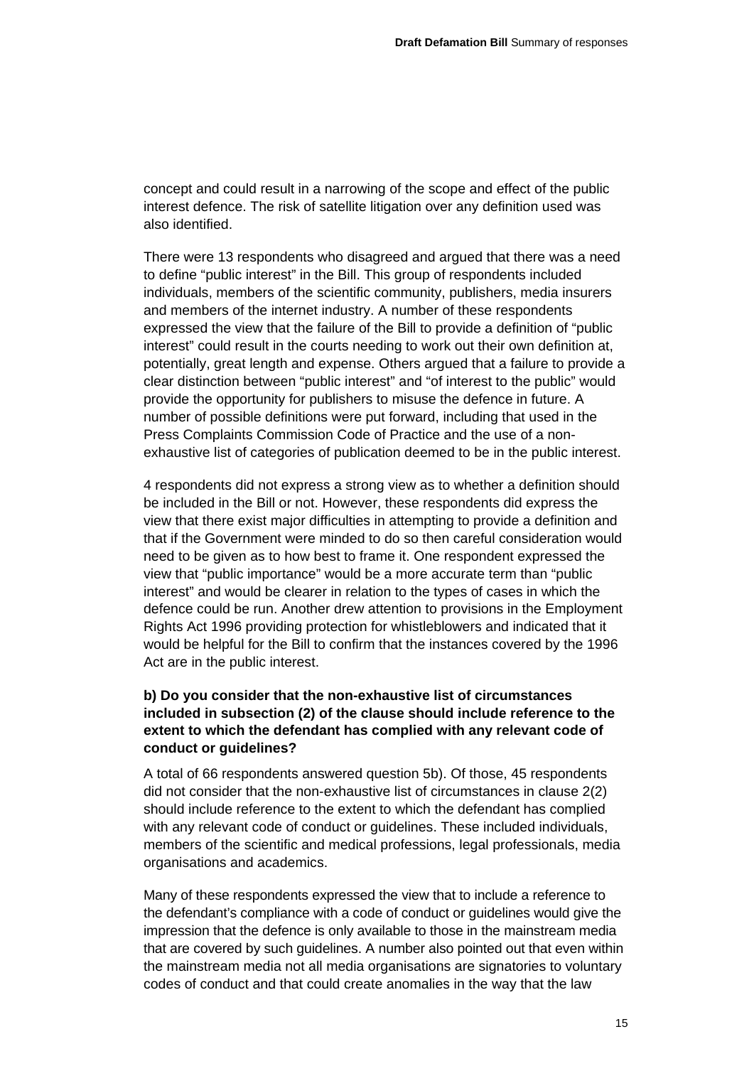concept and could result in a narrowing of the scope and effect of the public interest defence. The risk of satellite litigation over any definition used was also identified.

There were 13 respondents who disagreed and argued that there was a need to define "public interest" in the Bill. This group of respondents included individuals, members of the scientific community, publishers, media insurers and members of the internet industry. A number of these respondents expressed the view that the failure of the Bill to provide a definition of "public interest" could result in the courts needing to work out their own definition at, potentially, great length and expense. Others argued that a failure to provide a clear distinction between "public interest" and "of interest to the public" would provide the opportunity for publishers to misuse the defence in future. A number of possible definitions were put forward, including that used in the Press Complaints Commission Code of Practice and the use of a non-exhaustive list of categories of publication deemed to be in the public interest.

4 respondents did not express a strong view as to whether a definition should be included in the Bill or not. However, these respondents did express the view that there exist major difficulties in attempting to provide a definition and that if the Government were minded to do so then careful consideration would need to be given as to how best to frame it. One respondent expressed the view that "public importance" would be a more accurate term than "public interest" and would be clearer in relation to the types of cases in which the defence could be run. Another drew attention to provisions in the Employment Rights Act 1996 providing protection for whistleblowers and indicated that it would be helpful for the Bill to confirm that the instances covered by the 1996 Act are in the public interest.

**b) Do you consider that the non-exhaustive list of circumstances included in subsection (2) of the clause should include reference to the extent to which the defendant has complied with any relevant code of conduct or guidelines?**

A total of 66 respondents answered question 5b). Of those, 45 respondents did not consider that the non-exhaustive list of circumstances in clause 2(2) should include reference to the extent to which the defendant has complied with any relevant code of conduct or guidelines. These included individuals, members of the scientific and medical professions, legal professionals, media organisations and academics.

Many of these respondents expressed the view that to include a reference to the defendant's compliance with a code of conduct or guidelines would give the impression that the defence is only available to those in the mainstream media that are covered by such guidelines. A number also pointed out that even within the mainstream media not all media organisations are signatories to voluntary codes of conduct and that could create anomalies in the way that the law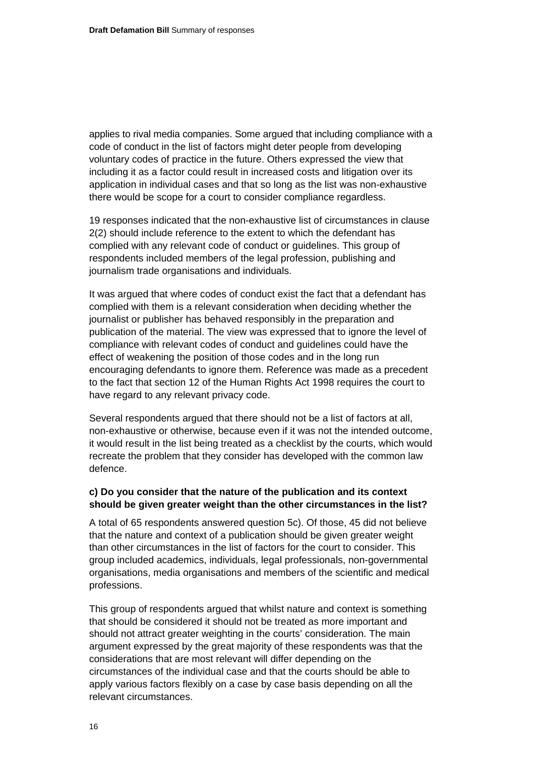applies to rival media companies. Some argued that including compliance with a code of conduct in the list of factors might deter people from developing voluntary codes of practice in the future. Others expressed the view that including it as a factor could result in increased costs and litigation over its application in individual cases and that so long as the list was non-exhaustive there would be scope for a court to consider compliance regardless.

19 responses indicated that the non-exhaustive list of circumstances in clause 2(2) should include reference to the extent to which the defendant has complied with any relevant code of conduct or guidelines. This group of respondents included members of the legal profession, publishing and journalism trade organisations and individuals.

It was argued that where codes of conduct exist the fact that a defendant has complied with them is a relevant consideration when deciding whether the journalist or publisher has behaved responsibly in the preparation and publication of the material. The view was expressed that to ignore the level of compliance with relevant codes of conduct and guidelines could have the effect of weakening the position of those codes and in the long run encouraging defendants to ignore them. Reference was made as a precedent to the fact that section 12 of the Human Rights Act 1998 requires the court to have regard to any relevant privacy code.

Several respondents argued that there should not be a list of factors at all, non-exhaustive or otherwise, because even if it was not the intended outcome, it would result in the list being treated as a checklist by the courts, which would recreate the problem that they consider has developed with the common law defence.

**c) Do you consider that the nature of the publication and its context should be given greater weight than the other circumstances in the list?**

A total of 65 respondents answered question 5c). Of those, 45 did not believe that the nature and context of a publication should be given greater weight than other circumstances in the list of factors for the court to consider. This group included academics, individuals, legal professionals, non-governmental organisations, media organisations and members of the scientific and medical professions.

This group of respondents argued that whilst nature and context is something that should be considered it should not be treated as more important and should not attract greater weighting in the courts' consideration. The main argument expressed by the great majority of these respondents was that the considerations that are most relevant will differ depending on the circumstances of the individual case and that the courts should be able to apply various factors flexibly on a case by case basis depending on all the relevant circumstances.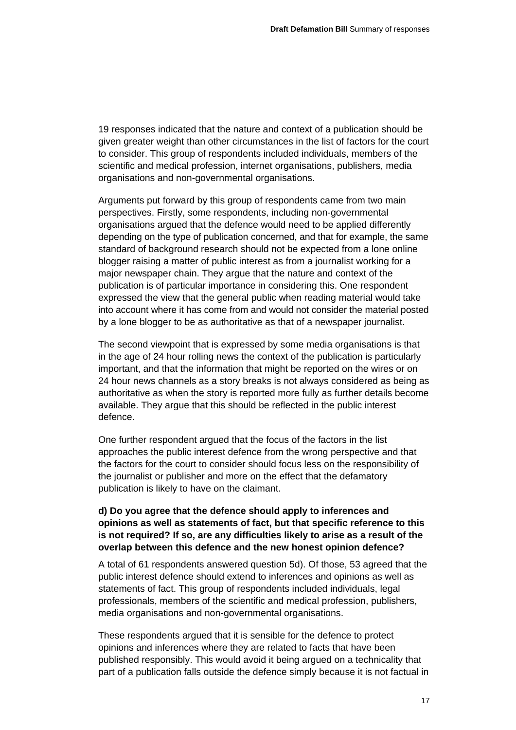19 responses indicated that the nature and context of a publication should be given greater weight than other circumstances in the list of factors for the court to consider. This group of respondents included individuals, members of the scientific and medical profession, internet organisations, publishers, media organisations and non-governmental organisations.

Arguments put forward by this group of respondents came from two main perspectives. Firstly, some respondents, including non-governmental organisations argued that the defence would need to be applied differently depending on the type of publication concerned, and that for example, the same standard of background research should not be expected from a lone online blogger raising a matter of public interest as from a journalist working for a major newspaper chain. They argue that the nature and context of the publication is of particular importance in considering this. One respondent expressed the view that the general public when reading material would take into account where it has come from and would not consider the material posted by a lone blogger to be as authoritative as that of a newspaper journalist.

The second viewpoint that is expressed by some media organisations is that in the age of 24 hour rolling news the context of the publication is particularly important, and that the information that might be reported on the wires or on 24 hour news channels as a story breaks is not always considered as being as authoritative as when the story is reported more fully as further details become available. They argue that this should be reflected in the public interest defence.

One further respondent argued that the focus of the factors in the list approaches the public interest defence from the wrong perspective and that the factors for the court to consider should focus less on the responsibility of the journalist or publisher and more on the effect that the defamatory publication is likely to have on the claimant.

**d) Do you agree that the defence should apply to inferences and opinions as well as statements of fact, but that specific reference to this is not required? If so, are any difficulties likely to arise as a result of the overlap between this defence and the new honest opinion defence?**

A total of 61 respondents answered question 5d). Of those, 53 agreed that the public interest defence should extend to inferences and opinions as well as statements of fact. This group of respondents included individuals, legal professionals, members of the scientific and medical profession, publishers, media organisations and non-governmental organisations.

These respondents argued that it is sensible for the defence to protect opinions and inferences where they are related to facts that have been published responsibly. This would avoid it being argued on a technicality that part of a publication falls outside the defence simply because it is not factual in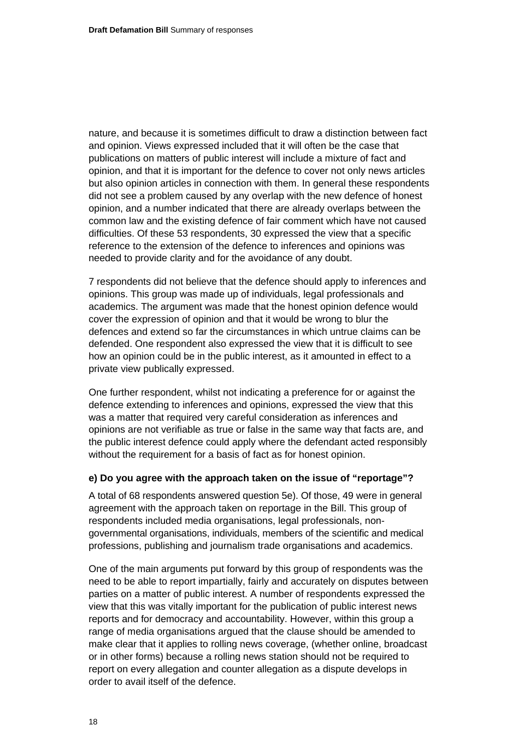nature, and because it is sometimes difficult to draw a distinction between fact and opinion. Views expressed included that it will often be the case that publications on matters of public interest will include a mixture of fact and opinion, and that it is important for the defence to cover not only news articles but also opinion articles in connection with them. In general these respondents did not see a problem caused by any overlap with the new defence of honest opinion, and a number indicated that there are already overlaps between the common law and the existing defence of fair comment which have not caused difficulties. Of these 53 respondents, 30 expressed the view that a specific reference to the extension of the defence to inferences and opinions was needed to provide clarity and for the avoidance of any doubt.

7 respondents did not believe that the defence should apply to inferences and opinions. This group was made up of individuals, legal professionals and academics. The argument was made that the honest opinion defence would cover the expression of opinion and that it would be wrong to blur the defences and extend so far the circumstances in which untrue claims can be defended. One respondent also expressed the view that it is difficult to see how an opinion could be in the public interest, as it amounted in effect to a private view publically expressed.

One further respondent, whilst not indicating a preference for or against the defence extending to inferences and opinions, expressed the view that this was a matter that required very careful consideration as inferences and opinions are not verifiable as true or false in the same way that facts are, and the public interest defence could apply where the defendant acted responsibly without the requirement for a basis of fact as for honest opinion.

**e) Do you agree with the approach taken on the issue of "reportage"?**

A total of 68 respondents answered question 5e). Of those, 49 were in general agreement with the approach taken on reportage in the Bill. This group of respondents included media organisations, legal professionals, non-governmental organisations, individuals, members of the scientific and medical professions, publishing and journalism trade organisations and academics.

One of the main arguments put forward by this group of respondents was the need to be able to report impartially, fairly and accurately on disputes between parties on a matter of public interest. A number of respondents expressed the view that this was vitally important for the publication of public interest news reports and for democracy and accountability. However, within this group a range of media organisations argued that the clause should be amended to make clear that it applies to rolling news coverage, (whether online, broadcast or in other forms) because a rolling news station should not be required to report on every allegation and counter allegation as a dispute develops in order to avail itself of the defence.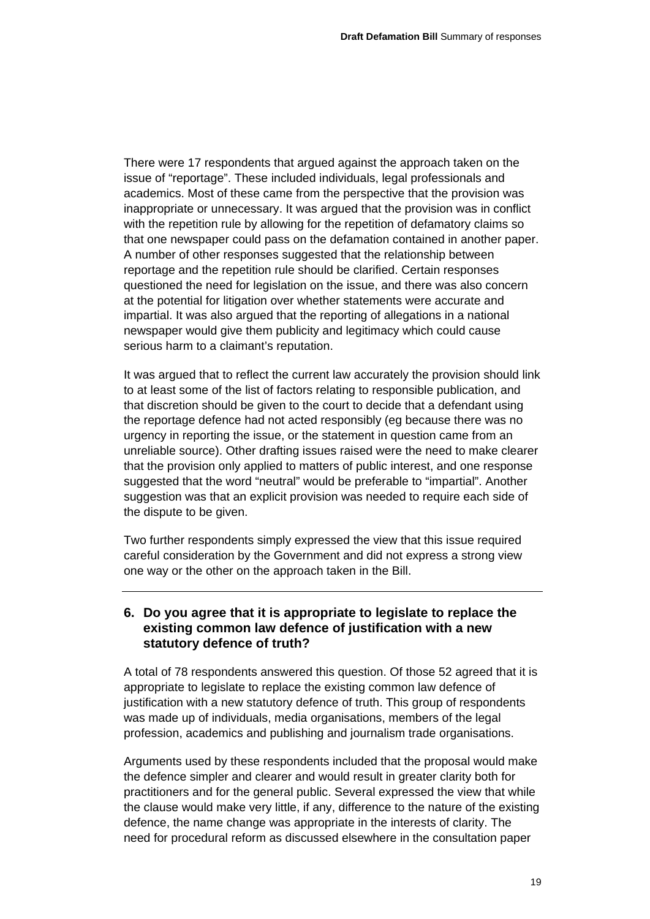There were 17 respondents that argued against the approach taken on the issue of "reportage". These included individuals, legal professionals and academics. Most of these came from the perspective that the provision was inappropriate or unnecessary. It was argued that the provision was in conflict with the repetition rule by allowing for the repetition of defamatory claims so that one newspaper could pass on the defamation contained in another paper. A number of other responses suggested that the relationship between reportage and the repetition rule should be clarified. Certain responses questioned the need for legislation on the issue, and there was also concern at the potential for litigation over whether statements were accurate and impartial. It was also argued that the reporting of allegations in a national newspaper would give them publicity and legitimacy which could cause serious harm to a claimant's reputation.

It was argued that to reflect the current law accurately the provision should link to at least some of the list of factors relating to responsible publication, and that discretion should be given to the court to decide that a defendant using the reportage defence had not acted responsibly (eg because there was no urgency in reporting the issue, or the statement in question came from an unreliable source). Other drafting issues raised were the need to make clearer that the provision only applied to matters of public interest, and one response suggested that the word "neutral" would be preferable to "impartial". Another suggestion was that an explicit provision was needed to require each side of the dispute to be given.

Two further respondents simply expressed the view that this issue required careful consideration by the Government and did not express a strong view one way or the other on the approach taken in the Bill.

---

## 6. Do you agree that it is appropriate to legislate to replace the existing common law defence of justification with a new statutory defence of truth?

A total of 78 respondents answered this question. Of those 52 agreed that it is appropriate to legislate to replace the existing common law defence of justification with a new statutory defence of truth. This group of respondents was made up of individuals, media organisations, members of the legal profession, academics and publishing and journalism trade organisations.

Arguments used by these respondents included that the proposal would make the defence simpler and clearer and would result in greater clarity both for practitioners and for the general public. Several expressed the view that while the clause would make very little, if any, difference to the nature of the existing defence, the name change was appropriate in the interests of clarity. The need for procedural reform as discussed elsewhere in the consultation paper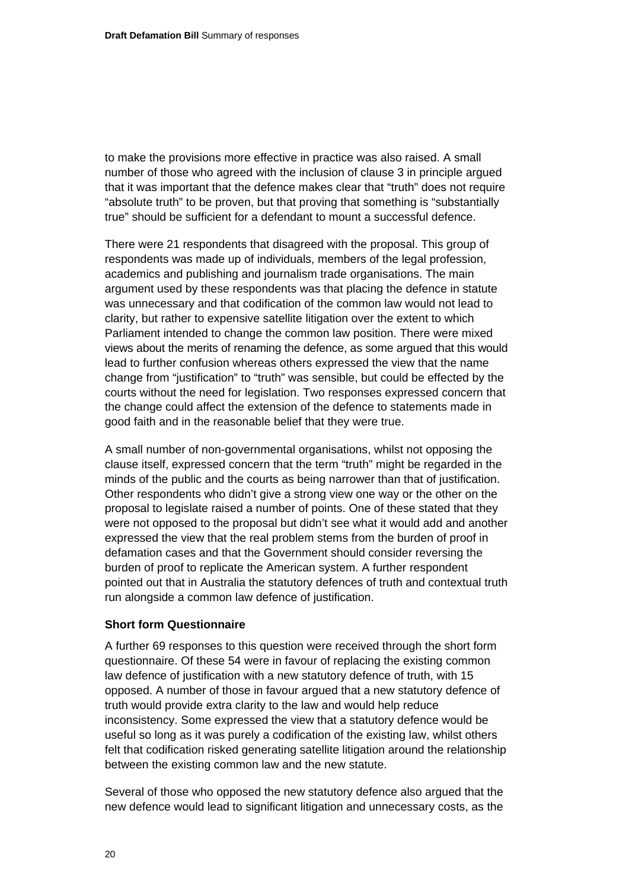to make the provisions more effective in practice was also raised. A small number of those who agreed with the inclusion of clause 3 in principle argued that it was important that the defence makes clear that "truth" does not require "absolute truth" to be proven, but that proving that something is "substantially true" should be sufficient for a defendant to mount a successful defence.

There were 21 respondents that disagreed with the proposal. This group of respondents was made up of individuals, members of the legal profession, academics and publishing and journalism trade organisations. The main argument used by these respondents was that placing the defence in statute was unnecessary and that codification of the common law would not lead to clarity, but rather to expensive satellite litigation over the extent to which Parliament intended to change the common law position. There were mixed views about the merits of renaming the defence, as some argued that this would lead to further confusion whereas others expressed the view that the name change from "justification" to "truth" was sensible, but could be effected by the courts without the need for legislation. Two responses expressed concern that the change could affect the extension of the defence to statements made in good faith and in the reasonable belief that they were true.

A small number of non-governmental organisations, whilst not opposing the clause itself, expressed concern that the term "truth" might be regarded in the minds of the public and the courts as being narrower than that of justification. Other respondents who didn't give a strong view one way or the other on the proposal to legislate raised a number of points. One of these stated that they were not opposed to the proposal but didn't see what it would add and another expressed the view that the real problem stems from the burden of proof in defamation cases and that the Government should consider reversing the burden of proof to replicate the American system. A further respondent pointed out that in Australia the statutory defences of truth and contextual truth run alongside a common law defence of justification.

**Short form Questionnaire**

A further 69 responses to this question were received through the short form questionnaire. Of these 54 were in favour of replacing the existing common law defence of justification with a new statutory defence of truth, with 15 opposed. A number of those in favour argued that a new statutory defence of truth would provide extra clarity to the law and would help reduce inconsistency. Some expressed the view that a statutory defence would be useful so long as it was purely a codification of the existing law, whilst others felt that codification risked generating satellite litigation around the relationship between the existing common law and the new statute.

Several of those who opposed the new statutory defence also argued that the new defence would lead to significant litigation and unnecessary costs, as the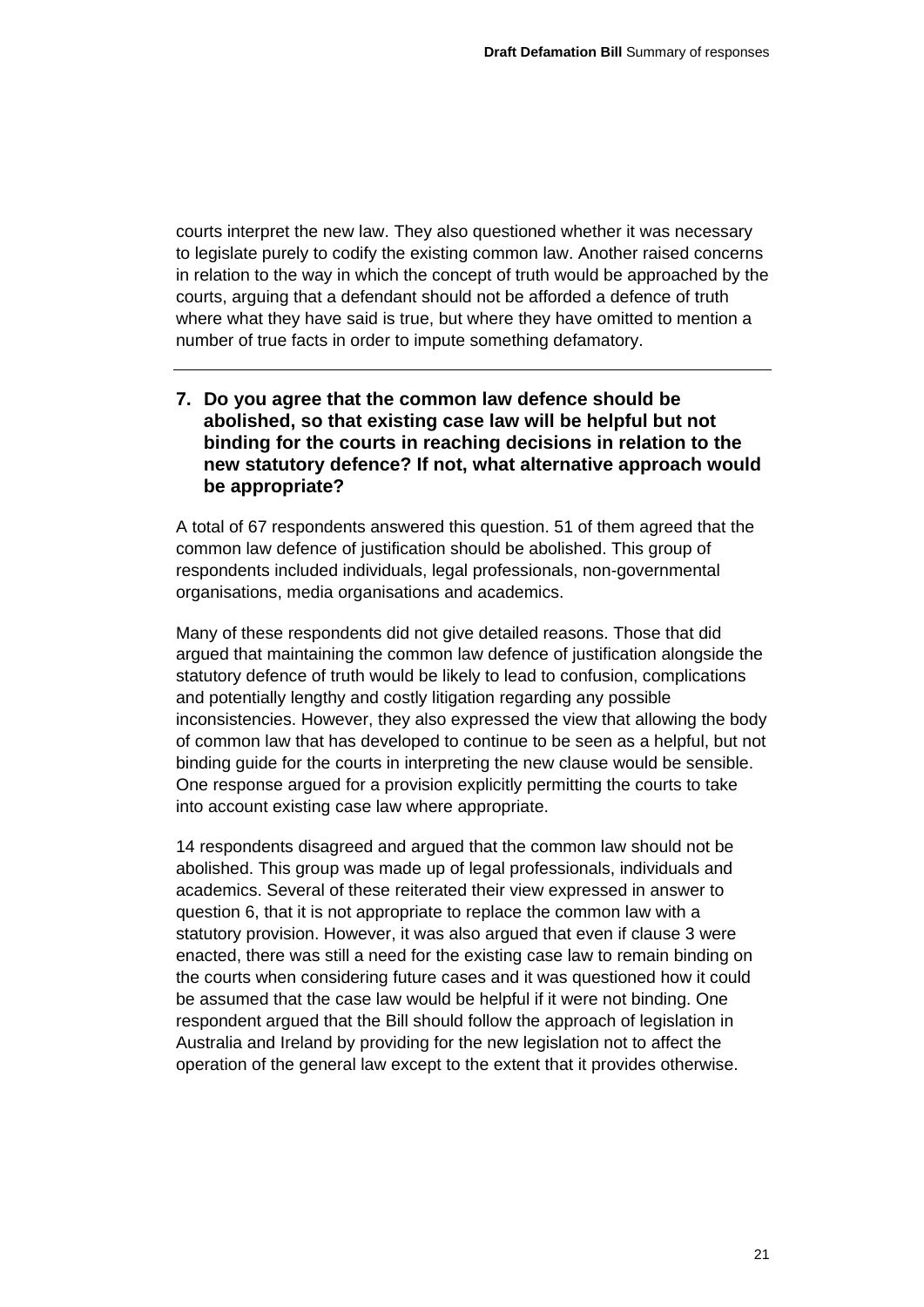courts interpret the new law. They also questioned whether it was necessary to legislate purely to codify the existing common law. Another raised concerns in relation to the way in which the concept of truth would be approached by the courts, arguing that a defendant should not be afforded a defence of truth where what they have said is true, but where they have omitted to mention a number of true facts in order to impute something defamatory.

---

**7. Do you agree that the common law defence should be abolished, so that existing case law will be helpful but not binding for the courts in reaching decisions in relation to the new statutory defence? If not, what alternative approach would be appropriate?**

A total of 67 respondents answered this question. 51 of them agreed that the common law defence of justification should be abolished. This group of respondents included individuals, legal professionals, non-governmental organisations, media organisations and academics.

Many of these respondents did not give detailed reasons. Those that did argued that maintaining the common law defence of justification alongside the statutory defence of truth would be likely to lead to confusion, complications and potentially lengthy and costly litigation regarding any possible inconsistencies. However, they also expressed the view that allowing the body of common law that has developed to continue to be seen as a helpful, but not binding guide for the courts in interpreting the new clause would be sensible. One response argued for a provision explicitly permitting the courts to take into account existing case law where appropriate.

14 respondents disagreed and argued that the common law should not be abolished. This group was made up of legal professionals, individuals and academics. Several of these reiterated their view expressed in answer to question 6, that it is not appropriate to replace the common law with a statutory provision. However, it was also argued that even if clause 3 were enacted, there was still a need for the existing case law to remain binding on the courts when considering future cases and it was questioned how it could be assumed that the case law would be helpful if it were not binding. One respondent argued that the Bill should follow the approach of legislation in Australia and Ireland by providing for the new legislation not to affect the operation of the general law except to the extent that it provides otherwise.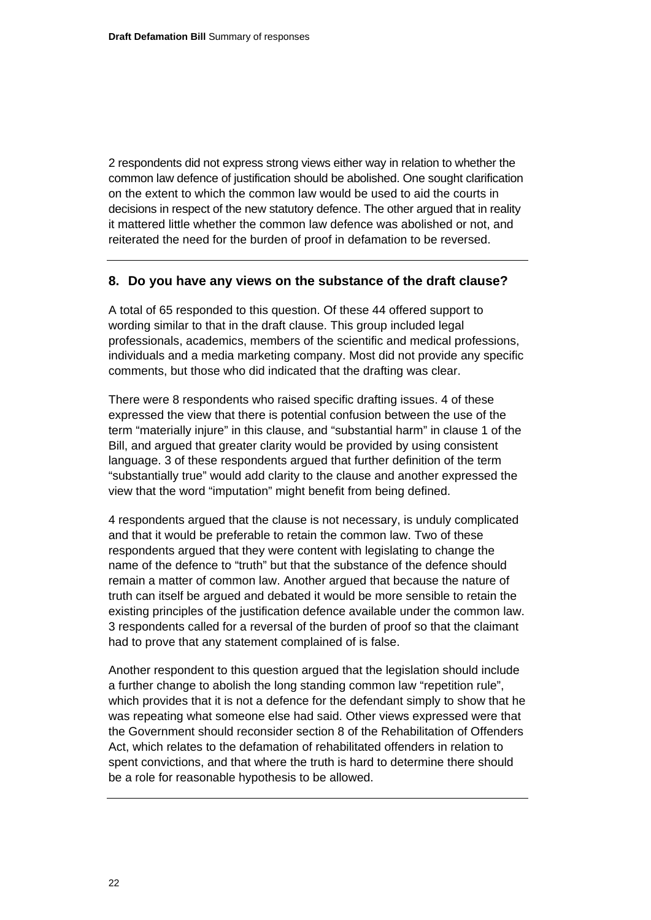2 respondents did not express strong views either way in relation to whether the common law defence of justification should be abolished. One sought clarification on the extent to which the common law would be used to aid the courts in decisions in respect of the new statutory defence. The other argued that in reality it mattered little whether the common law defence was abolished or not, and reiterated the need for the burden of proof in defamation to be reversed.

---

### 8. Do you have any views on the substance of the draft clause?

A total of 65 responded to this question. Of these 44 offered support to wording similar to that in the draft clause. This group included legal professionals, academics, members of the scientific and medical professions, individuals and a media marketing company. Most did not provide any specific comments, but those who did indicated that the drafting was clear.

There were 8 respondents who raised specific drafting issues. 4 of these expressed the view that there is potential confusion between the use of the term "materially injure" in this clause, and "substantial harm" in clause 1 of the Bill, and argued that greater clarity would be provided by using consistent language. 3 of these respondents argued that further definition of the term "substantially true" would add clarity to the clause and another expressed the view that the word "imputation" might benefit from being defined.

4 respondents argued that the clause is not necessary, is unduly complicated and that it would be preferable to retain the common law. Two of these respondents argued that they were content with legislating to change the name of the defence to "truth" but that the substance of the defence should remain a matter of common law. Another argued that because the nature of truth can itself be argued and debated it would be more sensible to retain the existing principles of the justification defence available under the common law. 3 respondents called for a reversal of the burden of proof so that the claimant had to prove that any statement complained of is false.

Another respondent to this question argued that the legislation should include a further change to abolish the long standing common law "repetition rule", which provides that it is not a defence for the defendant simply to show that he was repeating what someone else had said. Other views expressed were that the Government should reconsider section 8 of the Rehabilitation of Offenders Act, which relates to the defamation of rehabilitated offenders in relation to spent convictions, and that where the truth is hard to determine there should be a role for reasonable hypothesis to be allowed.

---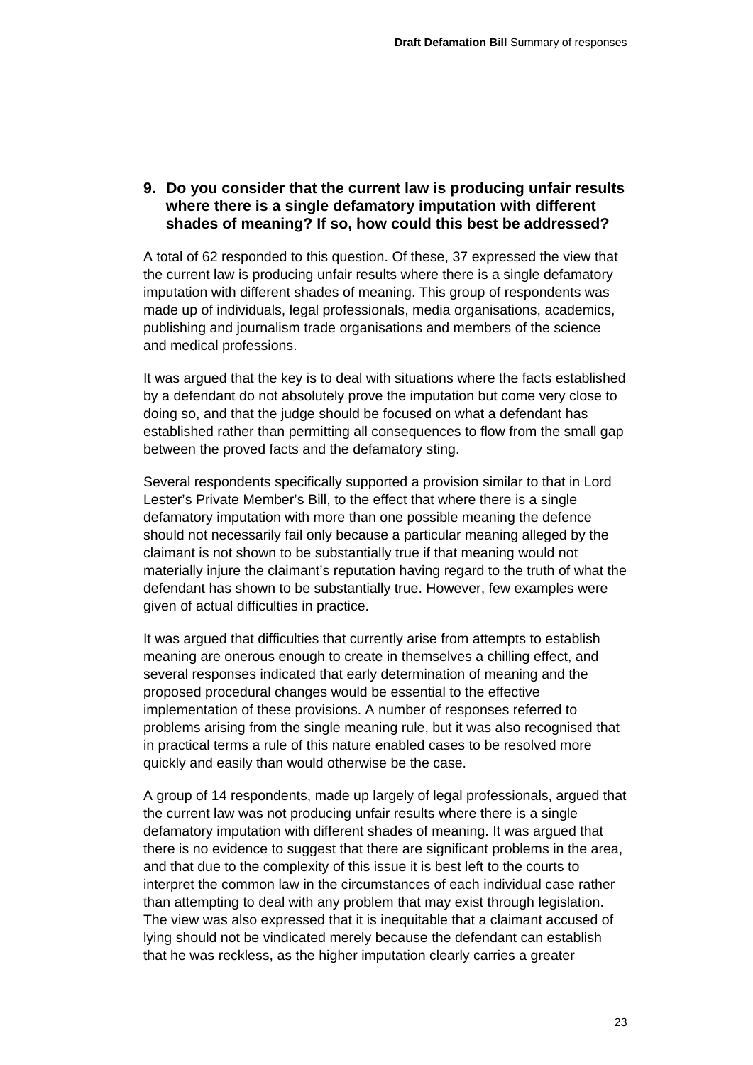### 9. Do you consider that the current law is producing unfair results where there is a single defamatory imputation with different shades of meaning? If so, how could this best be addressed?

A total of 62 responded to this question. Of these, 37 expressed the view that the current law is producing unfair results where there is a single defamatory imputation with different shades of meaning. This group of respondents was made up of individuals, legal professionals, media organisations, academics, publishing and journalism trade organisations and members of the science and medical professions.

It was argued that the key is to deal with situations where the facts established by a defendant do not absolutely prove the imputation but come very close to doing so, and that the judge should be focused on what a defendant has established rather than permitting all consequences to flow from the small gap between the proved facts and the defamatory sting.

Several respondents specifically supported a provision similar to that in Lord Lester's Private Member's Bill, to the effect that where there is a single defamatory imputation with more than one possible meaning the defence should not necessarily fail only because a particular meaning alleged by the claimant is not shown to be substantially true if that meaning would not materially injure the claimant's reputation having regard to the truth of what the defendant has shown to be substantially true. However, few examples were given of actual difficulties in practice.

It was argued that difficulties that currently arise from attempts to establish meaning are onerous enough to create in themselves a chilling effect, and several responses indicated that early determination of meaning and the proposed procedural changes would be essential to the effective implementation of these provisions. A number of responses referred to problems arising from the single meaning rule, but it was also recognised that in practical terms a rule of this nature enabled cases to be resolved more quickly and easily than would otherwise be the case.

A group of 14 respondents, made up largely of legal professionals, argued that the current law was not producing unfair results where there is a single defamatory imputation with different shades of meaning. It was argued that there is no evidence to suggest that there are significant problems in the area, and that due to the complexity of this issue it is best left to the courts to interpret the common law in the circumstances of each individual case rather than attempting to deal with any problem that may exist through legislation. The view was also expressed that it is inequitable that a claimant accused of lying should not be vindicated merely because the defendant can establish that he was reckless, as the higher imputation clearly carries a greater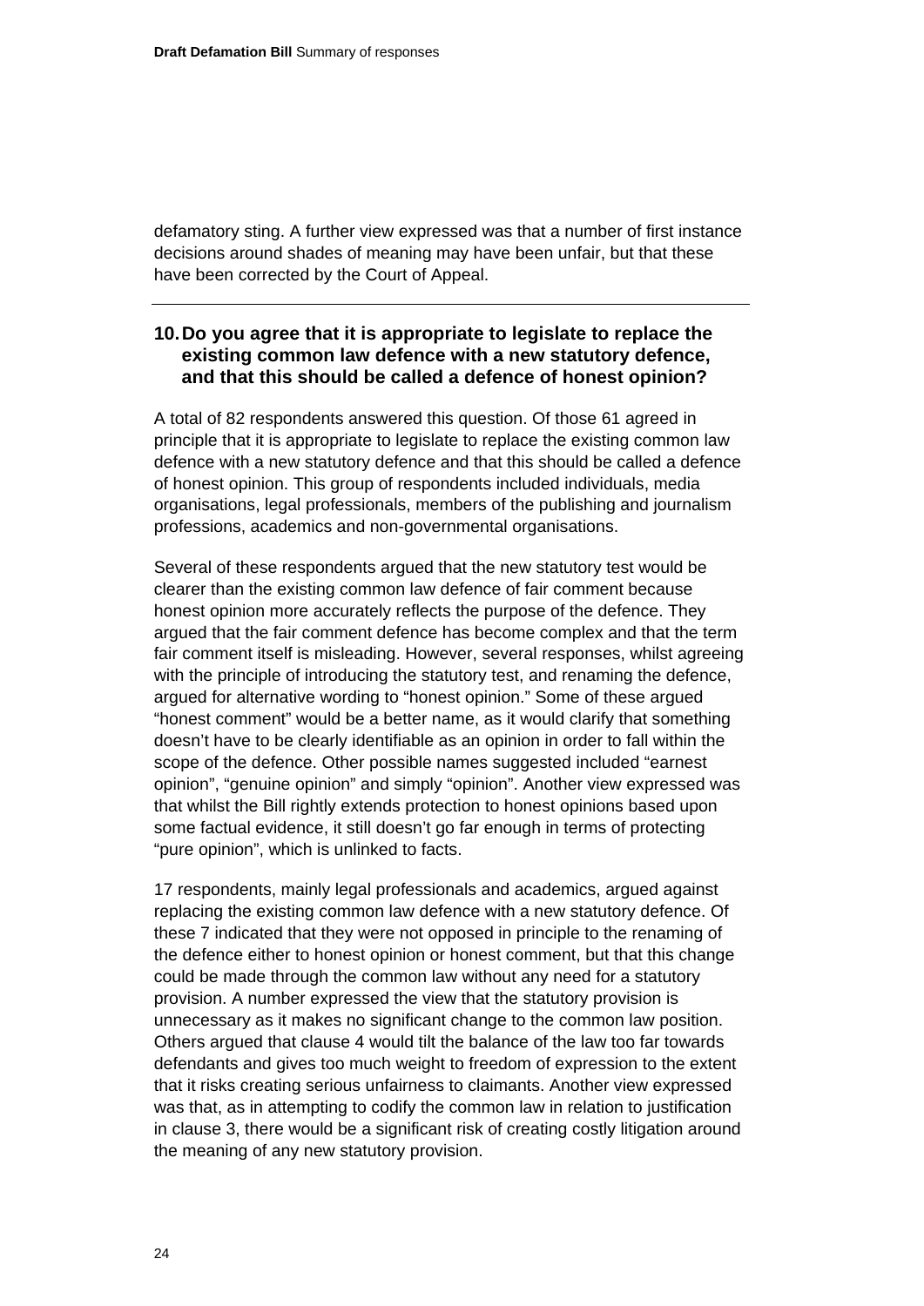defamatory sting. A further view expressed was that a number of first instance decisions around shades of meaning may have been unfair, but that these have been corrected by the Court of Appeal.

---

### 10. Do you agree that it is appropriate to legislate to replace the existing common law defence with a new statutory defence, and that this should be called a defence of honest opinion?

A total of 82 respondents answered this question. Of those 61 agreed in principle that it is appropriate to legislate to replace the existing common law defence with a new statutory defence and that this should be called a defence of honest opinion. This group of respondents included individuals, media organisations, legal professionals, members of the publishing and journalism professions, academics and non-governmental organisations.

Several of these respondents argued that the new statutory test would be clearer than the existing common law defence of fair comment because honest opinion more accurately reflects the purpose of the defence. They argued that the fair comment defence has become complex and that the term fair comment itself is misleading. However, several responses, whilst agreeing with the principle of introducing the statutory test, and renaming the defence, argued for alternative wording to "honest opinion." Some of these argued "honest comment" would be a better name, as it would clarify that something doesn't have to be clearly identifiable as an opinion in order to fall within the scope of the defence. Other possible names suggested included "earnest opinion", "genuine opinion" and simply "opinion". Another view expressed was that whilst the Bill rightly extends protection to honest opinions based upon some factual evidence, it still doesn't go far enough in terms of protecting "pure opinion", which is unlinked to facts.

17 respondents, mainly legal professionals and academics, argued against replacing the existing common law defence with a new statutory defence. Of these 7 indicated that they were not opposed in principle to the renaming of the defence either to honest opinion or honest comment, but that this change could be made through the common law without any need for a statutory provision. A number expressed the view that the statutory provision is unnecessary as it makes no significant change to the common law position. Others argued that clause 4 would tilt the balance of the law too far towards defendants and gives too much weight to freedom of expression to the extent that it risks creating serious unfairness to claimants. Another view expressed was that, as in attempting to codify the common law in relation to justification in clause 3, there would be a significant risk of creating costly litigation around the meaning of any new statutory provision.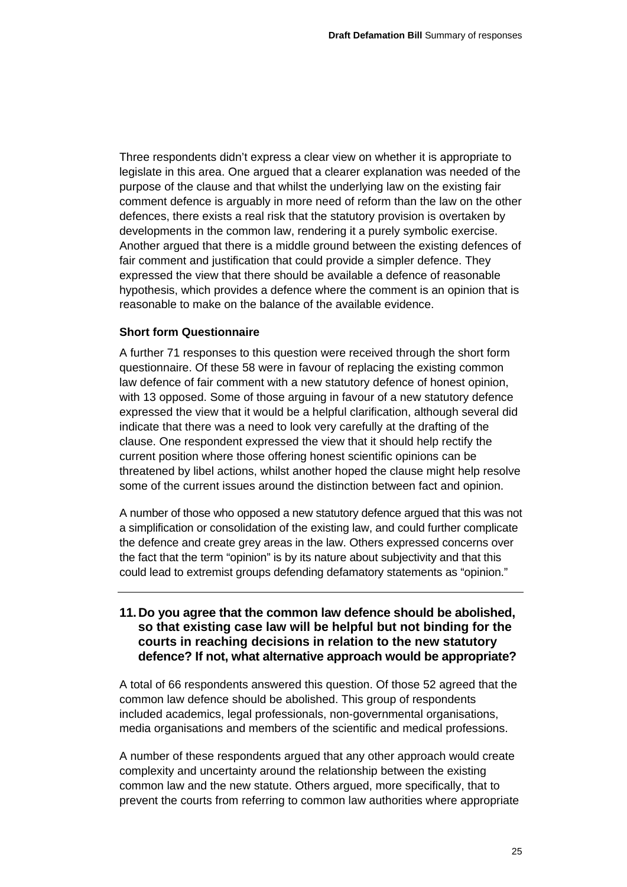Three respondents didn't express a clear view on whether it is appropriate to legislate in this area. One argued that a clearer explanation was needed of the purpose of the clause and that whilst the underlying law on the existing fair comment defence is arguably in more need of reform than the law on the other defences, there exists a real risk that the statutory provision is overtaken by developments in the common law, rendering it a purely symbolic exercise. Another argued that there is a middle ground between the existing defences of fair comment and justification that could provide a simpler defence. They expressed the view that there should be available a defence of reasonable hypothesis, which provides a defence where the comment is an opinion that is reasonable to make on the balance of the available evidence.

**Short form Questionnaire**

A further 71 responses to this question were received through the short form questionnaire. Of these 58 were in favour of replacing the existing common law defence of fair comment with a new statutory defence of honest opinion, with 13 opposed. Some of those arguing in favour of a new statutory defence expressed the view that it would be a helpful clarification, although several did indicate that there was a need to look very carefully at the drafting of the clause. One respondent expressed the view that it should help rectify the current position where those offering honest scientific opinions can be threatened by libel actions, whilst another hoped the clause might help resolve some of the current issues around the distinction between fact and opinion.

A number of those who opposed a new statutory defence argued that this was not a simplification or consolidation of the existing law, and could further complicate the defence and create grey areas in the law. Others expressed concerns over the fact that the term "opinion" is by its nature about subjectivity and that this could lead to extremist groups defending defamatory statements as "opinion."

---

### 11. Do you agree that the common law defence should be abolished, so that existing case law will be helpful but not binding for the courts in reaching decisions in relation to the new statutory defence? If not, what alternative approach would be appropriate?

A total of 66 respondents answered this question. Of those 52 agreed that the common law defence should be abolished. This group of respondents included academics, legal professionals, non-governmental organisations, media organisations and members of the scientific and medical professions.

A number of these respondents argued that any other approach would create complexity and uncertainty around the relationship between the existing common law and the new statute. Others argued, more specifically, that to prevent the courts from referring to common law authorities where appropriate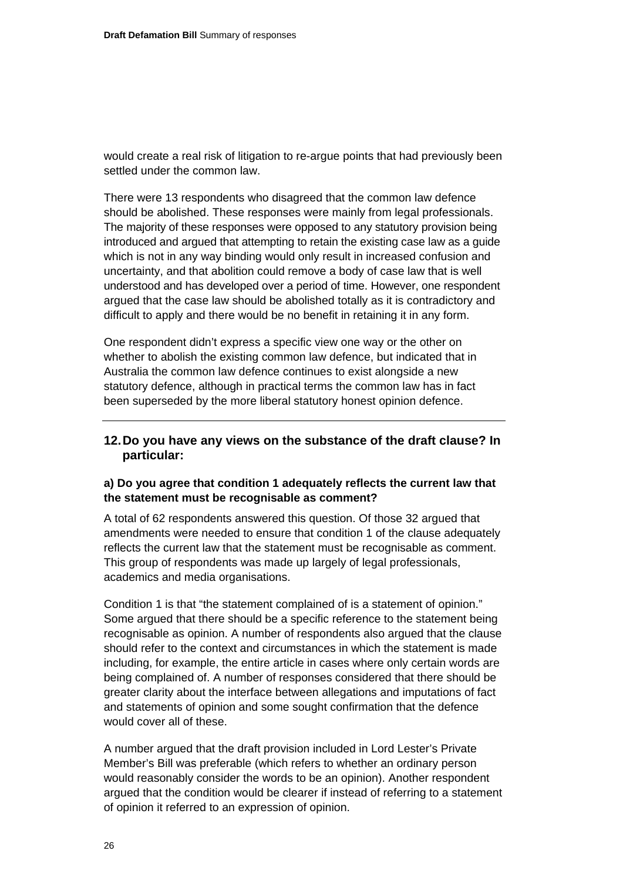would create a real risk of litigation to re-argue points that had previously been settled under the common law.

There were 13 respondents who disagreed that the common law defence should be abolished. These responses were mainly from legal professionals. The majority of these responses were opposed to any statutory provision being introduced and argued that attempting to retain the existing case law as a guide which is not in any way binding would only result in increased confusion and uncertainty, and that abolition could remove a body of case law that is well understood and has developed over a period of time. However, one respondent argued that the case law should be abolished totally as it is contradictory and difficult to apply and there would be no benefit in retaining it in any form.

One respondent didn't express a specific view one way or the other on whether to abolish the existing common law defence, but indicated that in Australia the common law defence continues to exist alongside a new statutory defence, although in practical terms the common law has in fact been superseded by the more liberal statutory honest opinion defence.

---

## 12. Do you have any views on the substance of the draft clause? In particular:

### a) Do you agree that condition 1 adequately reflects the current law that the statement must be recognisable as comment?

A total of 62 respondents answered this question. Of those 32 argued that amendments were needed to ensure that condition 1 of the clause adequately reflects the current law that the statement must be recognisable as comment. This group of respondents was made up largely of legal professionals, academics and media organisations.

Condition 1 is that "the statement complained of is a statement of opinion." Some argued that there should be a specific reference to the statement being recognisable as opinion. A number of respondents also argued that the clause should refer to the context and circumstances in which the statement is made including, for example, the entire article in cases where only certain words are being complained of. A number of responses considered that there should be greater clarity about the interface between allegations and imputations of fact and statements of opinion and some sought confirmation that the defence would cover all of these.

A number argued that the draft provision included in Lord Lester's Private Member's Bill was preferable (which refers to whether an ordinary person would reasonably consider the words to be an opinion). Another respondent argued that the condition would be clearer if instead of referring to a statement of opinion it referred to an expression of opinion.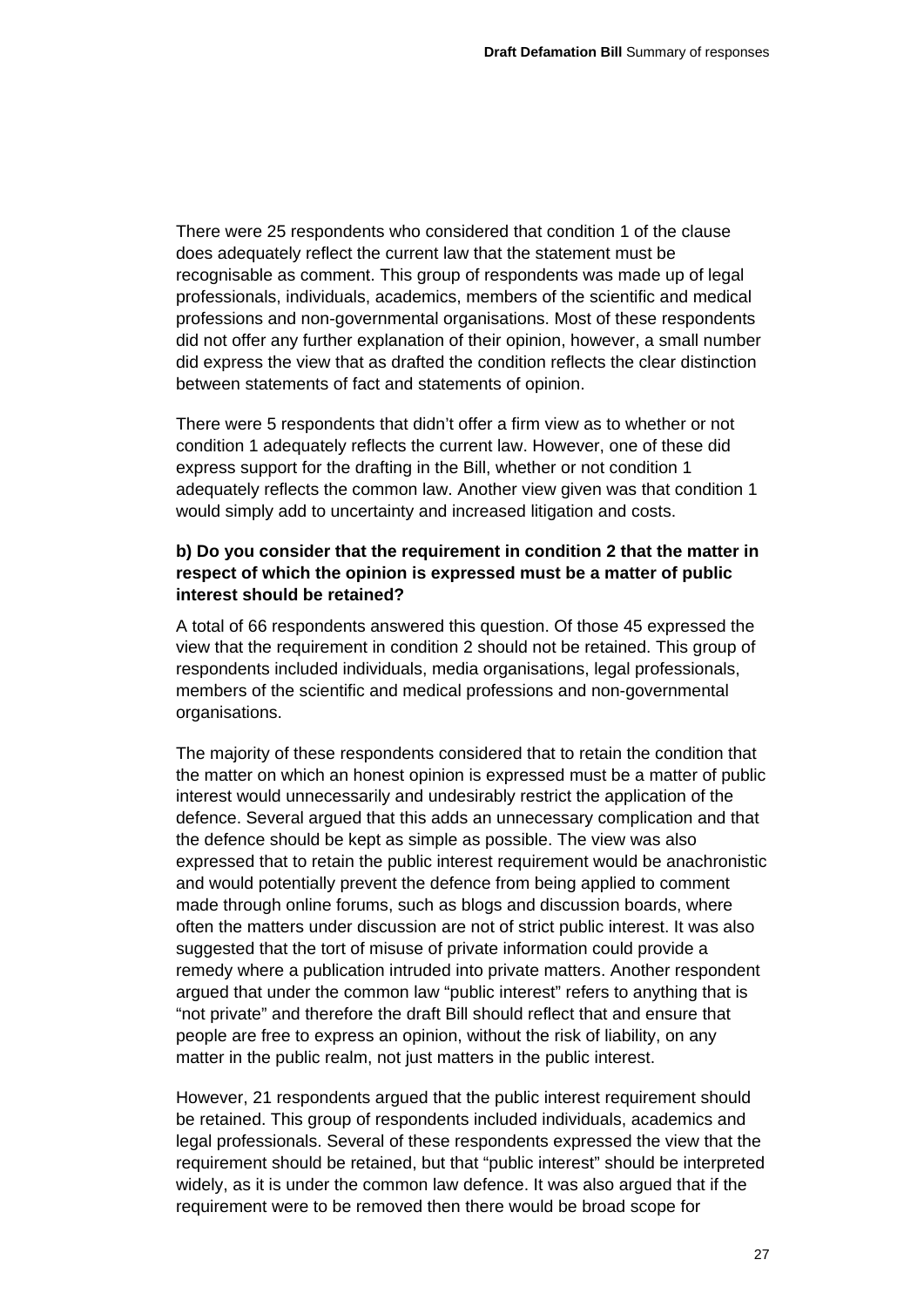There were 25 respondents who considered that condition 1 of the clause does adequately reflect the current law that the statement must be recognisable as comment. This group of respondents was made up of legal professionals, individuals, academics, members of the scientific and medical professions and non-governmental organisations. Most of these respondents did not offer any further explanation of their opinion, however, a small number did express the view that as drafted the condition reflects the clear distinction between statements of fact and statements of opinion.

There were 5 respondents that didn't offer a firm view as to whether or not condition 1 adequately reflects the current law. However, one of these did express support for the drafting in the Bill, whether or not condition 1 adequately reflects the common law. Another view given was that condition 1 would simply add to uncertainty and increased litigation and costs.

**b) Do you consider that the requirement in condition 2 that the matter in respect of which the opinion is expressed must be a matter of public interest should be retained?**

A total of 66 respondents answered this question. Of those 45 expressed the view that the requirement in condition 2 should not be retained. This group of respondents included individuals, media organisations, legal professionals, members of the scientific and medical professions and non-governmental organisations.

The majority of these respondents considered that to retain the condition that the matter on which an honest opinion is expressed must be a matter of public interest would unnecessarily and undesirably restrict the application of the defence. Several argued that this adds an unnecessary complication and that the defence should be kept as simple as possible. The view was also expressed that to retain the public interest requirement would be anachronistic and would potentially prevent the defence from being applied to comment made through online forums, such as blogs and discussion boards, where often the matters under discussion are not of strict public interest. It was also suggested that the tort of misuse of private information could provide a remedy where a publication intruded into private matters. Another respondent argued that under the common law "public interest" refers to anything that is "not private" and therefore the draft Bill should reflect that and ensure that people are free to express an opinion, without the risk of liability, on any matter in the public realm, not just matters in the public interest.

However, 21 respondents argued that the public interest requirement should be retained. This group of respondents included individuals, academics and legal professionals. Several of these respondents expressed the view that the requirement should be retained, but that "public interest" should be interpreted widely, as it is under the common law defence. It was also argued that if the requirement were to be removed then there would be broad scope for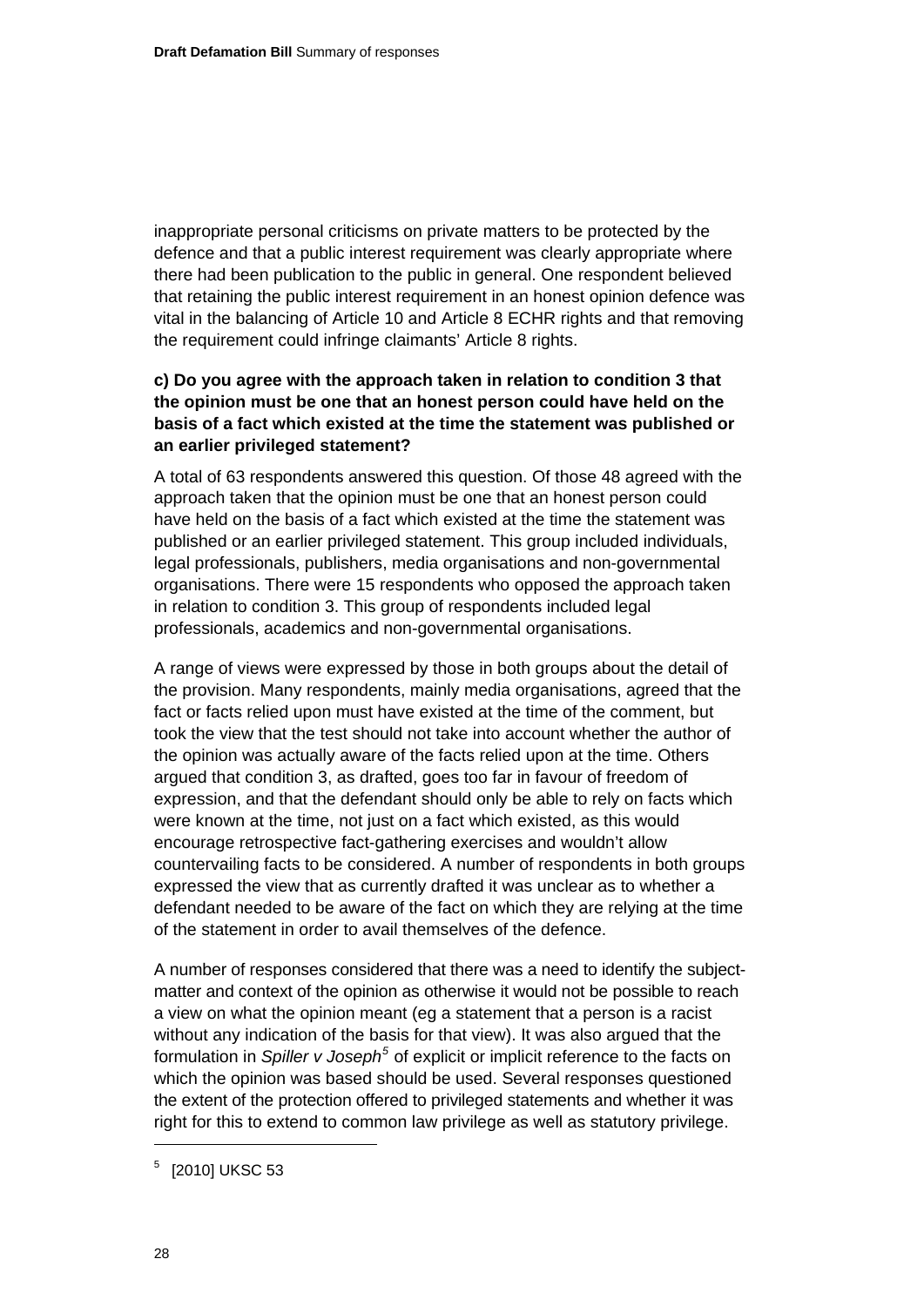inappropriate personal criticisms on private matters to be protected by the defence and that a public interest requirement was clearly appropriate where there had been publication to the public in general. One respondent believed that retaining the public interest requirement in an honest opinion defence was vital in the balancing of Article 10 and Article 8 ECHR rights and that removing the requirement could infringe claimants' Article 8 rights.

**c) Do you agree with the approach taken in relation to condition 3 that the opinion must be one that an honest person could have held on the basis of a fact which existed at the time the statement was published or an earlier privileged statement?**

A total of 63 respondents answered this question. Of those 48 agreed with the approach taken that the opinion must be one that an honest person could have held on the basis of a fact which existed at the time the statement was published or an earlier privileged statement. This group included individuals, legal professionals, publishers, media organisations and non-governmental organisations. There were 15 respondents who opposed the approach taken in relation to condition 3. This group of respondents included legal professionals, academics and non-governmental organisations.

A range of views were expressed by those in both groups about the detail of the provision. Many respondents, mainly media organisations, agreed that the fact or facts relied upon must have existed at the time of the comment, but took the view that the test should not take into account whether the author of the opinion was actually aware of the facts relied upon at the time. Others argued that condition 3, as drafted, goes too far in favour of freedom of expression, and that the defendant should only be able to rely on facts which were known at the time, not just on a fact which existed, as this would encourage retrospective fact-gathering exercises and wouldn't allow countervailing facts to be considered. A number of respondents in both groups expressed the view that as currently drafted it was unclear as to whether a defendant needed to be aware of the fact on which they are relying at the time of the statement in order to avail themselves of the defence.

A number of responses considered that there was a need to identify the subject-matter and context of the opinion as otherwise it would not be possible to reach a view on what the opinion meant (eg a statement that a person is a racist without any indication of the basis for that view). It was also argued that the formulation in *Spiller v Joseph*[5] of explicit or implicit reference to the facts on which the opinion was based should be used. Several responses questioned the extent of the protection offered to privileged statements and whether it was right for this to extend to common law privilege as well as statutory privilege.

[5] [2010] UKSC 53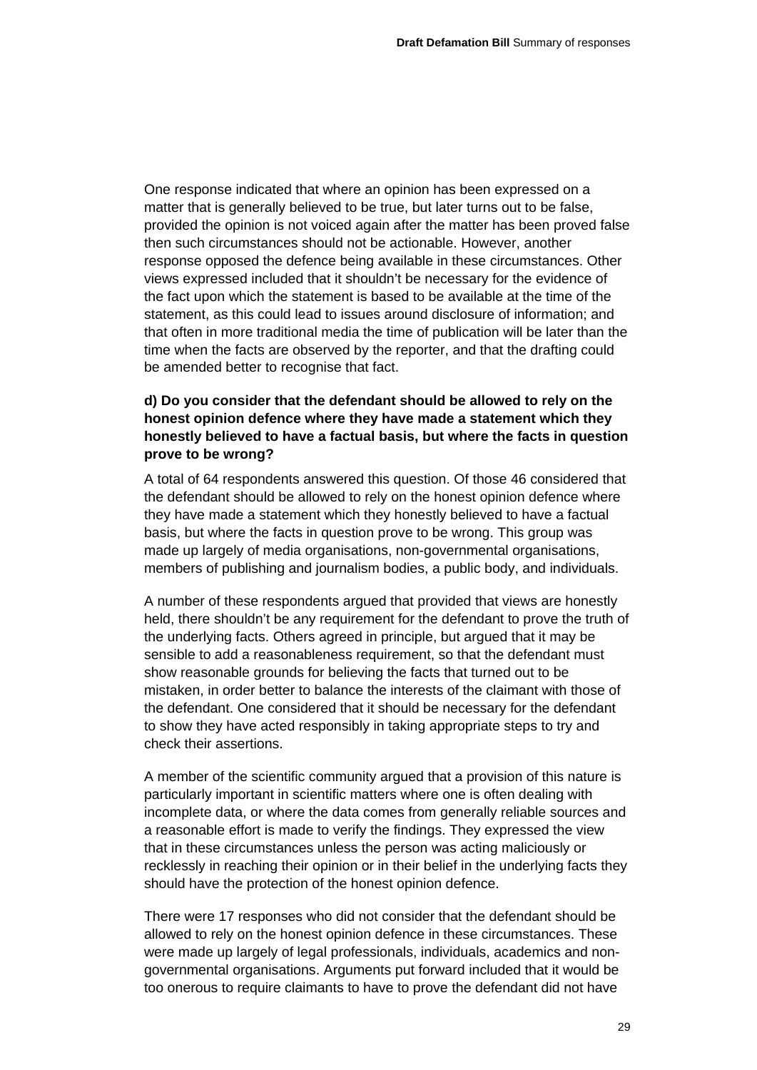One response indicated that where an opinion has been expressed on a matter that is generally believed to be true, but later turns out to be false, provided the opinion is not voiced again after the matter has been proved false then such circumstances should not be actionable. However, another response opposed the defence being available in these circumstances. Other views expressed included that it shouldn't be necessary for the evidence of the fact upon which the statement is based to be available at the time of the statement, as this could lead to issues around disclosure of information; and that often in more traditional media the time of publication will be later than the time when the facts are observed by the reporter, and that the drafting could be amended better to recognise that fact.

**d) Do you consider that the defendant should be allowed to rely on the honest opinion defence where they have made a statement which they honestly believed to have a factual basis, but where the facts in question prove to be wrong?**

A total of 64 respondents answered this question. Of those 46 considered that the defendant should be allowed to rely on the honest opinion defence where they have made a statement which they honestly believed to have a factual basis, but where the facts in question prove to be wrong. This group was made up largely of media organisations, non-governmental organisations, members of publishing and journalism bodies, a public body, and individuals.

A number of these respondents argued that provided that views are honestly held, there shouldn't be any requirement for the defendant to prove the truth of the underlying facts. Others agreed in principle, but argued that it may be sensible to add a reasonableness requirement, so that the defendant must show reasonable grounds for believing the facts that turned out to be mistaken, in order better to balance the interests of the claimant with those of the defendant. One considered that it should be necessary for the defendant to show they have acted responsibly in taking appropriate steps to try and check their assertions.

A member of the scientific community argued that a provision of this nature is particularly important in scientific matters where one is often dealing with incomplete data, or where the data comes from generally reliable sources and a reasonable effort is made to verify the findings. They expressed the view that in these circumstances unless the person was acting maliciously or recklessly in reaching their opinion or in their belief in the underlying facts they should have the protection of the honest opinion defence.

There were 17 responses who did not consider that the defendant should be allowed to rely on the honest opinion defence in these circumstances. These were made up largely of legal professionals, individuals, academics and non-governmental organisations. Arguments put forward included that it would be too onerous to require claimants to have to prove the defendant did not have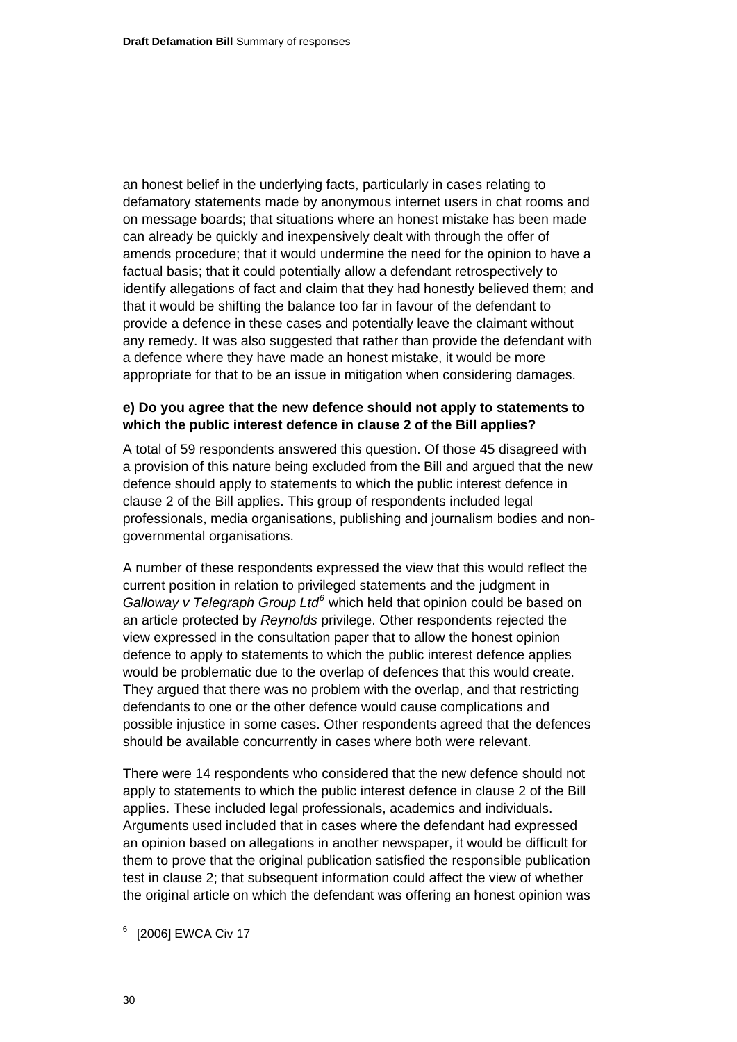an honest belief in the underlying facts, particularly in cases relating to defamatory statements made by anonymous internet users in chat rooms and on message boards; that situations where an honest mistake has been made can already be quickly and inexpensively dealt with through the offer of amends procedure; that it would undermine the need for the opinion to have a factual basis; that it could potentially allow a defendant retrospectively to identify allegations of fact and claim that they had honestly believed them; and that it would be shifting the balance too far in favour of the defendant to provide a defence in these cases and potentially leave the claimant without any remedy. It was also suggested that rather than provide the defendant with a defence where they have made an honest mistake, it would be more appropriate for that to be an issue in mitigation when considering damages.

**e) Do you agree that the new defence should not apply to statements to which the public interest defence in clause 2 of the Bill applies?**

A total of 59 respondents answered this question. Of those 45 disagreed with a provision of this nature being excluded from the Bill and argued that the new defence should apply to statements to which the public interest defence in clause 2 of the Bill applies. This group of respondents included legal professionals, media organisations, publishing and journalism bodies and non-governmental organisations.

A number of these respondents expressed the view that this would reflect the current position in relation to privileged statements and the judgment in *Galloway v Telegraph Group Ltd*[6] which held that opinion could be based on an article protected by *Reynolds* privilege. Other respondents rejected the view expressed in the consultation paper that to allow the honest opinion defence to apply to statements to which the public interest defence applies would be problematic due to the overlap of defences that this would create. They argued that there was no problem with the overlap, and that restricting defendants to one or the other defence would cause complications and possible injustice in some cases. Other respondents agreed that the defences should be available concurrently in cases where both were relevant.

There were 14 respondents who considered that the new defence should not apply to statements to which the public interest defence in clause 2 of the Bill applies. These included legal professionals, academics and individuals. Arguments used included that in cases where the defendant had expressed an opinion based on allegations in another newspaper, it would be difficult for them to prove that the original publication satisfied the responsible publication test in clause 2; that subsequent information could affect the view of whether the original article on which the defendant was offering an honest opinion was

[6] [2006] EWCA Civ 17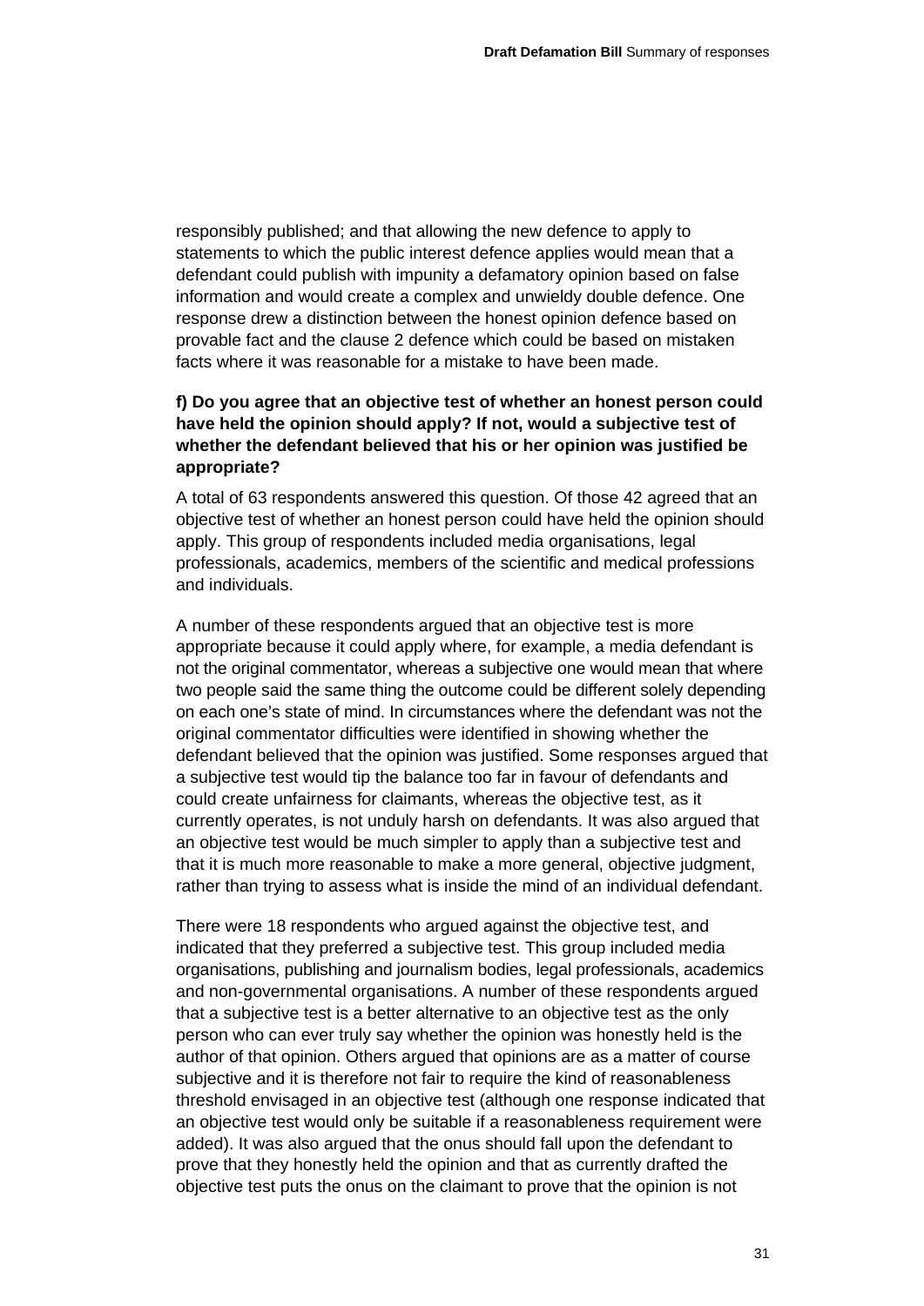responsibly published; and that allowing the new defence to apply to statements to which the public interest defence applies would mean that a defendant could publish with impunity a defamatory opinion based on false information and would create a complex and unwieldy double defence. One response drew a distinction between the honest opinion defence based on provable fact and the clause 2 defence which could be based on mistaken facts where it was reasonable for a mistake to have been made.

**f) Do you agree that an objective test of whether an honest person could have held the opinion should apply? If not, would a subjective test of whether the defendant believed that his or her opinion was justified be appropriate?**

A total of 63 respondents answered this question. Of those 42 agreed that an objective test of whether an honest person could have held the opinion should apply. This group of respondents included media organisations, legal professionals, academics, members of the scientific and medical professions and individuals.

A number of these respondents argued that an objective test is more appropriate because it could apply where, for example, a media defendant is not the original commentator, whereas a subjective one would mean that where two people said the same thing the outcome could be different solely depending on each one's state of mind. In circumstances where the defendant was not the original commentator difficulties were identified in showing whether the defendant believed that the opinion was justified. Some responses argued that a subjective test would tip the balance too far in favour of defendants and could create unfairness for claimants, whereas the objective test, as it currently operates, is not unduly harsh on defendants. It was also argued that an objective test would be much simpler to apply than a subjective test and that it is much more reasonable to make a more general, objective judgment, rather than trying to assess what is inside the mind of an individual defendant.

There were 18 respondents who argued against the objective test, and indicated that they preferred a subjective test. This group included media organisations, publishing and journalism bodies, legal professionals, academics and non-governmental organisations. A number of these respondents argued that a subjective test is a better alternative to an objective test as the only person who can ever truly say whether the opinion was honestly held is the author of that opinion. Others argued that opinions are as a matter of course subjective and it is therefore not fair to require the kind of reasonableness threshold envisaged in an objective test (although one response indicated that an objective test would only be suitable if a reasonableness requirement were added). It was also argued that the onus should fall upon the defendant to prove that they honestly held the opinion and that as currently drafted the objective test puts the onus on the claimant to prove that the opinion is not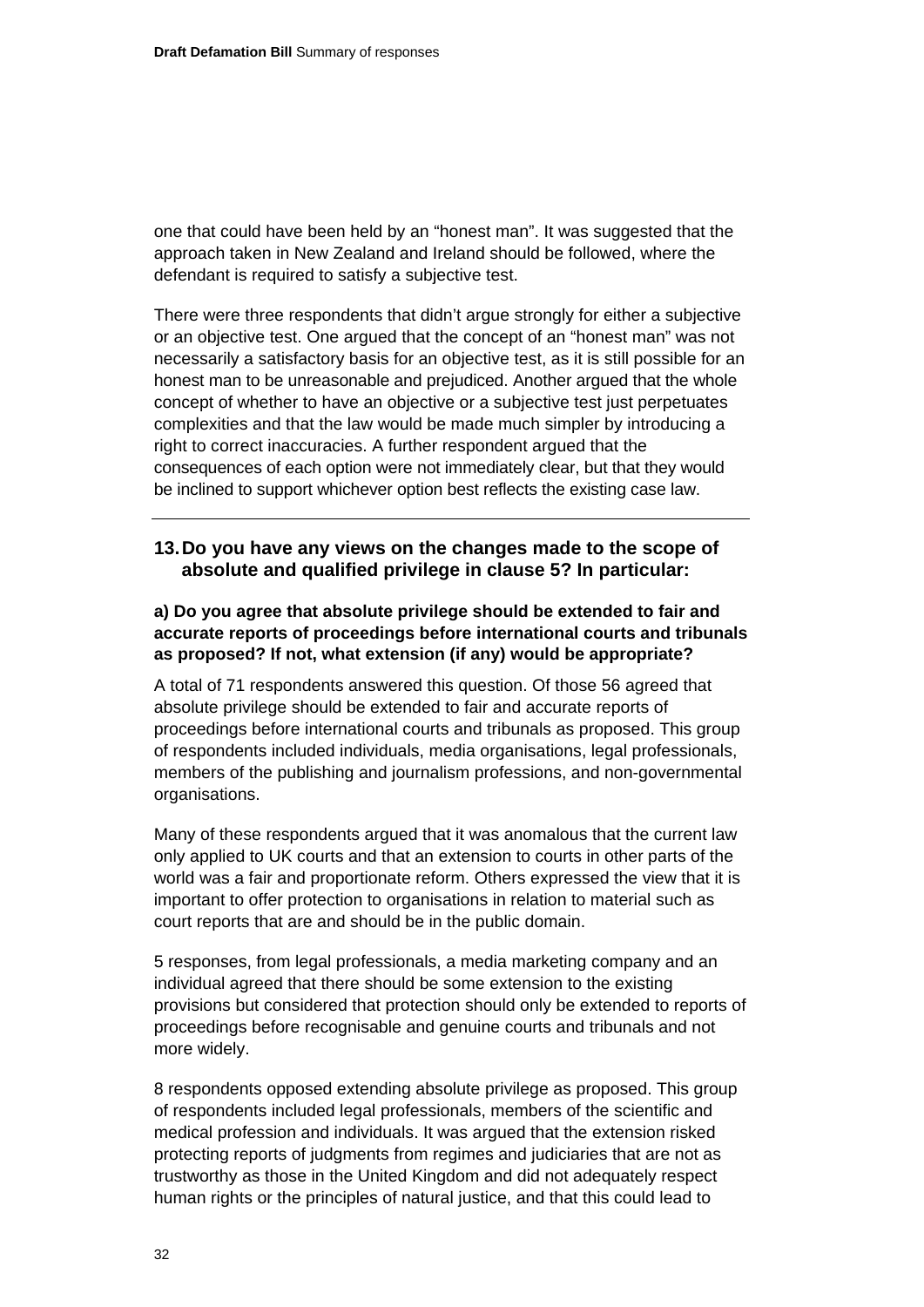one that could have been held by an "honest man". It was suggested that the approach taken in New Zealand and Ireland should be followed, where the defendant is required to satisfy a subjective test.

There were three respondents that didn't argue strongly for either a subjective or an objective test. One argued that the concept of an "honest man" was not necessarily a satisfactory basis for an objective test, as it is still possible for an honest man to be unreasonable and prejudiced. Another argued that the whole concept of whether to have an objective or a subjective test just perpetuates complexities and that the law would be made much simpler by introducing a right to correct inaccuracies. A further respondent argued that the consequences of each option were not immediately clear, but that they would be inclined to support whichever option best reflects the existing case law.

---

### 13. Do you have any views on the changes made to the scope of absolute and qualified privilege in clause 5? In particular:

#### a) Do you agree that absolute privilege should be extended to fair and accurate reports of proceedings before international courts and tribunals as proposed? If not, what extension (if any) would be appropriate?

A total of 71 respondents answered this question. Of those 56 agreed that absolute privilege should be extended to fair and accurate reports of proceedings before international courts and tribunals as proposed. This group of respondents included individuals, media organisations, legal professionals, members of the publishing and journalism professions, and non-governmental organisations.

Many of these respondents argued that it was anomalous that the current law only applied to UK courts and that an extension to courts in other parts of the world was a fair and proportionate reform. Others expressed the view that it is important to offer protection to organisations in relation to material such as court reports that are and should be in the public domain.

5 responses, from legal professionals, a media marketing company and an individual agreed that there should be some extension to the existing provisions but considered that protection should only be extended to reports of proceedings before recognisable and genuine courts and tribunals and not more widely.

8 respondents opposed extending absolute privilege as proposed. This group of respondents included legal professionals, members of the scientific and medical profession and individuals. It was argued that the extension risked protecting reports of judgments from regimes and judiciaries that are not as trustworthy as those in the United Kingdom and did not adequately respect human rights or the principles of natural justice, and that this could lead to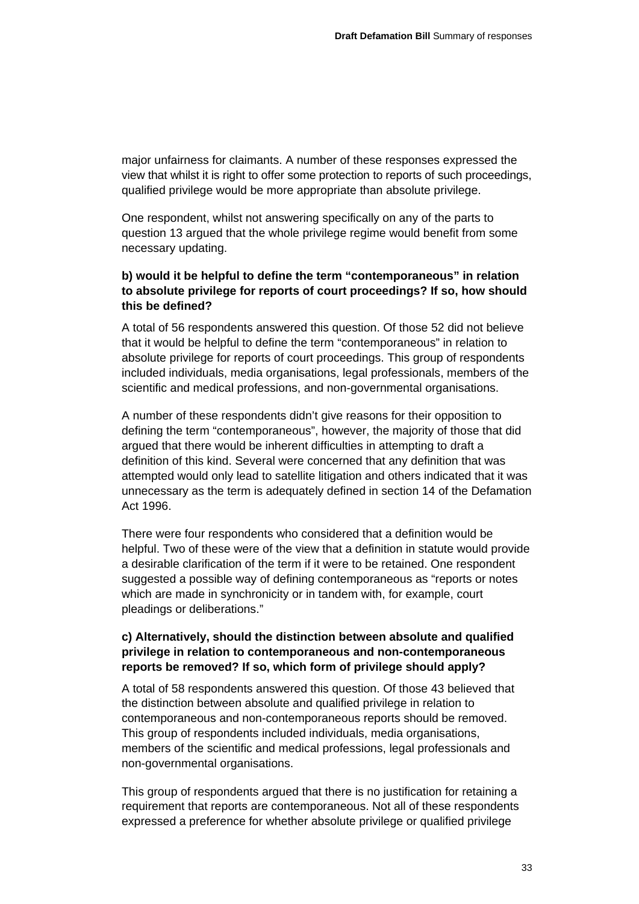major unfairness for claimants. A number of these responses expressed the view that whilst it is right to offer some protection to reports of such proceedings, qualified privilege would be more appropriate than absolute privilege.

One respondent, whilst not answering specifically on any of the parts to question 13 argued that the whole privilege regime would benefit from some necessary updating.

**b) would it be helpful to define the term "contemporaneous" in relation to absolute privilege for reports of court proceedings? If so, how should this be defined?**

A total of 56 respondents answered this question. Of those 52 did not believe that it would be helpful to define the term "contemporaneous" in relation to absolute privilege for reports of court proceedings. This group of respondents included individuals, media organisations, legal professionals, members of the scientific and medical professions, and non-governmental organisations.

A number of these respondents didn't give reasons for their opposition to defining the term "contemporaneous", however, the majority of those that did argued that there would be inherent difficulties in attempting to draft a definition of this kind. Several were concerned that any definition that was attempted would only lead to satellite litigation and others indicated that it was unnecessary as the term is adequately defined in section 14 of the Defamation Act 1996.

There were four respondents who considered that a definition would be helpful. Two of these were of the view that a definition in statute would provide a desirable clarification of the term if it were to be retained. One respondent suggested a possible way of defining contemporaneous as "reports or notes which are made in synchronicity or in tandem with, for example, court pleadings or deliberations."

**c) Alternatively, should the distinction between absolute and qualified privilege in relation to contemporaneous and non-contemporaneous reports be removed? If so, which form of privilege should apply?**

A total of 58 respondents answered this question. Of those 43 believed that the distinction between absolute and qualified privilege in relation to contemporaneous and non-contemporaneous reports should be removed. This group of respondents included individuals, media organisations, members of the scientific and medical professions, legal professionals and non-governmental organisations.

This group of respondents argued that there is no justification for retaining a requirement that reports are contemporaneous. Not all of these respondents expressed a preference for whether absolute privilege or qualified privilege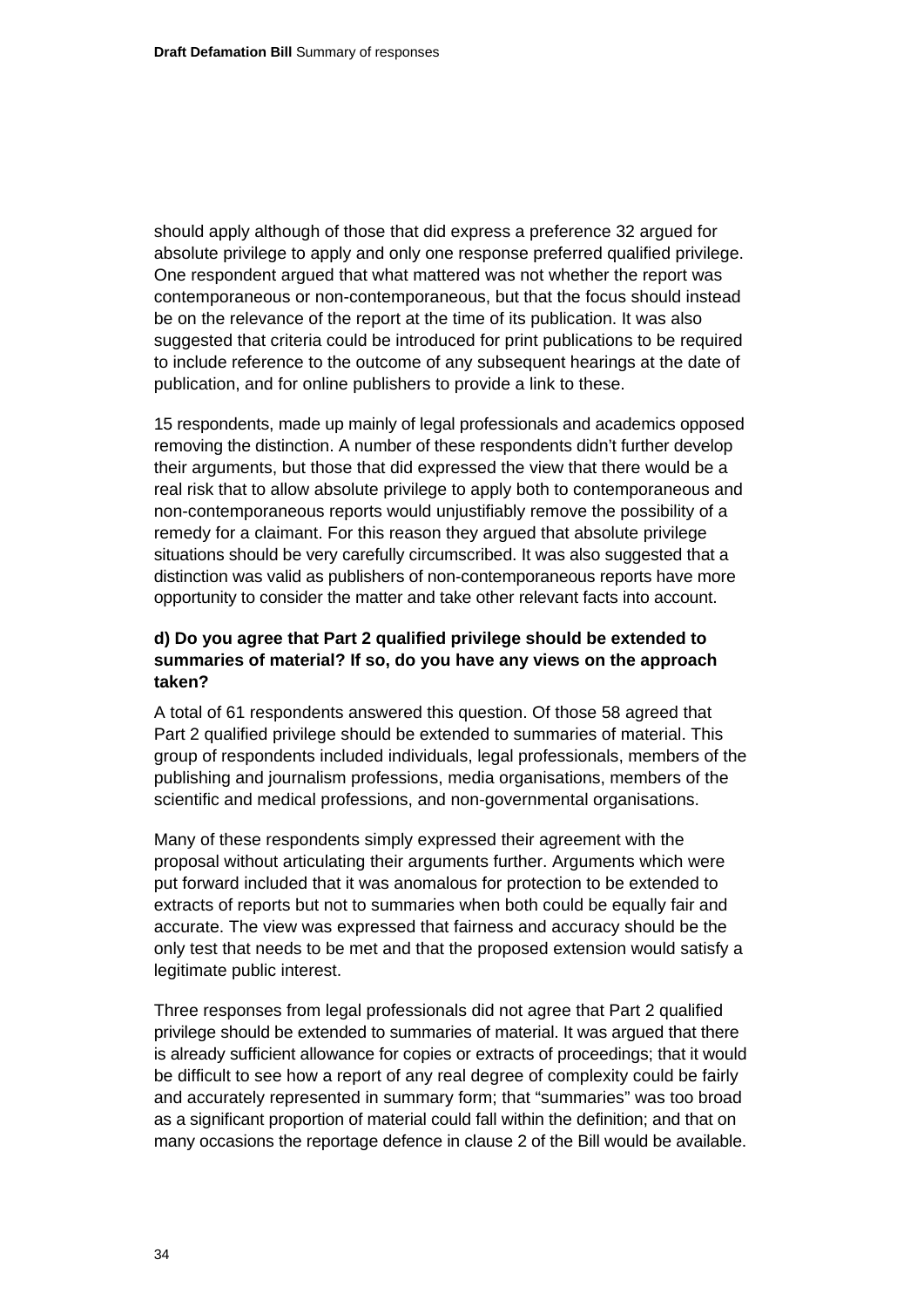should apply although of those that did express a preference 32 argued for absolute privilege to apply and only one response preferred qualified privilege. One respondent argued that what mattered was not whether the report was contemporaneous or non-contemporaneous, but that the focus should instead be on the relevance of the report at the time of its publication. It was also suggested that criteria could be introduced for print publications to be required to include reference to the outcome of any subsequent hearings at the date of publication, and for online publishers to provide a link to these.

15 respondents, made up mainly of legal professionals and academics opposed removing the distinction. A number of these respondents didn't further develop their arguments, but those that did expressed the view that there would be a real risk that to allow absolute privilege to apply both to contemporaneous and non-contemporaneous reports would unjustifiably remove the possibility of a remedy for a claimant. For this reason they argued that absolute privilege situations should be very carefully circumscribed. It was also suggested that a distinction was valid as publishers of non-contemporaneous reports have more opportunity to consider the matter and take other relevant facts into account.

**d) Do you agree that Part 2 qualified privilege should be extended to summaries of material? If so, do you have any views on the approach taken?**

A total of 61 respondents answered this question. Of those 58 agreed that Part 2 qualified privilege should be extended to summaries of material. This group of respondents included individuals, legal professionals, members of the publishing and journalism professions, media organisations, members of the scientific and medical professions, and non-governmental organisations.

Many of these respondents simply expressed their agreement with the proposal without articulating their arguments further. Arguments which were put forward included that it was anomalous for protection to be extended to extracts of reports but not to summaries when both could be equally fair and accurate. The view was expressed that fairness and accuracy should be the only test that needs to be met and that the proposed extension would satisfy a legitimate public interest.

Three responses from legal professionals did not agree that Part 2 qualified privilege should be extended to summaries of material. It was argued that there is already sufficient allowance for copies or extracts of proceedings; that it would be difficult to see how a report of any real degree of complexity could be fairly and accurately represented in summary form; that "summaries" was too broad as a significant proportion of material could fall within the definition; and that on many occasions the reportage defence in clause 2 of the Bill would be available.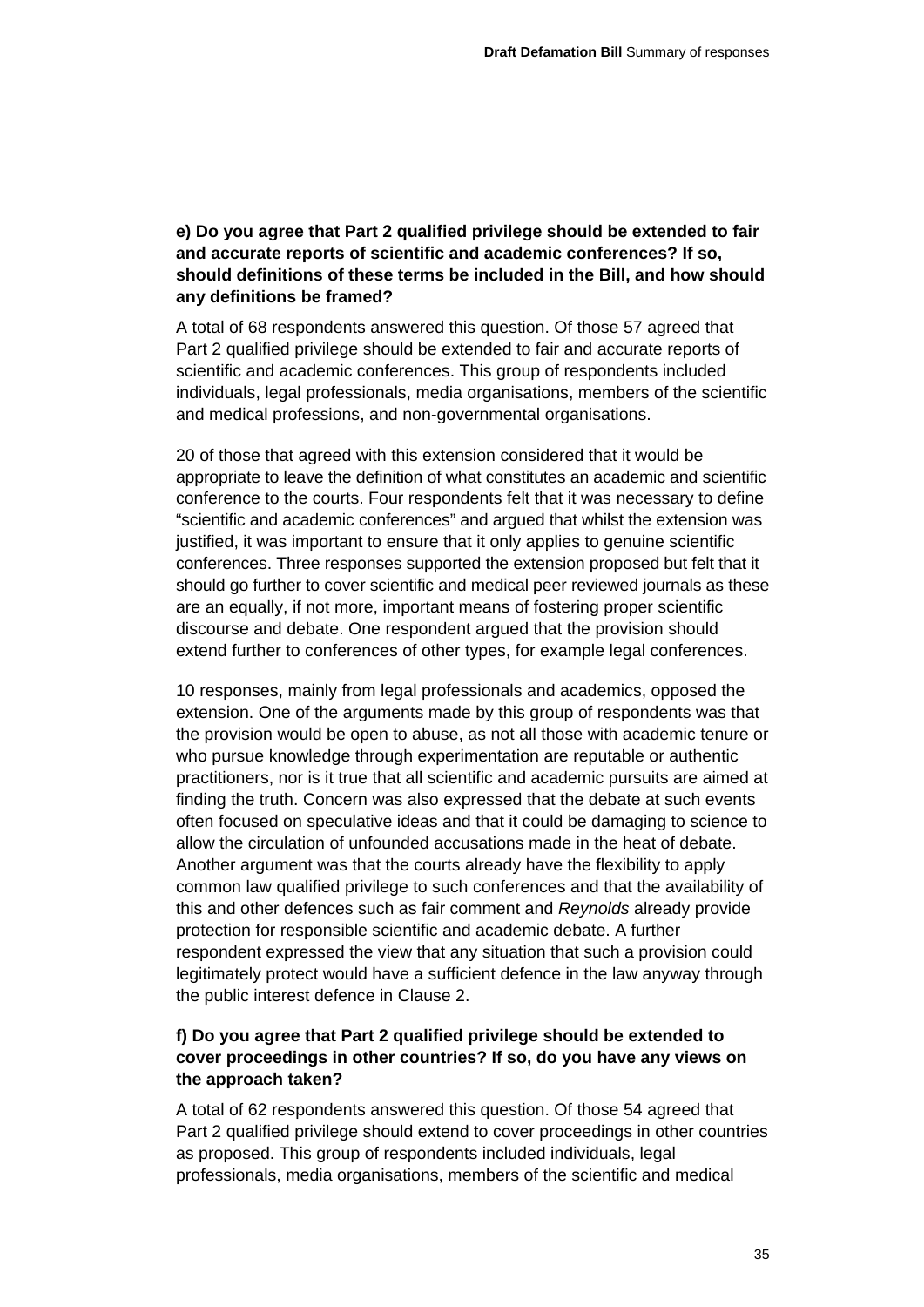**e) Do you agree that Part 2 qualified privilege should be extended to fair and accurate reports of scientific and academic conferences? If so, should definitions of these terms be included in the Bill, and how should any definitions be framed?**

A total of 68 respondents answered this question. Of those 57 agreed that Part 2 qualified privilege should be extended to fair and accurate reports of scientific and academic conferences. This group of respondents included individuals, legal professionals, media organisations, members of the scientific and medical professions, and non-governmental organisations.

20 of those that agreed with this extension considered that it would be appropriate to leave the definition of what constitutes an academic and scientific conference to the courts. Four respondents felt that it was necessary to define "scientific and academic conferences" and argued that whilst the extension was justified, it was important to ensure that it only applies to genuine scientific conferences. Three responses supported the extension proposed but felt that it should go further to cover scientific and medical peer reviewed journals as these are an equally, if not more, important means of fostering proper scientific discourse and debate. One respondent argued that the provision should extend further to conferences of other types, for example legal conferences.

10 responses, mainly from legal professionals and academics, opposed the extension. One of the arguments made by this group of respondents was that the provision would be open to abuse, as not all those with academic tenure or who pursue knowledge through experimentation are reputable or authentic practitioners, nor is it true that all scientific and academic pursuits are aimed at finding the truth. Concern was also expressed that the debate at such events often focused on speculative ideas and that it could be damaging to science to allow the circulation of unfounded accusations made in the heat of debate. Another argument was that the courts already have the flexibility to apply common law qualified privilege to such conferences and that the availability of this and other defences such as fair comment and *Reynolds* already provide protection for responsible scientific and academic debate. A further respondent expressed the view that any situation that such a provision could legitimately protect would have a sufficient defence in the law anyway through the public interest defence in Clause 2.

**f) Do you agree that Part 2 qualified privilege should be extended to cover proceedings in other countries? If so, do you have any views on the approach taken?**

A total of 62 respondents answered this question. Of those 54 agreed that Part 2 qualified privilege should extend to cover proceedings in other countries as proposed. This group of respondents included individuals, legal professionals, media organisations, members of the scientific and medical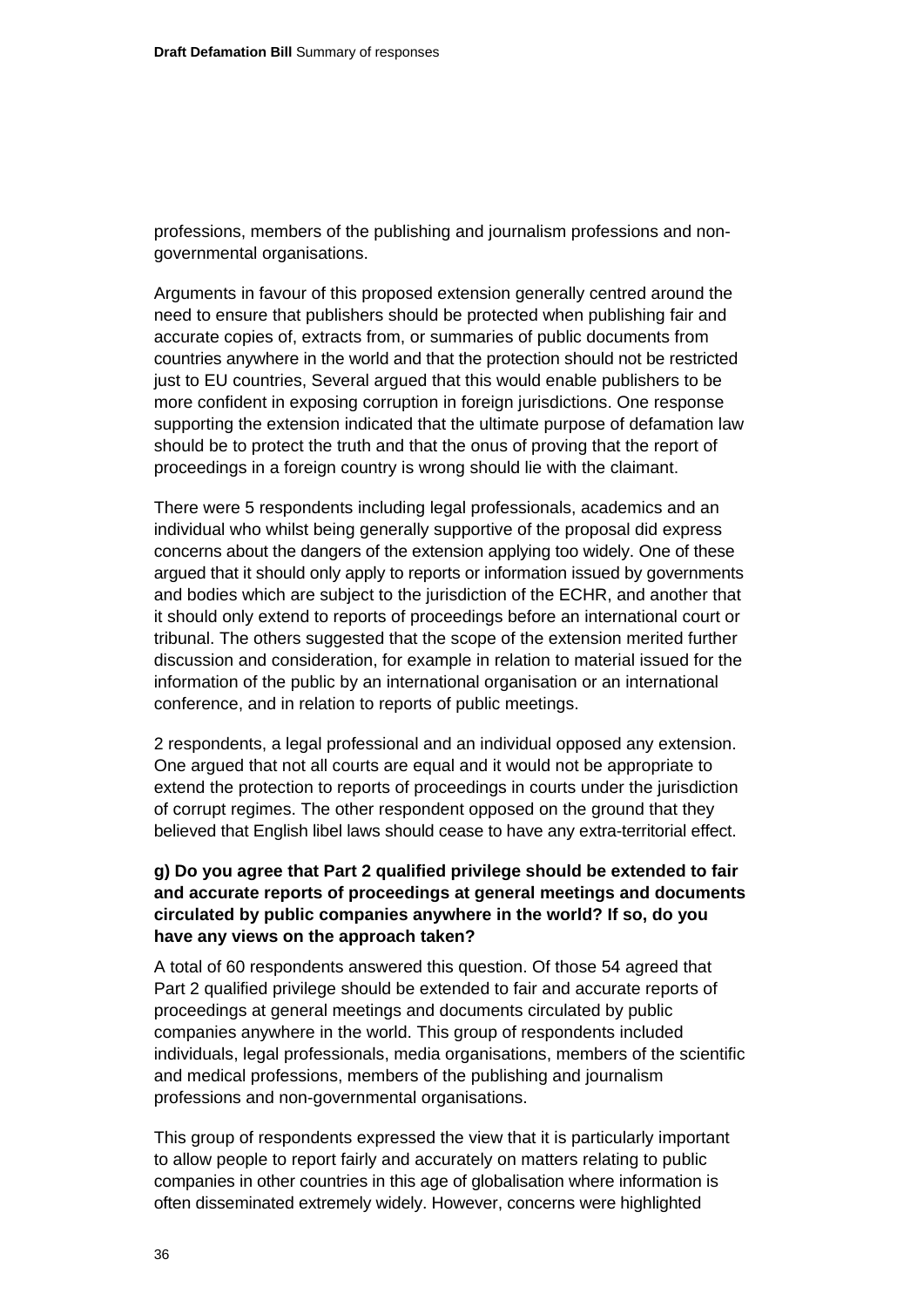professions, members of the publishing and journalism professions and non-governmental organisations.

Arguments in favour of this proposed extension generally centred around the need to ensure that publishers should be protected when publishing fair and accurate copies of, extracts from, or summaries of public documents from countries anywhere in the world and that the protection should not be restricted just to EU countries, Several argued that this would enable publishers to be more confident in exposing corruption in foreign jurisdictions. One response supporting the extension indicated that the ultimate purpose of defamation law should be to protect the truth and that the onus of proving that the report of proceedings in a foreign country is wrong should lie with the claimant.

There were 5 respondents including legal professionals, academics and an individual who whilst being generally supportive of the proposal did express concerns about the dangers of the extension applying too widely. One of these argued that it should only apply to reports or information issued by governments and bodies which are subject to the jurisdiction of the ECHR, and another that it should only extend to reports of proceedings before an international court or tribunal. The others suggested that the scope of the extension merited further discussion and consideration, for example in relation to material issued for the information of the public by an international organisation or an international conference, and in relation to reports of public meetings.

2 respondents, a legal professional and an individual opposed any extension. One argued that not all courts are equal and it would not be appropriate to extend the protection to reports of proceedings in courts under the jurisdiction of corrupt regimes. The other respondent opposed on the ground that they believed that English libel laws should cease to have any extra-territorial effect.

**g) Do you agree that Part 2 qualified privilege should be extended to fair and accurate reports of proceedings at general meetings and documents circulated by public companies anywhere in the world? If so, do you have any views on the approach taken?**

A total of 60 respondents answered this question. Of those 54 agreed that Part 2 qualified privilege should be extended to fair and accurate reports of proceedings at general meetings and documents circulated by public companies anywhere in the world. This group of respondents included individuals, legal professionals, media organisations, members of the scientific and medical professions, members of the publishing and journalism professions and non-governmental organisations.

This group of respondents expressed the view that it is particularly important to allow people to report fairly and accurately on matters relating to public companies in other countries in this age of globalisation where information is often disseminated extremely widely. However, concerns were highlighted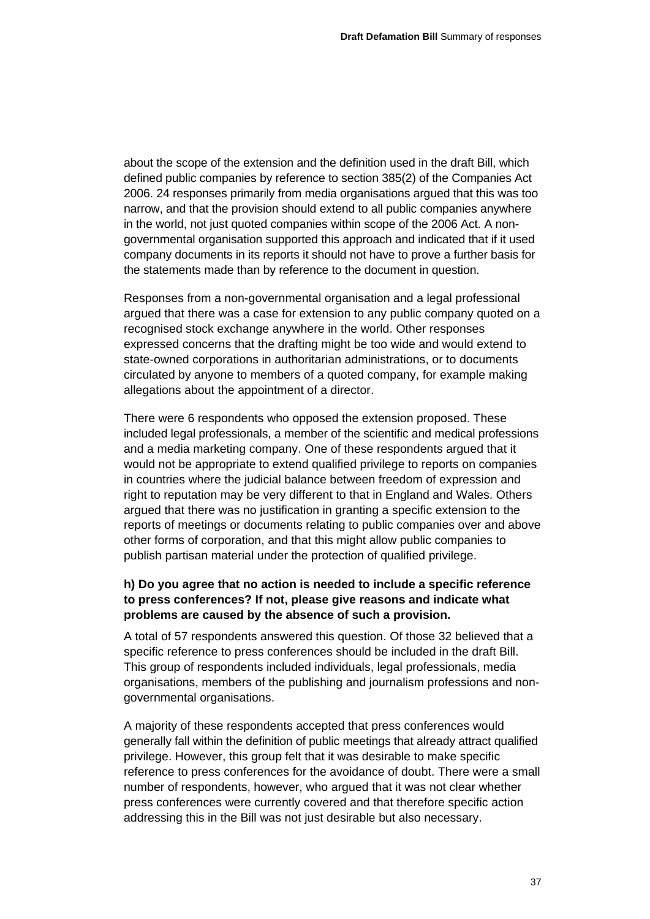about the scope of the extension and the definition used in the draft Bill, which defined public companies by reference to section 385(2) of the Companies Act 2006. 24 responses primarily from media organisations argued that this was too narrow, and that the provision should extend to all public companies anywhere in the world, not just quoted companies within scope of the 2006 Act. A non-governmental organisation supported this approach and indicated that if it used company documents in its reports it should not have to prove a further basis for the statements made than by reference to the document in question.

Responses from a non-governmental organisation and a legal professional argued that there was a case for extension to any public company quoted on a recognised stock exchange anywhere in the world. Other responses expressed concerns that the drafting might be too wide and would extend to state-owned corporations in authoritarian administrations, or to documents circulated by anyone to members of a quoted company, for example making allegations about the appointment of a director.

There were 6 respondents who opposed the extension proposed. These included legal professionals, a member of the scientific and medical professions and a media marketing company. One of these respondents argued that it would not be appropriate to extend qualified privilege to reports on companies in countries where the judicial balance between freedom of expression and right to reputation may be very different to that in England and Wales. Others argued that there was no justification in granting a specific extension to the reports of meetings or documents relating to public companies over and above other forms of corporation, and that this might allow public companies to publish partisan material under the protection of qualified privilege.

**h) Do you agree that no action is needed to include a specific reference to press conferences? If not, please give reasons and indicate what problems are caused by the absence of such a provision.**

A total of 57 respondents answered this question. Of those 32 believed that a specific reference to press conferences should be included in the draft Bill. This group of respondents included individuals, legal professionals, media organisations, members of the publishing and journalism professions and non-governmental organisations.

A majority of these respondents accepted that press conferences would generally fall within the definition of public meetings that already attract qualified privilege. However, this group felt that it was desirable to make specific reference to press conferences for the avoidance of doubt. There were a small number of respondents, however, who argued that it was not clear whether press conferences were currently covered and that therefore specific action addressing this in the Bill was not just desirable but also necessary.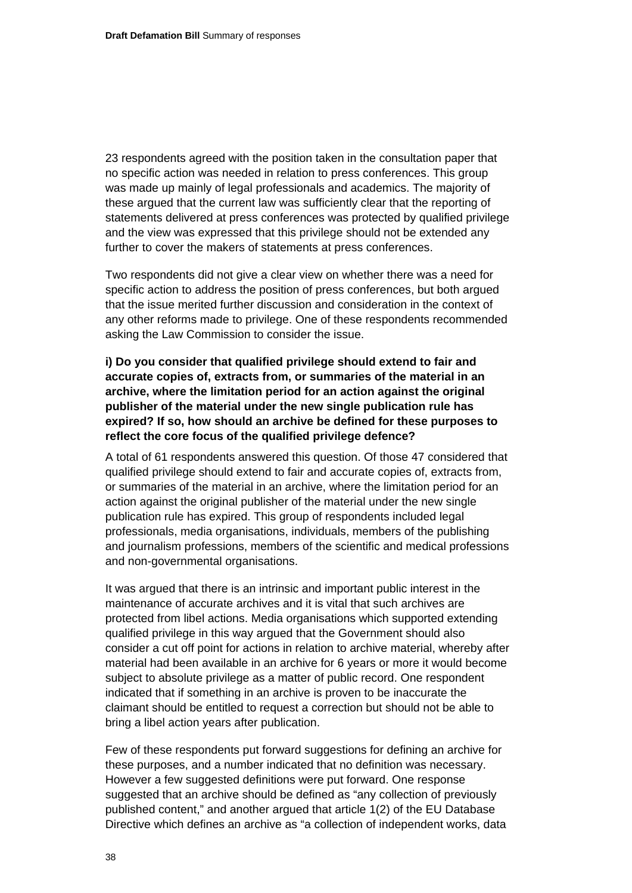23 respondents agreed with the position taken in the consultation paper that no specific action was needed in relation to press conferences. This group was made up mainly of legal professionals and academics. The majority of these argued that the current law was sufficiently clear that the reporting of statements delivered at press conferences was protected by qualified privilege and the view was expressed that this privilege should not be extended any further to cover the makers of statements at press conferences.

Two respondents did not give a clear view on whether there was a need for specific action to address the position of press conferences, but both argued that the issue merited further discussion and consideration in the context of any other reforms made to privilege. One of these respondents recommended asking the Law Commission to consider the issue.

**i) Do you consider that qualified privilege should extend to fair and accurate copies of, extracts from, or summaries of the material in an archive, where the limitation period for an action against the original publisher of the material under the new single publication rule has expired? If so, how should an archive be defined for these purposes to reflect the core focus of the qualified privilege defence?**

A total of 61 respondents answered this question. Of those 47 considered that qualified privilege should extend to fair and accurate copies of, extracts from, or summaries of the material in an archive, where the limitation period for an action against the original publisher of the material under the new single publication rule has expired. This group of respondents included legal professionals, media organisations, individuals, members of the publishing and journalism professions, members of the scientific and medical professions and non-governmental organisations.

It was argued that there is an intrinsic and important public interest in the maintenance of accurate archives and it is vital that such archives are protected from libel actions. Media organisations which supported extending qualified privilege in this way argued that the Government should also consider a cut off point for actions in relation to archive material, whereby after material had been available in an archive for 6 years or more it would become subject to absolute privilege as a matter of public record. One respondent indicated that if something in an archive is proven to be inaccurate the claimant should be entitled to request a correction but should not be able to bring a libel action years after publication.

Few of these respondents put forward suggestions for defining an archive for these purposes, and a number indicated that no definition was necessary. However a few suggested definitions were put forward. One response suggested that an archive should be defined as "any collection of previously published content," and another argued that article 1(2) of the EU Database Directive which defines an archive as "a collection of independent works, data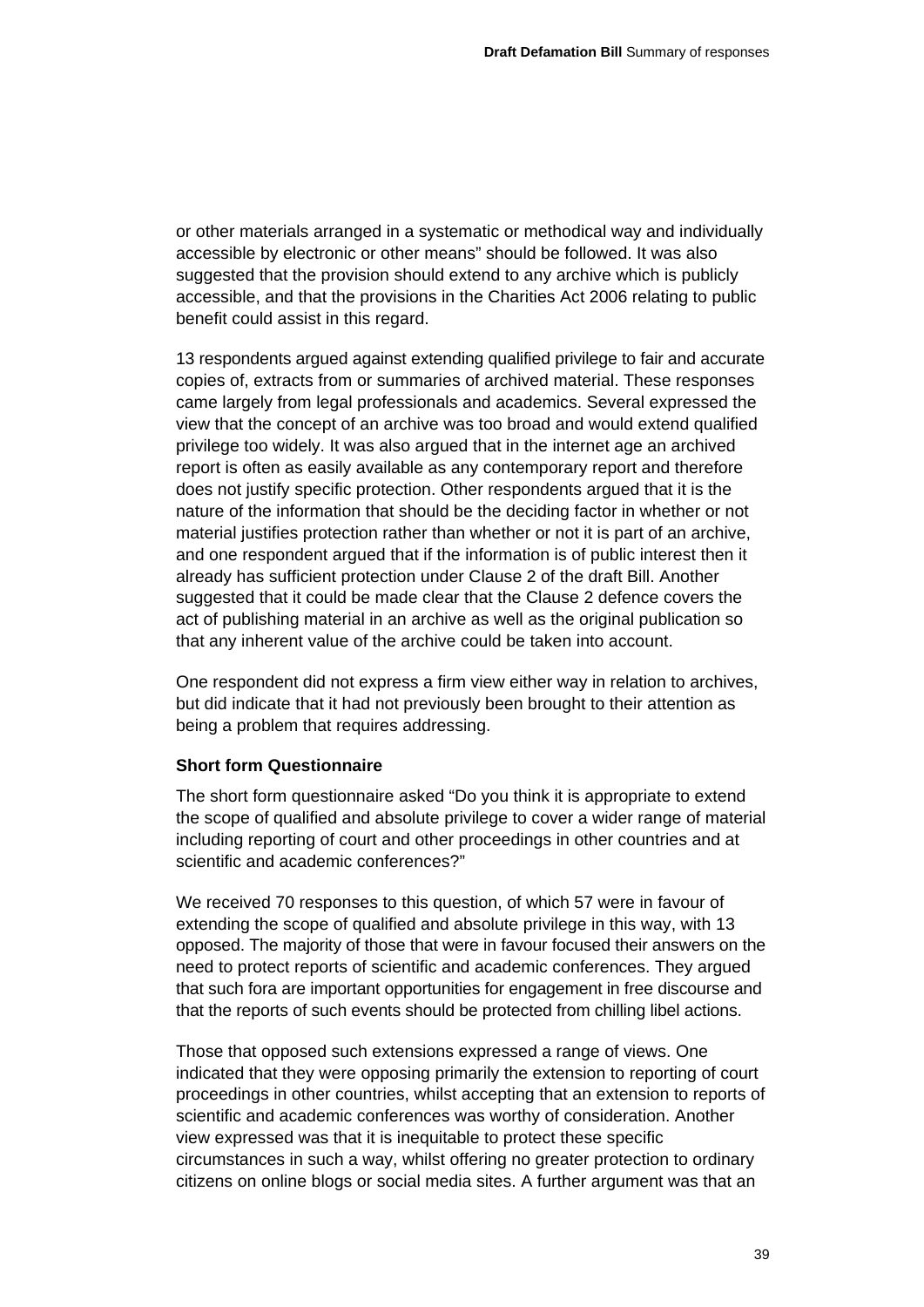or other materials arranged in a systematic or methodical way and individually accessible by electronic or other means" should be followed. It was also suggested that the provision should extend to any archive which is publicly accessible, and that the provisions in the Charities Act 2006 relating to public benefit could assist in this regard.

13 respondents argued against extending qualified privilege to fair and accurate copies of, extracts from or summaries of archived material. These responses came largely from legal professionals and academics. Several expressed the view that the concept of an archive was too broad and would extend qualified privilege too widely. It was also argued that in the internet age an archived report is often as easily available as any contemporary report and therefore does not justify specific protection. Other respondents argued that it is the nature of the information that should be the deciding factor in whether or not material justifies protection rather than whether or not it is part of an archive, and one respondent argued that if the information is of public interest then it already has sufficient protection under Clause 2 of the draft Bill. Another suggested that it could be made clear that the Clause 2 defence covers the act of publishing material in an archive as well as the original publication so that any inherent value of the archive could be taken into account.

One respondent did not express a firm view either way in relation to archives, but did indicate that it had not previously been brought to their attention as being a problem that requires addressing.

#### Short form Questionnaire

The short form questionnaire asked "Do you think it is appropriate to extend the scope of qualified and absolute privilege to cover a wider range of material including reporting of court and other proceedings in other countries and at scientific and academic conferences?"

We received 70 responses to this question, of which 57 were in favour of extending the scope of qualified and absolute privilege in this way, with 13 opposed. The majority of those that were in favour focused their answers on the need to protect reports of scientific and academic conferences. They argued that such fora are important opportunities for engagement in free discourse and that the reports of such events should be protected from chilling libel actions.

Those that opposed such extensions expressed a range of views. One indicated that they were opposing primarily the extension to reporting of court proceedings in other countries, whilst accepting that an extension to reports of scientific and academic conferences was worthy of consideration. Another view expressed was that it is inequitable to protect these specific circumstances in such a way, whilst offering no greater protection to ordinary citizens on online blogs or social media sites. A further argument was that an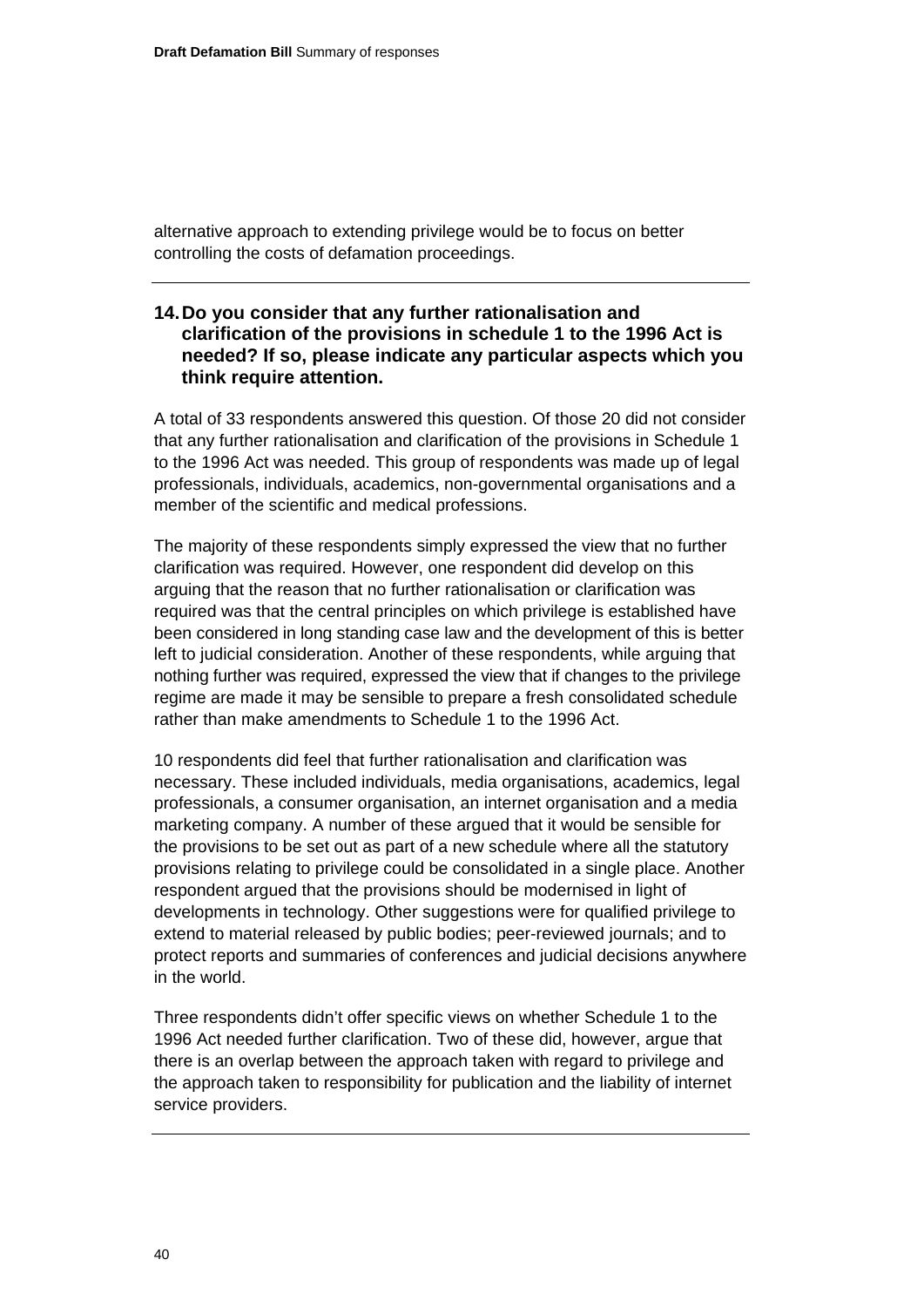alternative approach to extending privilege would be to focus on better controlling the costs of defamation proceedings.

---

### 14. Do you consider that any further rationalisation and clarification of the provisions in schedule 1 to the 1996 Act is needed? If so, please indicate any particular aspects which you think require attention.

A total of 33 respondents answered this question. Of those 20 did not consider that any further rationalisation and clarification of the provisions in Schedule 1 to the 1996 Act was needed. This group of respondents was made up of legal professionals, individuals, academics, non-governmental organisations and a member of the scientific and medical professions.

The majority of these respondents simply expressed the view that no further clarification was required. However, one respondent did develop on this arguing that the reason that no further rationalisation or clarification was required was that the central principles on which privilege is established have been considered in long standing case law and the development of this is better left to judicial consideration. Another of these respondents, while arguing that nothing further was required, expressed the view that if changes to the privilege regime are made it may be sensible to prepare a fresh consolidated schedule rather than make amendments to Schedule 1 to the 1996 Act.

10 respondents did feel that further rationalisation and clarification was necessary. These included individuals, media organisations, academics, legal professionals, a consumer organisation, an internet organisation and a media marketing company. A number of these argued that it would be sensible for the provisions to be set out as part of a new schedule where all the statutory provisions relating to privilege could be consolidated in a single place. Another respondent argued that the provisions should be modernised in light of developments in technology. Other suggestions were for qualified privilege to extend to material released by public bodies; peer-reviewed journals; and to protect reports and summaries of conferences and judicial decisions anywhere in the world.

Three respondents didn't offer specific views on whether Schedule 1 to the 1996 Act needed further clarification. Two of these did, however, argue that there is an overlap between the approach taken with regard to privilege and the approach taken to responsibility for publication and the liability of internet service providers.

---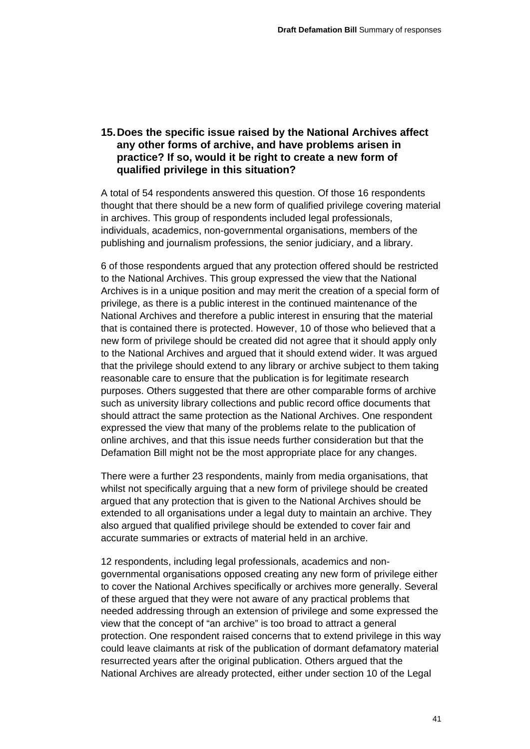### 15. Does the specific issue raised by the National Archives affect any other forms of archive, and have problems arisen in practice? If so, would it be right to create a new form of qualified privilege in this situation?

A total of 54 respondents answered this question. Of those 16 respondents thought that there should be a new form of qualified privilege covering material in archives. This group of respondents included legal professionals, individuals, academics, non-governmental organisations, members of the publishing and journalism professions, the senior judiciary, and a library.

6 of those respondents argued that any protection offered should be restricted to the National Archives. This group expressed the view that the National Archives is in a unique position and may merit the creation of a special form of privilege, as there is a public interest in the continued maintenance of the National Archives and therefore a public interest in ensuring that the material that is contained there is protected. However, 10 of those who believed that a new form of privilege should be created did not agree that it should apply only to the National Archives and argued that it should extend wider. It was argued that the privilege should extend to any library or archive subject to them taking reasonable care to ensure that the publication is for legitimate research purposes. Others suggested that there are other comparable forms of archive such as university library collections and public record office documents that should attract the same protection as the National Archives. One respondent expressed the view that many of the problems relate to the publication of online archives, and that this issue needs further consideration but that the Defamation Bill might not be the most appropriate place for any changes.

There were a further 23 respondents, mainly from media organisations, that whilst not specifically arguing that a new form of privilege should be created argued that any protection that is given to the National Archives should be extended to all organisations under a legal duty to maintain an archive. They also argued that qualified privilege should be extended to cover fair and accurate summaries or extracts of material held in an archive.

12 respondents, including legal professionals, academics and non-governmental organisations opposed creating any new form of privilege either to cover the National Archives specifically or archives more generally. Several of these argued that they were not aware of any practical problems that needed addressing through an extension of privilege and some expressed the view that the concept of "an archive" is too broad to attract a general protection. One respondent raised concerns that to extend privilege in this way could leave claimants at risk of the publication of dormant defamatory material resurrected years after the original publication. Others argued that the National Archives are already protected, either under section 10 of the Legal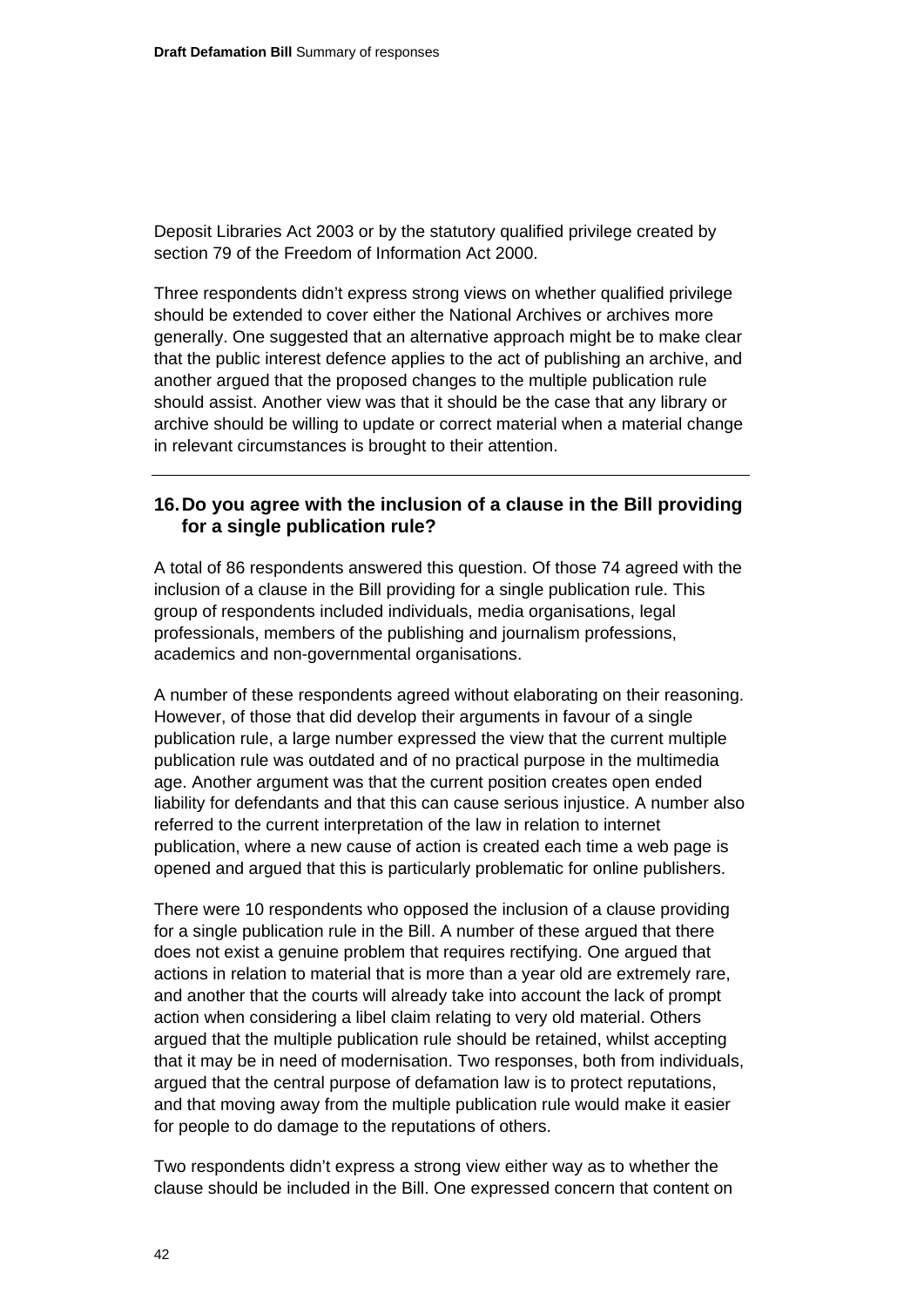Deposit Libraries Act 2003 or by the statutory qualified privilege created by section 79 of the Freedom of Information Act 2000.

Three respondents didn't express strong views on whether qualified privilege should be extended to cover either the National Archives or archives more generally. One suggested that an alternative approach might be to make clear that the public interest defence applies to the act of publishing an archive, and another argued that the proposed changes to the multiple publication rule should assist. Another view was that it should be the case that any library or archive should be willing to update or correct material when a material change in relevant circumstances is brought to their attention.

---

### 16. Do you agree with the inclusion of a clause in the Bill providing for a single publication rule?

A total of 86 respondents answered this question. Of those 74 agreed with the inclusion of a clause in the Bill providing for a single publication rule. This group of respondents included individuals, media organisations, legal professionals, members of the publishing and journalism professions, academics and non-governmental organisations.

A number of these respondents agreed without elaborating on their reasoning. However, of those that did develop their arguments in favour of a single publication rule, a large number expressed the view that the current multiple publication rule was outdated and of no practical purpose in the multimedia age. Another argument was that the current position creates open ended liability for defendants and that this can cause serious injustice. A number also referred to the current interpretation of the law in relation to internet publication, where a new cause of action is created each time a web page is opened and argued that this is particularly problematic for online publishers.

There were 10 respondents who opposed the inclusion of a clause providing for a single publication rule in the Bill. A number of these argued that there does not exist a genuine problem that requires rectifying. One argued that actions in relation to material that is more than a year old are extremely rare, and another that the courts will already take into account the lack of prompt action when considering a libel claim relating to very old material. Others argued that the multiple publication rule should be retained, whilst accepting that it may be in need of modernisation. Two responses, both from individuals, argued that the central purpose of defamation law is to protect reputations, and that moving away from the multiple publication rule would make it easier for people to do damage to the reputations of others.

Two respondents didn't express a strong view either way as to whether the clause should be included in the Bill. One expressed concern that content on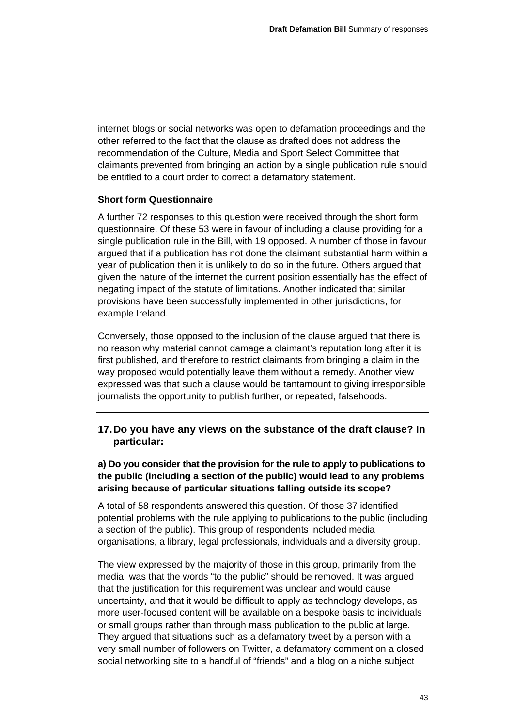internet blogs or social networks was open to defamation proceedings and the other referred to the fact that the clause as drafted does not address the recommendation of the Culture, Media and Sport Select Committee that claimants prevented from bringing an action by a single publication rule should be entitled to a court order to correct a defamatory statement.

**Short form Questionnaire**

A further 72 responses to this question were received through the short form questionnaire. Of these 53 were in favour of including a clause providing for a single publication rule in the Bill, with 19 opposed. A number of those in favour argued that if a publication has not done the claimant substantial harm within a year of publication then it is unlikely to do so in the future. Others argued that given the nature of the internet the current position essentially has the effect of negating impact of the statute of limitations. Another indicated that similar provisions have been successfully implemented in other jurisdictions, for example Ireland.

Conversely, those opposed to the inclusion of the clause argued that there is no reason why material cannot damage a claimant's reputation long after it is first published, and therefore to restrict claimants from bringing a claim in the way proposed would potentially leave them without a remedy. Another view expressed was that such a clause would be tantamount to giving irresponsible journalists the opportunity to publish further, or repeated, falsehoods.

---

## 17. Do you have any views on the substance of the draft clause? In particular:

**a) Do you consider that the provision for the rule to apply to publications to the public (including a section of the public) would lead to any problems arising because of particular situations falling outside its scope?**

A total of 58 respondents answered this question. Of those 37 identified potential problems with the rule applying to publications to the public (including a section of the public). This group of respondents included media organisations, a library, legal professionals, individuals and a diversity group.

The view expressed by the majority of those in this group, primarily from the media, was that the words "to the public" should be removed. It was argued that the justification for this requirement was unclear and would cause uncertainty, and that it would be difficult to apply as technology develops, as more user-focused content will be available on a bespoke basis to individuals or small groups rather than through mass publication to the public at large. They argued that situations such as a defamatory tweet by a person with a very small number of followers on Twitter, a defamatory comment on a closed social networking site to a handful of "friends" and a blog on a niche subject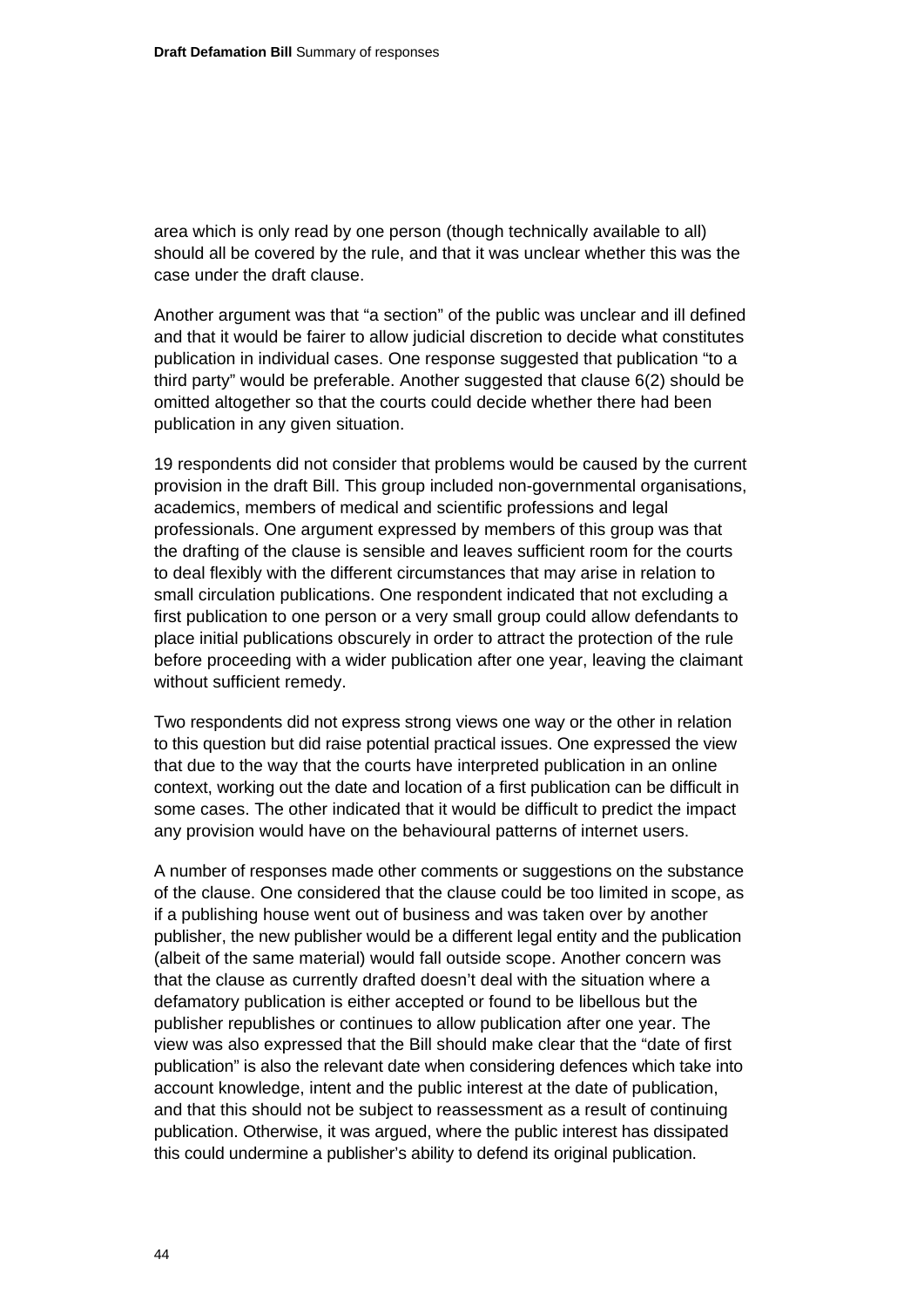area which is only read by one person (though technically available to all) should all be covered by the rule, and that it was unclear whether this was the case under the draft clause.

Another argument was that "a section" of the public was unclear and ill defined and that it would be fairer to allow judicial discretion to decide what constitutes publication in individual cases. One response suggested that publication "to a third party" would be preferable. Another suggested that clause 6(2) should be omitted altogether so that the courts could decide whether there had been publication in any given situation.

19 respondents did not consider that problems would be caused by the current provision in the draft Bill. This group included non-governmental organisations, academics, members of medical and scientific professions and legal professionals. One argument expressed by members of this group was that the drafting of the clause is sensible and leaves sufficient room for the courts to deal flexibly with the different circumstances that may arise in relation to small circulation publications. One respondent indicated that not excluding a first publication to one person or a very small group could allow defendants to place initial publications obscurely in order to attract the protection of the rule before proceeding with a wider publication after one year, leaving the claimant without sufficient remedy.

Two respondents did not express strong views one way or the other in relation to this question but did raise potential practical issues. One expressed the view that due to the way that the courts have interpreted publication in an online context, working out the date and location of a first publication can be difficult in some cases. The other indicated that it would be difficult to predict the impact any provision would have on the behavioural patterns of internet users.

A number of responses made other comments or suggestions on the substance of the clause. One considered that the clause could be too limited in scope, as if a publishing house went out of business and was taken over by another publisher, the new publisher would be a different legal entity and the publication (albeit of the same material) would fall outside scope. Another concern was that the clause as currently drafted doesn't deal with the situation where a defamatory publication is either accepted or found to be libellous but the publisher republishes or continues to allow publication after one year. The view was also expressed that the Bill should make clear that the "date of first publication" is also the relevant date when considering defences which take into account knowledge, intent and the public interest at the date of publication, and that this should not be subject to reassessment as a result of continuing publication. Otherwise, it was argued, where the public interest has dissipated this could undermine a publisher's ability to defend its original publication.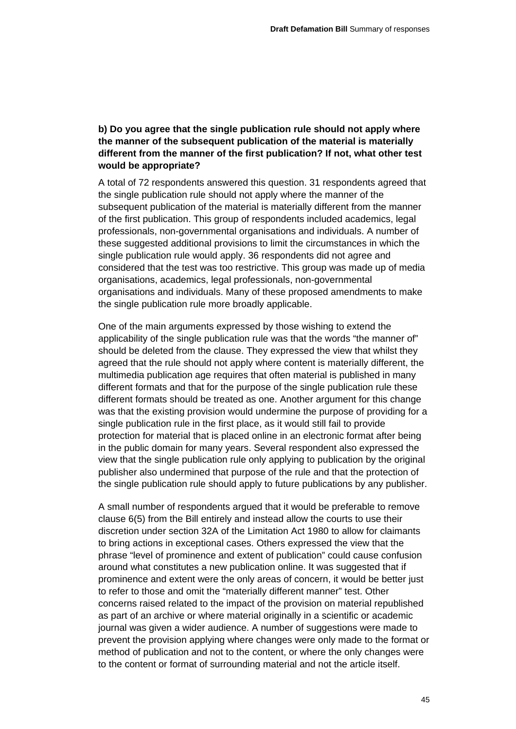**b) Do you agree that the single publication rule should not apply where the manner of the subsequent publication of the material is materially different from the manner of the first publication? If not, what other test would be appropriate?**

A total of 72 respondents answered this question. 31 respondents agreed that the single publication rule should not apply where the manner of the subsequent publication of the material is materially different from the manner of the first publication. This group of respondents included academics, legal professionals, non-governmental organisations and individuals. A number of these suggested additional provisions to limit the circumstances in which the single publication rule would apply. 36 respondents did not agree and considered that the test was too restrictive. This group was made up of media organisations, academics, legal professionals, non-governmental organisations and individuals. Many of these proposed amendments to make the single publication rule more broadly applicable.

One of the main arguments expressed by those wishing to extend the applicability of the single publication rule was that the words "the manner of" should be deleted from the clause. They expressed the view that whilst they agreed that the rule should not apply where content is materially different, the multimedia publication age requires that often material is published in many different formats and that for the purpose of the single publication rule these different formats should be treated as one. Another argument for this change was that the existing provision would undermine the purpose of providing for a single publication rule in the first place, as it would still fail to provide protection for material that is placed online in an electronic format after being in the public domain for many years. Several respondent also expressed the view that the single publication rule only applying to publication by the original publisher also undermined that purpose of the rule and that the protection of the single publication rule should apply to future publications by any publisher.

A small number of respondents argued that it would be preferable to remove clause 6(5) from the Bill entirely and instead allow the courts to use their discretion under section 32A of the Limitation Act 1980 to allow for claimants to bring actions in exceptional cases. Others expressed the view that the phrase "level of prominence and extent of publication" could cause confusion around what constitutes a new publication online. It was suggested that if prominence and extent were the only areas of concern, it would be better just to refer to those and omit the "materially different manner" test. Other concerns raised related to the impact of the provision on material republished as part of an archive or where material originally in a scientific or academic journal was given a wider audience. A number of suggestions were made to prevent the provision applying where changes were only made to the format or method of publication and not to the content, or where the only changes were to the content or format of surrounding material and not the article itself.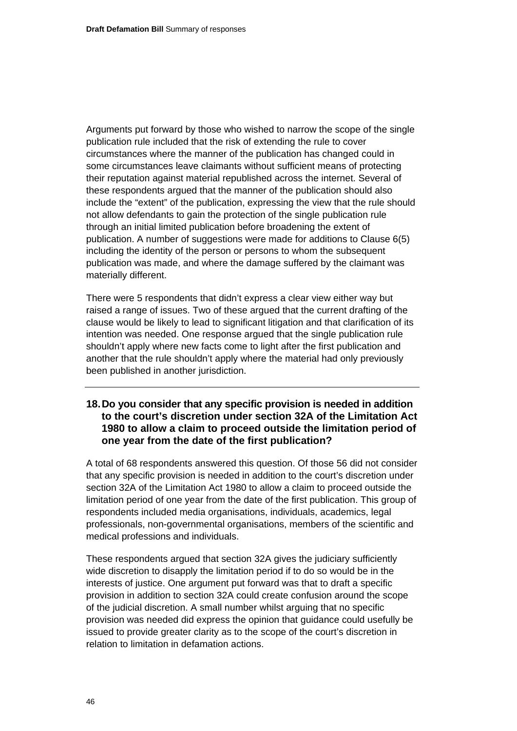Arguments put forward by those who wished to narrow the scope of the single publication rule included that the risk of extending the rule to cover circumstances where the manner of the publication has changed could in some circumstances leave claimants without sufficient means of protecting their reputation against material republished across the internet. Several of these respondents argued that the manner of the publication should also include the "extent" of the publication, expressing the view that the rule should not allow defendants to gain the protection of the single publication rule through an initial limited publication before broadening the extent of publication. A number of suggestions were made for additions to Clause 6(5) including the identity of the person or persons to whom the subsequent publication was made, and where the damage suffered by the claimant was materially different.

There were 5 respondents that didn't express a clear view either way but raised a range of issues. Two of these argued that the current drafting of the clause would be likely to lead to significant litigation and that clarification of its intention was needed. One response argued that the single publication rule shouldn't apply where new facts come to light after the first publication and another that the rule shouldn't apply where the material had only previously been published in another jurisdiction.

---

### 18. Do you consider that any specific provision is needed in addition to the court's discretion under section 32A of the Limitation Act 1980 to allow a claim to proceed outside the limitation period of one year from the date of the first publication?

A total of 68 respondents answered this question. Of those 56 did not consider that any specific provision is needed in addition to the court's discretion under section 32A of the Limitation Act 1980 to allow a claim to proceed outside the limitation period of one year from the date of the first publication. This group of respondents included media organisations, individuals, academics, legal professionals, non-governmental organisations, members of the scientific and medical professions and individuals.

These respondents argued that section 32A gives the judiciary sufficiently wide discretion to disapply the limitation period if to do so would be in the interests of justice. One argument put forward was that to draft a specific provision in addition to section 32A could create confusion around the scope of the judicial discretion. A small number whilst arguing that no specific provision was needed did express the opinion that guidance could usefully be issued to provide greater clarity as to the scope of the court's discretion in relation to limitation in defamation actions.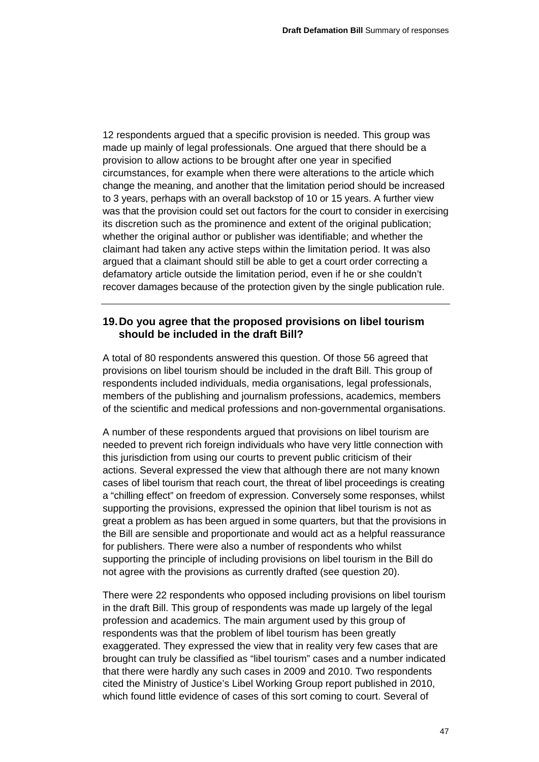12 respondents argued that a specific provision is needed. This group was made up mainly of legal professionals. One argued that there should be a provision to allow actions to be brought after one year in specified circumstances, for example when there were alterations to the article which change the meaning, and another that the limitation period should be increased to 3 years, perhaps with an overall backstop of 10 or 15 years. A further view was that the provision could set out factors for the court to consider in exercising its discretion such as the prominence and extent of the original publication; whether the original author or publisher was identifiable; and whether the claimant had taken any active steps within the limitation period. It was also argued that a claimant should still be able to get a court order correcting a defamatory article outside the limitation period, even if he or she couldn't recover damages because of the protection given by the single publication rule.

---

### 19. Do you agree that the proposed provisions on libel tourism should be included in the draft Bill?

A total of 80 respondents answered this question. Of those 56 agreed that provisions on libel tourism should be included in the draft Bill. This group of respondents included individuals, media organisations, legal professionals, members of the publishing and journalism professions, academics, members of the scientific and medical professions and non-governmental organisations.

A number of these respondents argued that provisions on libel tourism are needed to prevent rich foreign individuals who have very little connection with this jurisdiction from using our courts to prevent public criticism of their actions. Several expressed the view that although there are not many known cases of libel tourism that reach court, the threat of libel proceedings is creating a "chilling effect" on freedom of expression. Conversely some responses, whilst supporting the provisions, expressed the opinion that libel tourism is not as great a problem as has been argued in some quarters, but that the provisions in the Bill are sensible and proportionate and would act as a helpful reassurance for publishers. There were also a number of respondents who whilst supporting the principle of including provisions on libel tourism in the Bill do not agree with the provisions as currently drafted (see question 20).

There were 22 respondents who opposed including provisions on libel tourism in the draft Bill. This group of respondents was made up largely of the legal profession and academics. The main argument used by this group of respondents was that the problem of libel tourism has been greatly exaggerated. They expressed the view that in reality very few cases that are brought can truly be classified as "libel tourism" cases and a number indicated that there were hardly any such cases in 2009 and 2010. Two respondents cited the Ministry of Justice's Libel Working Group report published in 2010, which found little evidence of cases of this sort coming to court. Several of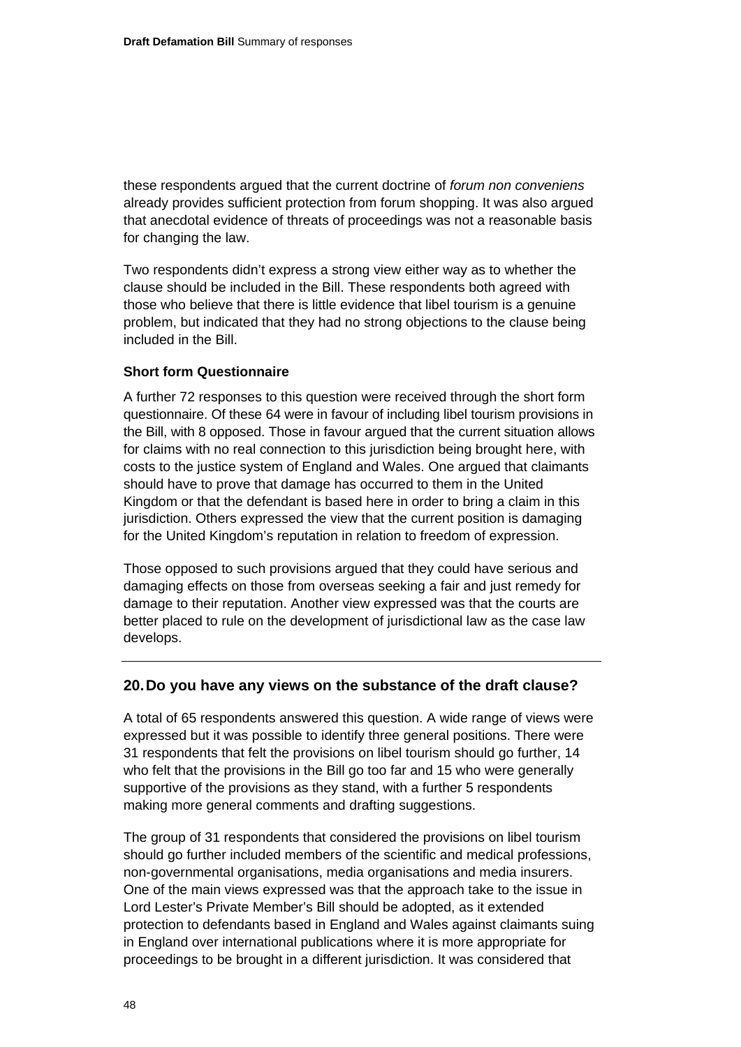these respondents argued that the current doctrine of *forum non conveniens* already provides sufficient protection from forum shopping. It was also argued that anecdotal evidence of threats of proceedings was not a reasonable basis for changing the law.

Two respondents didn't express a strong view either way as to whether the clause should be included in the Bill. These respondents both agreed with those who believe that there is little evidence that libel tourism is a genuine problem, but indicated that they had no strong objections to the clause being included in the Bill.

**Short form Questionnaire**

A further 72 responses to this question were received through the short form questionnaire. Of these 64 were in favour of including libel tourism provisions in the Bill, with 8 opposed. Those in favour argued that the current situation allows for claims with no real connection to this jurisdiction being brought here, with costs to the justice system of England and Wales. One argued that claimants should have to prove that damage has occurred to them in the United Kingdom or that the defendant is based here in order to bring a claim in this jurisdiction. Others expressed the view that the current position is damaging for the United Kingdom's reputation in relation to freedom of expression.

Those opposed to such provisions argued that they could have serious and damaging effects on those from overseas seeking a fair and just remedy for damage to their reputation. Another view expressed was that the courts are better placed to rule on the development of jurisdictional law as the case law develops.

---

### 20. Do you have any views on the substance of the draft clause?

A total of 65 respondents answered this question. A wide range of views were expressed but it was possible to identify three general positions. There were 31 respondents that felt the provisions on libel tourism should go further, 14 who felt that the provisions in the Bill go too far and 15 who were generally supportive of the provisions as they stand, with a further 5 respondents making more general comments and drafting suggestions.

The group of 31 respondents that considered the provisions on libel tourism should go further included members of the scientific and medical professions, non-governmental organisations, media organisations and media insurers. One of the main views expressed was that the approach take to the issue in Lord Lester's Private Member's Bill should be adopted, as it extended protection to defendants based in England and Wales against claimants suing in England over international publications where it is more appropriate for proceedings to be brought in a different jurisdiction. It was considered that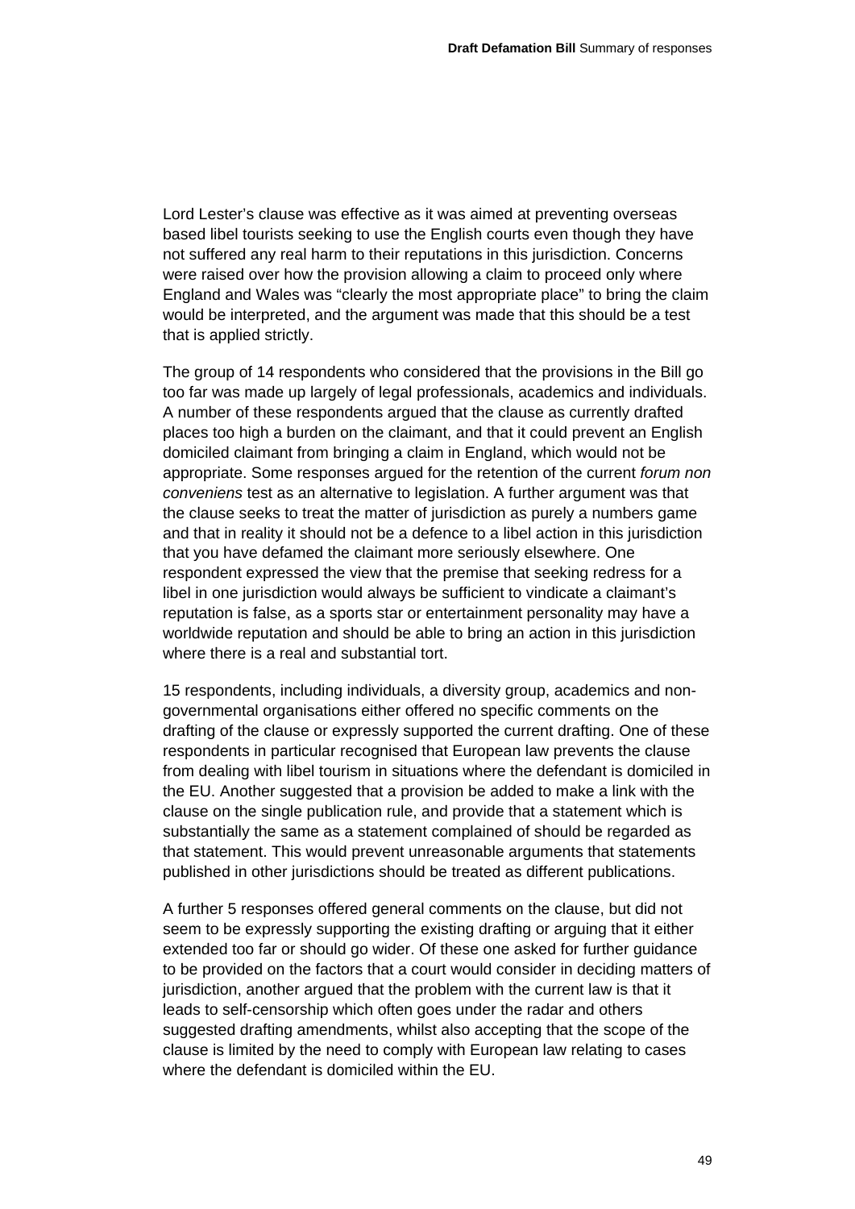Lord Lester's clause was effective as it was aimed at preventing overseas based libel tourists seeking to use the English courts even though they have not suffered any real harm to their reputations in this jurisdiction. Concerns were raised over how the provision allowing a claim to proceed only where England and Wales was "clearly the most appropriate place" to bring the claim would be interpreted, and the argument was made that this should be a test that is applied strictly.

The group of 14 respondents who considered that the provisions in the Bill go too far was made up largely of legal professionals, academics and individuals. A number of these respondents argued that the clause as currently drafted places too high a burden on the claimant, and that it could prevent an English domiciled claimant from bringing a claim in England, which would not be appropriate. Some responses argued for the retention of the current *forum non conveniens* test as an alternative to legislation. A further argument was that the clause seeks to treat the matter of jurisdiction as purely a numbers game and that in reality it should not be a defence to a libel action in this jurisdiction that you have defamed the claimant more seriously elsewhere. One respondent expressed the view that the premise that seeking redress for a libel in one jurisdiction would always be sufficient to vindicate a claimant's reputation is false, as a sports star or entertainment personality may have a worldwide reputation and should be able to bring an action in this jurisdiction where there is a real and substantial tort.

15 respondents, including individuals, a diversity group, academics and non-governmental organisations either offered no specific comments on the drafting of the clause or expressly supported the current drafting. One of these respondents in particular recognised that European law prevents the clause from dealing with libel tourism in situations where the defendant is domiciled in the EU. Another suggested that a provision be added to make a link with the clause on the single publication rule, and provide that a statement which is substantially the same as a statement complained of should be regarded as that statement. This would prevent unreasonable arguments that statements published in other jurisdictions should be treated as different publications.

A further 5 responses offered general comments on the clause, but did not seem to be expressly supporting the existing drafting or arguing that it either extended too far or should go wider. Of these one asked for further guidance to be provided on the factors that a court would consider in deciding matters of jurisdiction, another argued that the problem with the current law is that it leads to self-censorship which often goes under the radar and others suggested drafting amendments, whilst also accepting that the scope of the clause is limited by the need to comply with European law relating to cases where the defendant is domiciled within the EU.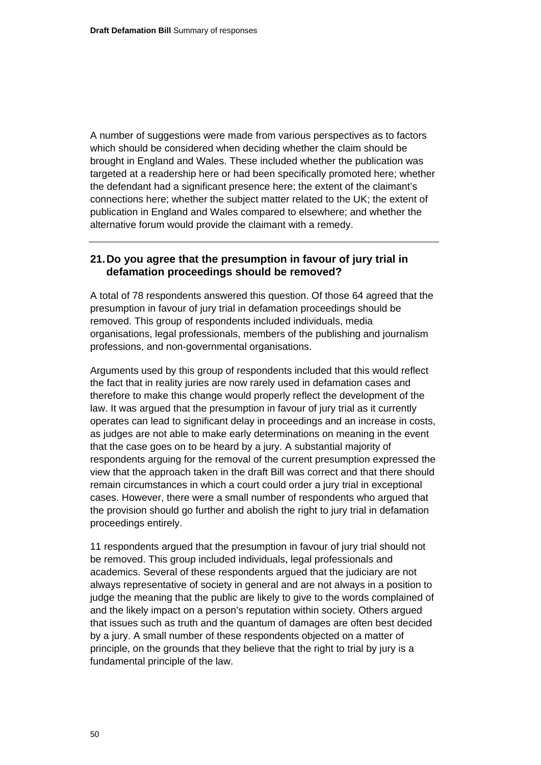A number of suggestions were made from various perspectives as to factors which should be considered when deciding whether the claim should be brought in England and Wales. These included whether the publication was targeted at a readership here or had been specifically promoted here; whether the defendant had a significant presence here; the extent of the claimant's connections here; whether the subject matter related to the UK; the extent of publication in England and Wales compared to elsewhere; and whether the alternative forum would provide the claimant with a remedy.

---

### 21. Do you agree that the presumption in favour of jury trial in defamation proceedings should be removed?

A total of 78 respondents answered this question. Of those 64 agreed that the presumption in favour of jury trial in defamation proceedings should be removed. This group of respondents included individuals, media organisations, legal professionals, members of the publishing and journalism professions, and non-governmental organisations.

Arguments used by this group of respondents included that this would reflect the fact that in reality juries are now rarely used in defamation cases and therefore to make this change would properly reflect the development of the law. It was argued that the presumption in favour of jury trial as it currently operates can lead to significant delay in proceedings and an increase in costs, as judges are not able to make early determinations on meaning in the event that the case goes on to be heard by a jury. A substantial majority of respondents arguing for the removal of the current presumption expressed the view that the approach taken in the draft Bill was correct and that there should remain circumstances in which a court could order a jury trial in exceptional cases. However, there were a small number of respondents who argued that the provision should go further and abolish the right to jury trial in defamation proceedings entirely.

11 respondents argued that the presumption in favour of jury trial should not be removed. This group included individuals, legal professionals and academics. Several of these respondents argued that the judiciary are not always representative of society in general and are not always in a position to judge the meaning that the public are likely to give to the words complained of and the likely impact on a person's reputation within society. Others argued that issues such as truth and the quantum of damages are often best decided by a jury. A small number of these respondents objected on a matter of principle, on the grounds that they believe that the right to trial by jury is a fundamental principle of the law.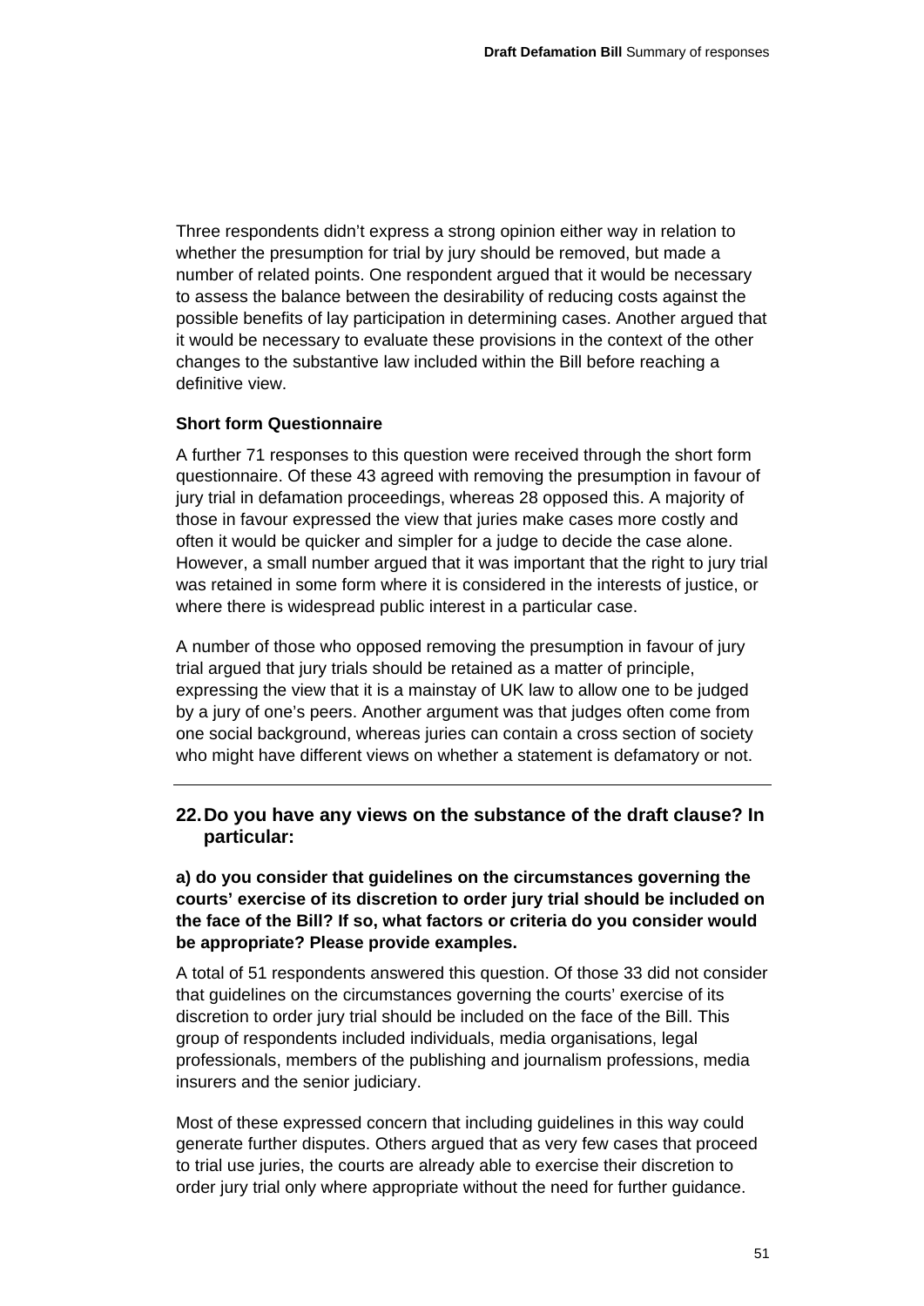Three respondents didn't express a strong opinion either way in relation to whether the presumption for trial by jury should be removed, but made a number of related points. One respondent argued that it would be necessary to assess the balance between the desirability of reducing costs against the possible benefits of lay participation in determining cases. Another argued that it would be necessary to evaluate these provisions in the context of the other changes to the substantive law included within the Bill before reaching a definitive view.

**Short form Questionnaire**

A further 71 responses to this question were received through the short form questionnaire. Of these 43 agreed with removing the presumption in favour of jury trial in defamation proceedings, whereas 28 opposed this. A majority of those in favour expressed the view that juries make cases more costly and often it would be quicker and simpler for a judge to decide the case alone. However, a small number argued that it was important that the right to jury trial was retained in some form where it is considered in the interests of justice, or where there is widespread public interest in a particular case.

A number of those who opposed removing the presumption in favour of jury trial argued that jury trials should be retained as a matter of principle, expressing the view that it is a mainstay of UK law to allow one to be judged by a jury of one's peers. Another argument was that judges often come from one social background, whereas juries can contain a cross section of society who might have different views on whether a statement is defamatory or not.

---

### 22. Do you have any views on the substance of the draft clause? In particular:

**a) do you consider that guidelines on the circumstances governing the courts' exercise of its discretion to order jury trial should be included on the face of the Bill? If so, what factors or criteria do you consider would be appropriate? Please provide examples.**

A total of 51 respondents answered this question. Of those 33 did not consider that guidelines on the circumstances governing the courts' exercise of its discretion to order jury trial should be included on the face of the Bill. This group of respondents included individuals, media organisations, legal professionals, members of the publishing and journalism professions, media insurers and the senior judiciary.

Most of these expressed concern that including guidelines in this way could generate further disputes. Others argued that as very few cases that proceed to trial use juries, the courts are already able to exercise their discretion to order jury trial only where appropriate without the need for further guidance.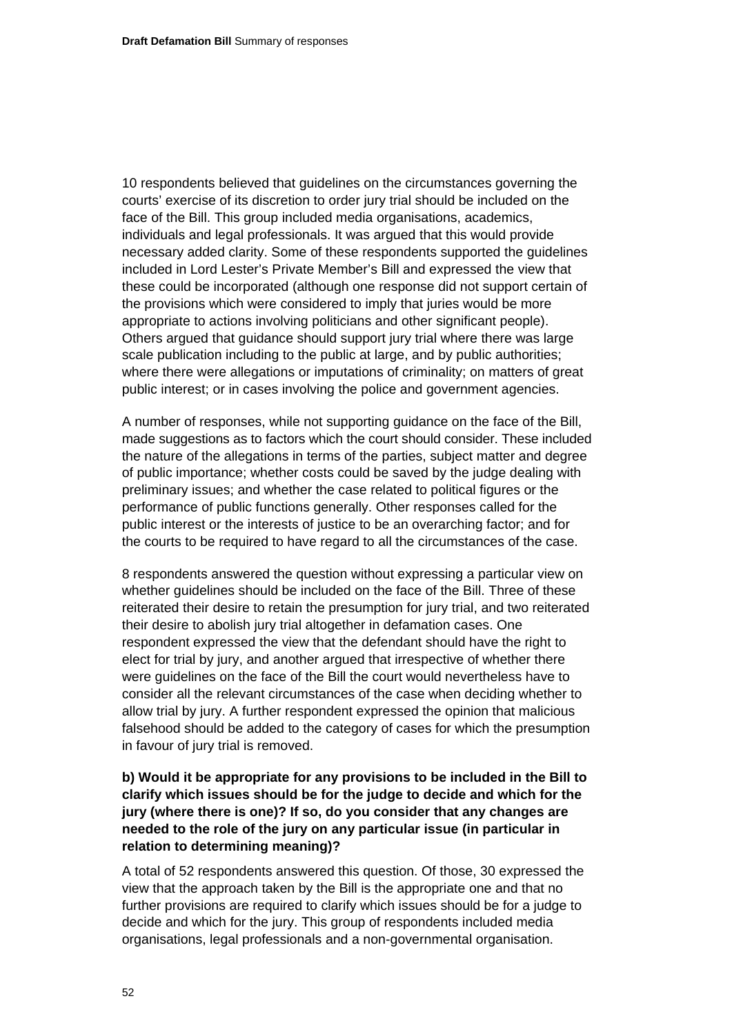10 respondents believed that guidelines on the circumstances governing the courts' exercise of its discretion to order jury trial should be included on the face of the Bill. This group included media organisations, academics, individuals and legal professionals. It was argued that this would provide necessary added clarity. Some of these respondents supported the guidelines included in Lord Lester's Private Member's Bill and expressed the view that these could be incorporated (although one response did not support certain of the provisions which were considered to imply that juries would be more appropriate to actions involving politicians and other significant people). Others argued that guidance should support jury trial where there was large scale publication including to the public at large, and by public authorities; where there were allegations or imputations of criminality; on matters of great public interest; or in cases involving the police and government agencies.

A number of responses, while not supporting guidance on the face of the Bill, made suggestions as to factors which the court should consider. These included the nature of the allegations in terms of the parties, subject matter and degree of public importance; whether costs could be saved by the judge dealing with preliminary issues; and whether the case related to political figures or the performance of public functions generally. Other responses called for the public interest or the interests of justice to be an overarching factor; and for the courts to be required to have regard to all the circumstances of the case.

8 respondents answered the question without expressing a particular view on whether guidelines should be included on the face of the Bill. Three of these reiterated their desire to retain the presumption for jury trial, and two reiterated their desire to abolish jury trial altogether in defamation cases. One respondent expressed the view that the defendant should have the right to elect for trial by jury, and another argued that irrespective of whether there were guidelines on the face of the Bill the court would nevertheless have to consider all the relevant circumstances of the case when deciding whether to allow trial by jury. A further respondent expressed the opinion that malicious falsehood should be added to the category of cases for which the presumption in favour of jury trial is removed.

**b) Would it be appropriate for any provisions to be included in the Bill to clarify which issues should be for the judge to decide and which for the jury (where there is one)? If so, do you consider that any changes are needed to the role of the jury on any particular issue (in particular in relation to determining meaning)?**

A total of 52 respondents answered this question. Of those, 30 expressed the view that the approach taken by the Bill is the appropriate one and that no further provisions are required to clarify which issues should be for a judge to decide and which for the jury. This group of respondents included media organisations, legal professionals and a non-governmental organisation.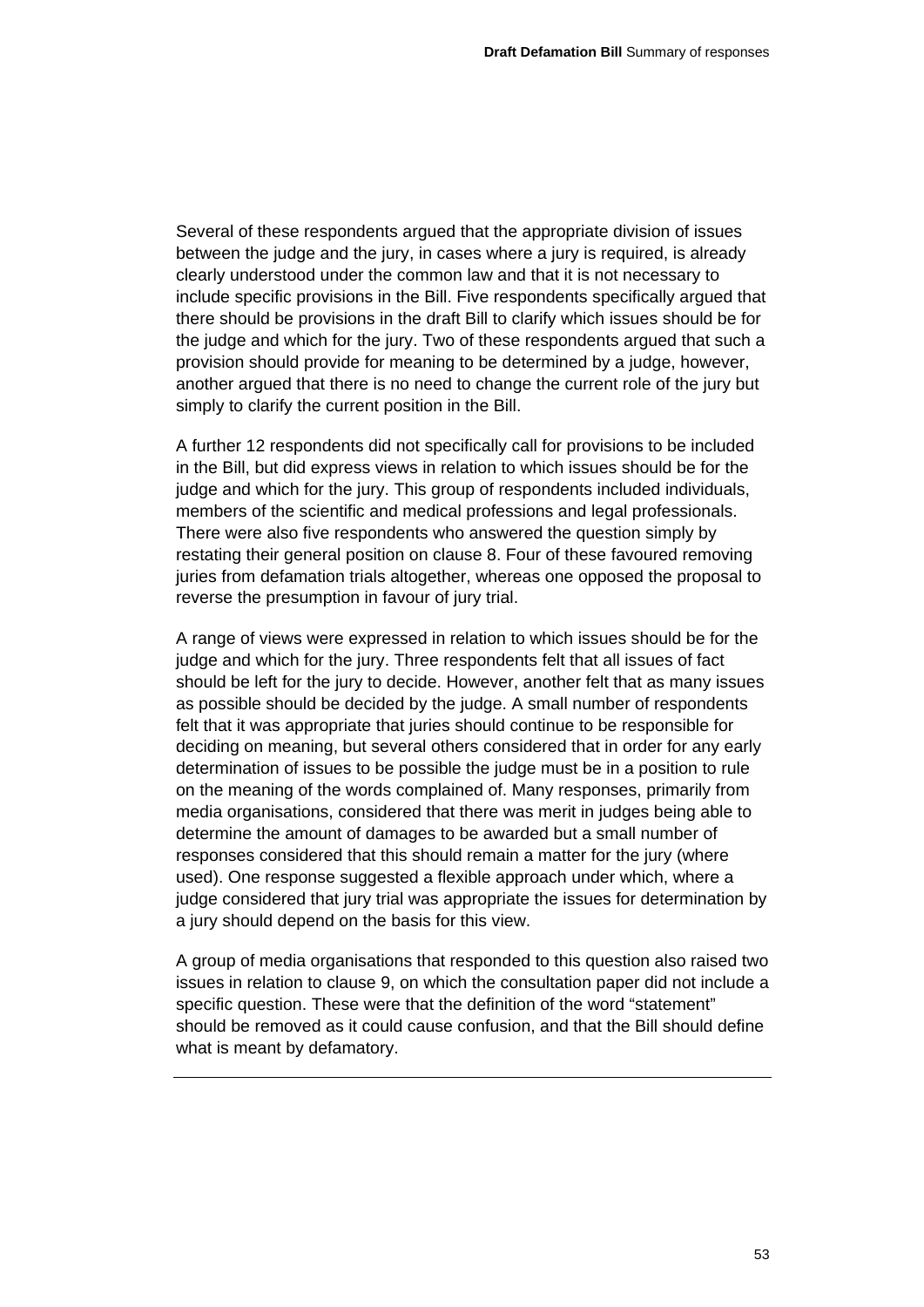Several of these respondents argued that the appropriate division of issues between the judge and the jury, in cases where a jury is required, is already clearly understood under the common law and that it is not necessary to include specific provisions in the Bill. Five respondents specifically argued that there should be provisions in the draft Bill to clarify which issues should be for the judge and which for the jury. Two of these respondents argued that such a provision should provide for meaning to be determined by a judge, however, another argued that there is no need to change the current role of the jury but simply to clarify the current position in the Bill.

A further 12 respondents did not specifically call for provisions to be included in the Bill, but did express views in relation to which issues should be for the judge and which for the jury. This group of respondents included individuals, members of the scientific and medical professions and legal professionals. There were also five respondents who answered the question simply by restating their general position on clause 8. Four of these favoured removing juries from defamation trials altogether, whereas one opposed the proposal to reverse the presumption in favour of jury trial.

A range of views were expressed in relation to which issues should be for the judge and which for the jury. Three respondents felt that all issues of fact should be left for the jury to decide. However, another felt that as many issues as possible should be decided by the judge. A small number of respondents felt that it was appropriate that juries should continue to be responsible for deciding on meaning, but several others considered that in order for any early determination of issues to be possible the judge must be in a position to rule on the meaning of the words complained of. Many responses, primarily from media organisations, considered that there was merit in judges being able to determine the amount of damages to be awarded but a small number of responses considered that this should remain a matter for the jury (where used). One response suggested a flexible approach under which, where a judge considered that jury trial was appropriate the issues for determination by a jury should depend on the basis for this view.

A group of media organisations that responded to this question also raised two issues in relation to clause 9, on which the consultation paper did not include a specific question. These were that the definition of the word "statement" should be removed as it could cause confusion, and that the Bill should define what is meant by defamatory.

---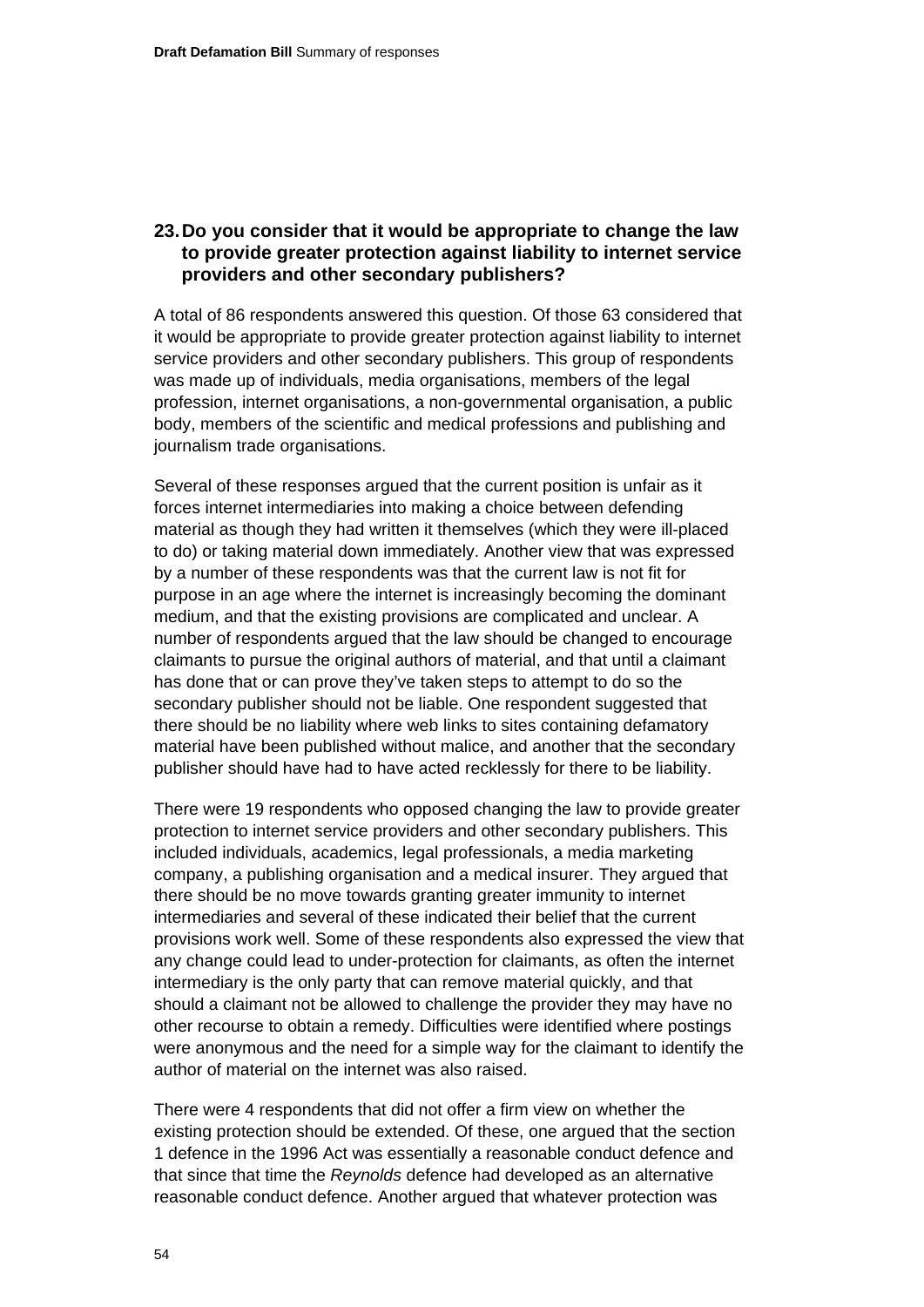### 23. Do you consider that it would be appropriate to change the law to provide greater protection against liability to internet service providers and other secondary publishers?

A total of 86 respondents answered this question. Of those 63 considered that it would be appropriate to provide greater protection against liability to internet service providers and other secondary publishers. This group of respondents was made up of individuals, media organisations, members of the legal profession, internet organisations, a non-governmental organisation, a public body, members of the scientific and medical professions and publishing and journalism trade organisations.

Several of these responses argued that the current position is unfair as it forces internet intermediaries into making a choice between defending material as though they had written it themselves (which they were ill-placed to do) or taking material down immediately. Another view that was expressed by a number of these respondents was that the current law is not fit for purpose in an age where the internet is increasingly becoming the dominant medium, and that the existing provisions are complicated and unclear. A number of respondents argued that the law should be changed to encourage claimants to pursue the original authors of material, and that until a claimant has done that or can prove they've taken steps to attempt to do so the secondary publisher should not be liable. One respondent suggested that there should be no liability where web links to sites containing defamatory material have been published without malice, and another that the secondary publisher should have had to have acted recklessly for there to be liability.

There were 19 respondents who opposed changing the law to provide greater protection to internet service providers and other secondary publishers. This included individuals, academics, legal professionals, a media marketing company, a publishing organisation and a medical insurer. They argued that there should be no move towards granting greater immunity to internet intermediaries and several of these indicated their belief that the current provisions work well. Some of these respondents also expressed the view that any change could lead to under-protection for claimants, as often the internet intermediary is the only party that can remove material quickly, and that should a claimant not be allowed to challenge the provider they may have no other recourse to obtain a remedy. Difficulties were identified where postings were anonymous and the need for a simple way for the claimant to identify the author of material on the internet was also raised.

There were 4 respondents that did not offer a firm view on whether the existing protection should be extended. Of these, one argued that the section 1 defence in the 1996 Act was essentially a reasonable conduct defence and that since that time the *Reynolds* defence had developed as an alternative reasonable conduct defence. Another argued that whatever protection was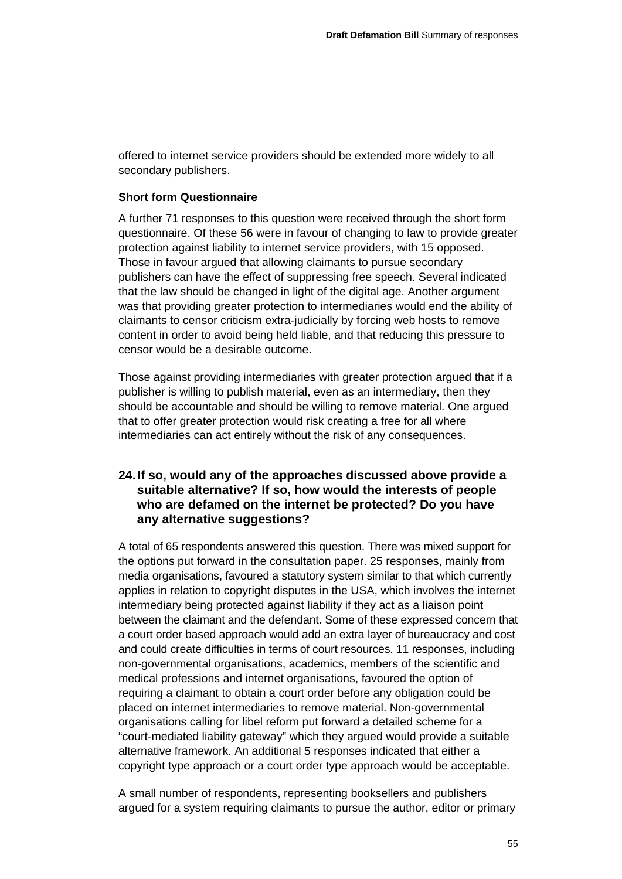offered to internet service providers should be extended more widely to all secondary publishers.

**Short form Questionnaire**

A further 71 responses to this question were received through the short form questionnaire. Of these 56 were in favour of changing to law to provide greater protection against liability to internet service providers, with 15 opposed. Those in favour argued that allowing claimants to pursue secondary publishers can have the effect of suppressing free speech. Several indicated that the law should be changed in light of the digital age. Another argument was that providing greater protection to intermediaries would end the ability of claimants to censor criticism extra-judicially by forcing web hosts to remove content in order to avoid being held liable, and that reducing this pressure to censor would be a desirable outcome.

Those against providing intermediaries with greater protection argued that if a publisher is willing to publish material, even as an intermediary, then they should be accountable and should be willing to remove material. One argued that to offer greater protection would risk creating a free for all where intermediaries can act entirely without the risk of any consequences.

---

### 24. If so, would any of the approaches discussed above provide a suitable alternative? If so, how would the interests of people who are defamed on the internet be protected? Do you have any alternative suggestions?

A total of 65 respondents answered this question. There was mixed support for the options put forward in the consultation paper. 25 responses, mainly from media organisations, favoured a statutory system similar to that which currently applies in relation to copyright disputes in the USA, which involves the internet intermediary being protected against liability if they act as a liaison point between the claimant and the defendant. Some of these expressed concern that a court order based approach would add an extra layer of bureaucracy and cost and could create difficulties in terms of court resources. 11 responses, including non-governmental organisations, academics, members of the scientific and medical professions and internet organisations, favoured the option of requiring a claimant to obtain a court order before any obligation could be placed on internet intermediaries to remove material. Non-governmental organisations calling for libel reform put forward a detailed scheme for a "court-mediated liability gateway" which they argued would provide a suitable alternative framework. An additional 5 responses indicated that either a copyright type approach or a court order type approach would be acceptable.

A small number of respondents, representing booksellers and publishers argued for a system requiring claimants to pursue the author, editor or primary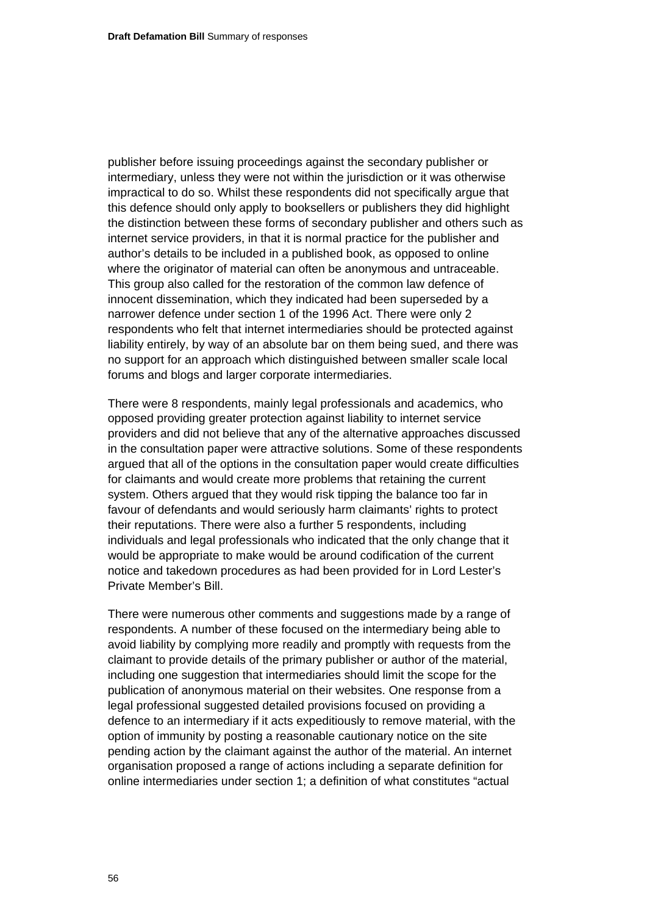publisher before issuing proceedings against the secondary publisher or intermediary, unless they were not within the jurisdiction or it was otherwise impractical to do so. Whilst these respondents did not specifically argue that this defence should only apply to booksellers or publishers they did highlight the distinction between these forms of secondary publisher and others such as internet service providers, in that it is normal practice for the publisher and author's details to be included in a published book, as opposed to online where the originator of material can often be anonymous and untraceable. This group also called for the restoration of the common law defence of innocent dissemination, which they indicated had been superseded by a narrower defence under section 1 of the 1996 Act. There were only 2 respondents who felt that internet intermediaries should be protected against liability entirely, by way of an absolute bar on them being sued, and there was no support for an approach which distinguished between smaller scale local forums and blogs and larger corporate intermediaries.

There were 8 respondents, mainly legal professionals and academics, who opposed providing greater protection against liability to internet service providers and did not believe that any of the alternative approaches discussed in the consultation paper were attractive solutions. Some of these respondents argued that all of the options in the consultation paper would create difficulties for claimants and would create more problems that retaining the current system. Others argued that they would risk tipping the balance too far in favour of defendants and would seriously harm claimants' rights to protect their reputations. There were also a further 5 respondents, including individuals and legal professionals who indicated that the only change that it would be appropriate to make would be around codification of the current notice and takedown procedures as had been provided for in Lord Lester's Private Member's Bill.

There were numerous other comments and suggestions made by a range of respondents. A number of these focused on the intermediary being able to avoid liability by complying more readily and promptly with requests from the claimant to provide details of the primary publisher or author of the material, including one suggestion that intermediaries should limit the scope for the publication of anonymous material on their websites. One response from a legal professional suggested detailed provisions focused on providing a defence to an intermediary if it acts expeditiously to remove material, with the option of immunity by posting a reasonable cautionary notice on the site pending action by the claimant against the author of the material. An internet organisation proposed a range of actions including a separate definition for online intermediaries under section 1; a definition of what constitutes "actual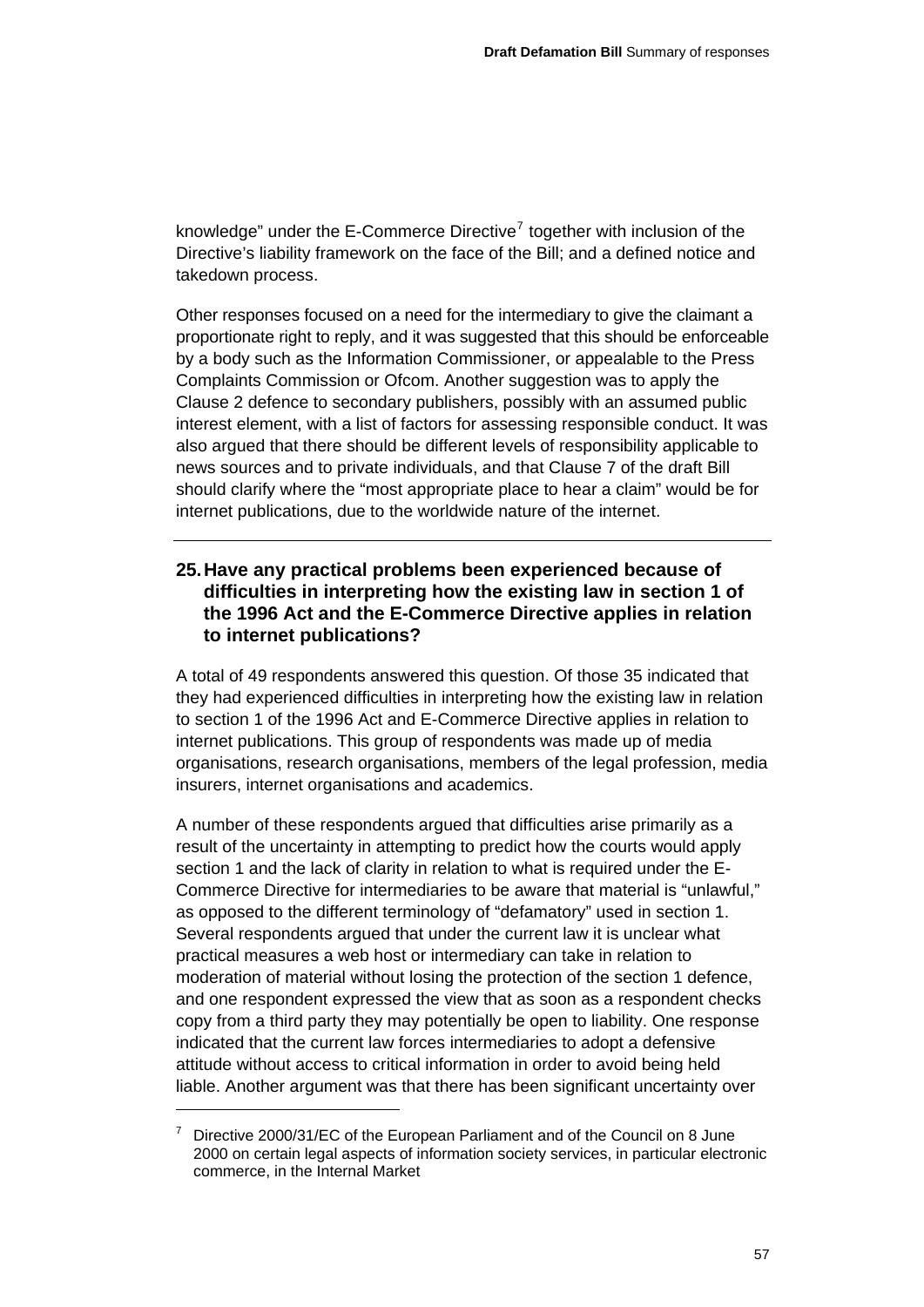knowledge" under the E-Commerce Directive[7] together with inclusion of the Directive's liability framework on the face of the Bill; and a defined notice and takedown process.

Other responses focused on a need for the intermediary to give the claimant a proportionate right to reply, and it was suggested that this should be enforceable by a body such as the Information Commissioner, or appealable to the Press Complaints Commission or Ofcom. Another suggestion was to apply the Clause 2 defence to secondary publishers, possibly with an assumed public interest element, with a list of factors for assessing responsible conduct. It was also argued that there should be different levels of responsibility applicable to news sources and to private individuals, and that Clause 7 of the draft Bill should clarify where the "most appropriate place to hear a claim" would be for internet publications, due to the worldwide nature of the internet.

---

### 25. Have any practical problems been experienced because of difficulties in interpreting how the existing law in section 1 of the 1996 Act and the E-Commerce Directive applies in relation to internet publications?

A total of 49 respondents answered this question. Of those 35 indicated that they had experienced difficulties in interpreting how the existing law in relation to section 1 of the 1996 Act and E-Commerce Directive applies in relation to internet publications. This group of respondents was made up of media organisations, research organisations, members of the legal profession, media insurers, internet organisations and academics.

A number of these respondents argued that difficulties arise primarily as a result of the uncertainty in attempting to predict how the courts would apply section 1 and the lack of clarity in relation to what is required under the E-Commerce Directive for intermediaries to be aware that material is "unlawful," as opposed to the different terminology of "defamatory" used in section 1. Several respondents argued that under the current law it is unclear what practical measures a web host or intermediary can take in relation to moderation of material without losing the protection of the section 1 defence, and one respondent expressed the view that as soon as a respondent checks copy from a third party they may potentially be open to liability. One response indicated that the current law forces intermediaries to adopt a defensive attitude without access to critical information in order to avoid being held liable. Another argument was that there has been significant uncertainty over

---

[7] Directive 2000/31/EC of the European Parliament and of the Council on 8 June 2000 on certain legal aspects of information society services, in particular electronic commerce, in the Internal Market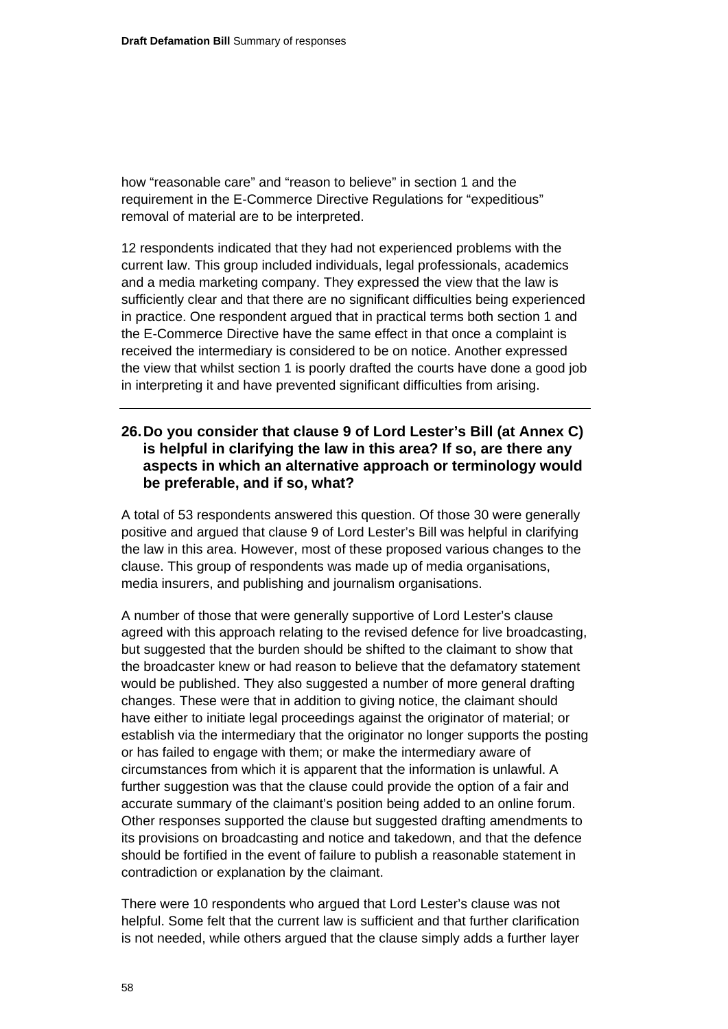how “reasonable care” and “reason to believe” in section 1 and the requirement in the E-Commerce Directive Regulations for “expeditious” removal of material are to be interpreted.

12 respondents indicated that they had not experienced problems with the current law. This group included individuals, legal professionals, academics and a media marketing company. They expressed the view that the law is sufficiently clear and that there are no significant difficulties being experienced in practice. One respondent argued that in practical terms both section 1 and the E-Commerce Directive have the same effect in that once a complaint is received the intermediary is considered to be on notice. Another expressed the view that whilst section 1 is poorly drafted the courts have done a good job in interpreting it and have prevented significant difficulties from arising.

---

### 26. Do you consider that clause 9 of Lord Lester’s Bill (at Annex C) is helpful in clarifying the law in this area? If so, are there any aspects in which an alternative approach or terminology would be preferable, and if so, what?

A total of 53 respondents answered this question. Of those 30 were generally positive and argued that clause 9 of Lord Lester’s Bill was helpful in clarifying the law in this area. However, most of these proposed various changes to the clause. This group of respondents was made up of media organisations, media insurers, and publishing and journalism organisations.

A number of those that were generally supportive of Lord Lester’s clause agreed with this approach relating to the revised defence for live broadcasting, but suggested that the burden should be shifted to the claimant to show that the broadcaster knew or had reason to believe that the defamatory statement would be published. They also suggested a number of more general drafting changes. These were that in addition to giving notice, the claimant should have either to initiate legal proceedings against the originator of material; or establish via the intermediary that the originator no longer supports the posting or has failed to engage with them; or make the intermediary aware of circumstances from which it is apparent that the information is unlawful. A further suggestion was that the clause could provide the option of a fair and accurate summary of the claimant’s position being added to an online forum. Other responses supported the clause but suggested drafting amendments to its provisions on broadcasting and notice and takedown, and that the defence should be fortified in the event of failure to publish a reasonable statement in contradiction or explanation by the claimant.

There were 10 respondents who argued that Lord Lester’s clause was not helpful. Some felt that the current law is sufficient and that further clarification is not needed, while others argued that the clause simply adds a further layer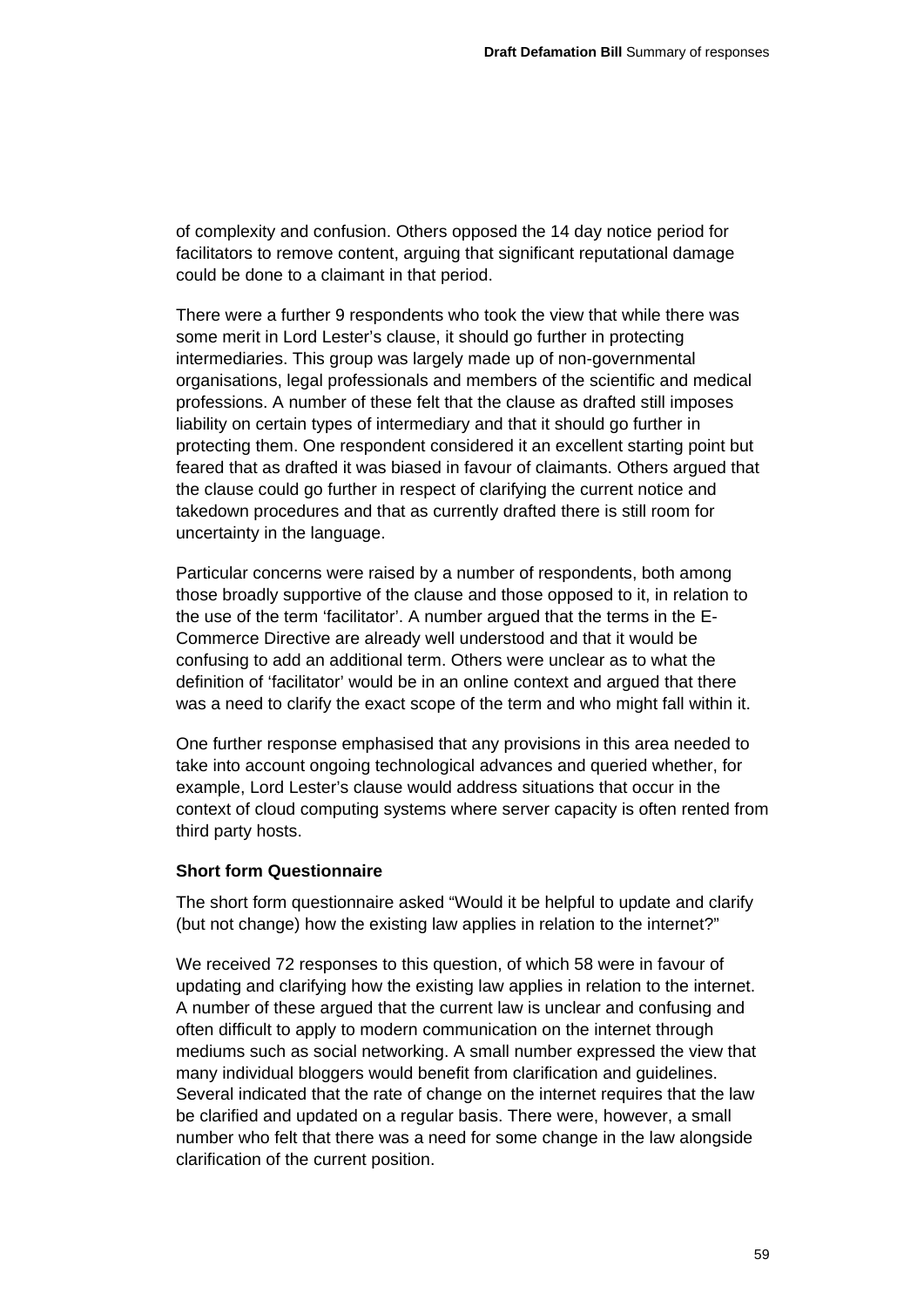of complexity and confusion. Others opposed the 14 day notice period for facilitators to remove content, arguing that significant reputational damage could be done to a claimant in that period.

There were a further 9 respondents who took the view that while there was some merit in Lord Lester's clause, it should go further in protecting intermediaries. This group was largely made up of non-governmental organisations, legal professionals and members of the scientific and medical professions. A number of these felt that the clause as drafted still imposes liability on certain types of intermediary and that it should go further in protecting them. One respondent considered it an excellent starting point but feared that as drafted it was biased in favour of claimants. Others argued that the clause could go further in respect of clarifying the current notice and takedown procedures and that as currently drafted there is still room for uncertainty in the language.

Particular concerns were raised by a number of respondents, both among those broadly supportive of the clause and those opposed to it, in relation to the use of the term 'facilitator'. A number argued that the terms in the E-Commerce Directive are already well understood and that it would be confusing to add an additional term. Others were unclear as to what the definition of 'facilitator' would be in an online context and argued that there was a need to clarify the exact scope of the term and who might fall within it.

One further response emphasised that any provisions in this area needed to take into account ongoing technological advances and queried whether, for example, Lord Lester's clause would address situations that occur in the context of cloud computing systems where server capacity is often rented from third party hosts.

### Short form Questionnaire

The short form questionnaire asked "Would it be helpful to update and clarify (but not change) how the existing law applies in relation to the internet?"

We received 72 responses to this question, of which 58 were in favour of updating and clarifying how the existing law applies in relation to the internet. A number of these argued that the current law is unclear and confusing and often difficult to apply to modern communication on the internet through mediums such as social networking. A small number expressed the view that many individual bloggers would benefit from clarification and guidelines. Several indicated that the rate of change on the internet requires that the law be clarified and updated on a regular basis. There were, however, a small number who felt that there was a need for some change in the law alongside clarification of the current position.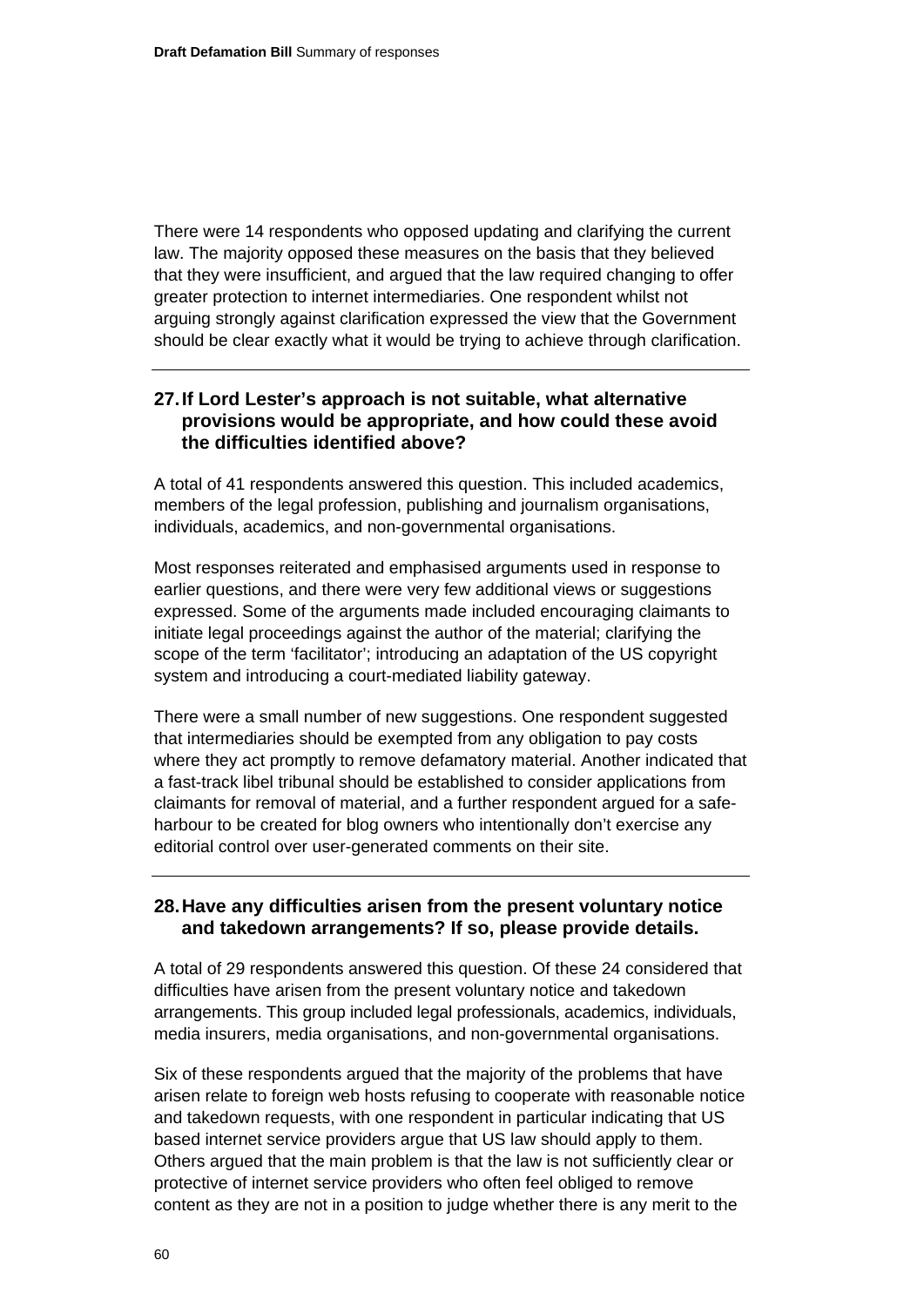There were 14 respondents who opposed updating and clarifying the current law. The majority opposed these measures on the basis that they believed that they were insufficient, and argued that the law required changing to offer greater protection to internet intermediaries. One respondent whilst not arguing strongly against clarification expressed the view that the Government should be clear exactly what it would be trying to achieve through clarification.

---

### 27. If Lord Lester's approach is not suitable, what alternative provisions would be appropriate, and how could these avoid the difficulties identified above?

A total of 41 respondents answered this question. This included academics, members of the legal profession, publishing and journalism organisations, individuals, academics, and non-governmental organisations.

Most responses reiterated and emphasised arguments used in response to earlier questions, and there were very few additional views or suggestions expressed. Some of the arguments made included encouraging claimants to initiate legal proceedings against the author of the material; clarifying the scope of the term 'facilitator'; introducing an adaptation of the US copyright system and introducing a court-mediated liability gateway.

There were a small number of new suggestions. One respondent suggested that intermediaries should be exempted from any obligation to pay costs where they act promptly to remove defamatory material. Another indicated that a fast-track libel tribunal should be established to consider applications from claimants for removal of material, and a further respondent argued for a safe-harbour to be created for blog owners who intentionally don't exercise any editorial control over user-generated comments on their site.

---

### 28. Have any difficulties arisen from the present voluntary notice and takedown arrangements? If so, please provide details.

A total of 29 respondents answered this question. Of these 24 considered that difficulties have arisen from the present voluntary notice and takedown arrangements. This group included legal professionals, academics, individuals, media insurers, media organisations, and non-governmental organisations.

Six of these respondents argued that the majority of the problems that have arisen relate to foreign web hosts refusing to cooperate with reasonable notice and takedown requests, with one respondent in particular indicating that US based internet service providers argue that US law should apply to them. Others argued that the main problem is that the law is not sufficiently clear or protective of internet service providers who often feel obliged to remove content as they are not in a position to judge whether there is any merit to the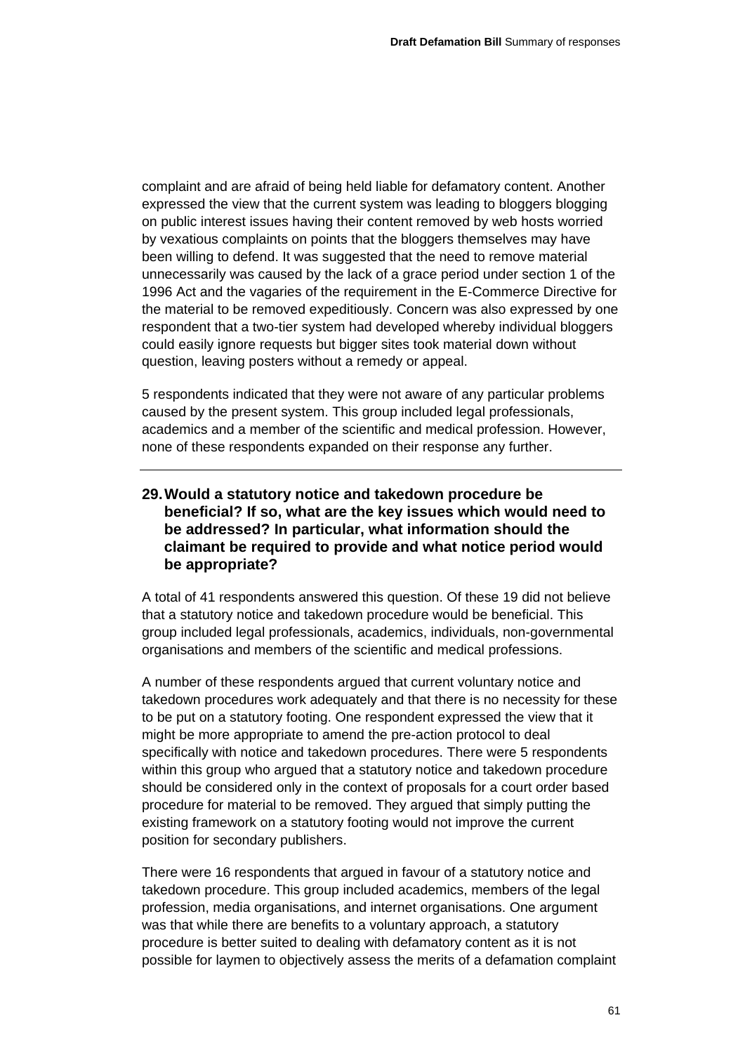complaint and are afraid of being held liable for defamatory content. Another expressed the view that the current system was leading to bloggers blogging on public interest issues having their content removed by web hosts worried by vexatious complaints on points that the bloggers themselves may have been willing to defend. It was suggested that the need to remove material unnecessarily was caused by the lack of a grace period under section 1 of the 1996 Act and the vagaries of the requirement in the E-Commerce Directive for the material to be removed expeditiously. Concern was also expressed by one respondent that a two-tier system had developed whereby individual bloggers could easily ignore requests but bigger sites took material down without question, leaving posters without a remedy or appeal.

5 respondents indicated that they were not aware of any particular problems caused by the present system. This group included legal professionals, academics and a member of the scientific and medical profession. However, none of these respondents expanded on their response any further.

---

### 29. Would a statutory notice and takedown procedure be beneficial? If so, what are the key issues which would need to be addressed? In particular, what information should the claimant be required to provide and what notice period would be appropriate?

A total of 41 respondents answered this question. Of these 19 did not believe that a statutory notice and takedown procedure would be beneficial. This group included legal professionals, academics, individuals, non-governmental organisations and members of the scientific and medical professions.

A number of these respondents argued that current voluntary notice and takedown procedures work adequately and that there is no necessity for these to be put on a statutory footing. One respondent expressed the view that it might be more appropriate to amend the pre-action protocol to deal specifically with notice and takedown procedures. There were 5 respondents within this group who argued that a statutory notice and takedown procedure should be considered only in the context of proposals for a court order based procedure for material to be removed. They argued that simply putting the existing framework on a statutory footing would not improve the current position for secondary publishers.

There were 16 respondents that argued in favour of a statutory notice and takedown procedure. This group included academics, members of the legal profession, media organisations, and internet organisations. One argument was that while there are benefits to a voluntary approach, a statutory procedure is better suited to dealing with defamatory content as it is not possible for laymen to objectively assess the merits of a defamation complaint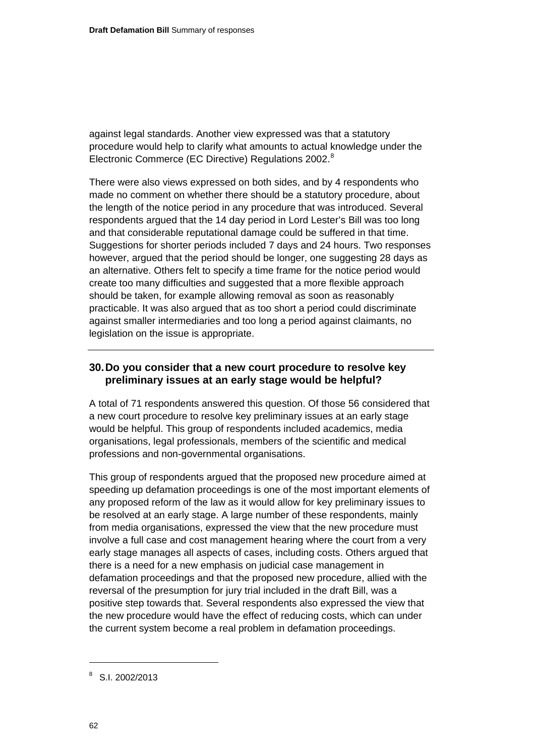against legal standards. Another view expressed was that a statutory procedure would help to clarify what amounts to actual knowledge under the Electronic Commerce (EC Directive) Regulations 2002.[8]

There were also views expressed on both sides, and by 4 respondents who made no comment on whether there should be a statutory procedure, about the length of the notice period in any procedure that was introduced. Several respondents argued that the 14 day period in Lord Lester's Bill was too long and that considerable reputational damage could be suffered in that time. Suggestions for shorter periods included 7 days and 24 hours. Two responses however, argued that the period should be longer, one suggesting 28 days as an alternative. Others felt to specify a time frame for the notice period would create too many difficulties and suggested that a more flexible approach should be taken, for example allowing removal as soon as reasonably practicable. It was also argued that as too short a period could discriminate against smaller intermediaries and too long a period against claimants, no legislation on the issue is appropriate.

---

### 30. Do you consider that a new court procedure to resolve key preliminary issues at an early stage would be helpful?

A total of 71 respondents answered this question. Of those 56 considered that a new court procedure to resolve key preliminary issues at an early stage would be helpful. This group of respondents included academics, media organisations, legal professionals, members of the scientific and medical professions and non-governmental organisations.

This group of respondents argued that the proposed new procedure aimed at speeding up defamation proceedings is one of the most important elements of any proposed reform of the law as it would allow for key preliminary issues to be resolved at an early stage. A large number of these respondents, mainly from media organisations, expressed the view that the new procedure must involve a full case and cost management hearing where the court from a very early stage manages all aspects of cases, including costs. Others argued that there is a need for a new emphasis on judicial case management in defamation proceedings and that the proposed new procedure, allied with the reversal of the presumption for jury trial included in the draft Bill, was a positive step towards that. Several respondents also expressed the view that the new procedure would have the effect of reducing costs, which can under the current system become a real problem in defamation proceedings.

---

[8] S.I. 2002/2013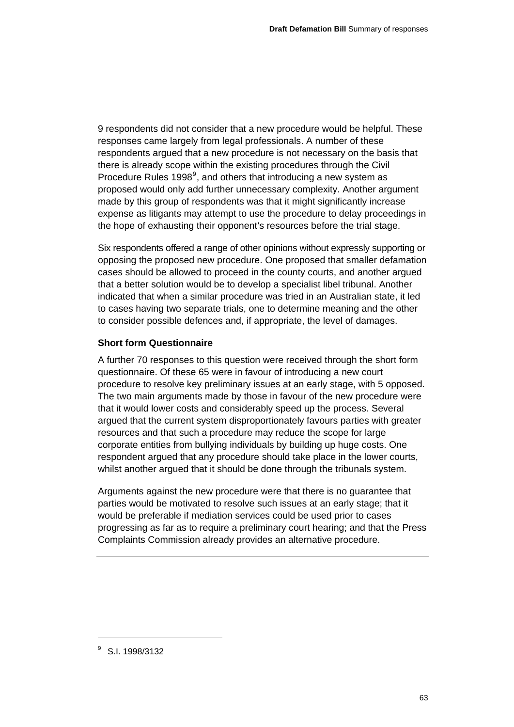9 respondents did not consider that a new procedure would be helpful. These responses came largely from legal professionals. A number of these respondents argued that a new procedure is not necessary on the basis that there is already scope within the existing procedures through the Civil Procedure Rules 1998[9], and others that introducing a new system as proposed would only add further unnecessary complexity. Another argument made by this group of respondents was that it might significantly increase expense as litigants may attempt to use the procedure to delay proceedings in the hope of exhausting their opponent's resources before the trial stage.

Six respondents offered a range of other opinions without expressly supporting or opposing the proposed new procedure. One proposed that smaller defamation cases should be allowed to proceed in the county courts, and another argued that a better solution would be to develop a specialist libel tribunal. Another indicated that when a similar procedure was tried in an Australian state, it led to cases having two separate trials, one to determine meaning and the other to consider possible defences and, if appropriate, the level of damages.

**Short form Questionnaire**

A further 70 responses to this question were received through the short form questionnaire. Of these 65 were in favour of introducing a new court procedure to resolve key preliminary issues at an early stage, with 5 opposed. The two main arguments made by those in favour of the new procedure were that it would lower costs and considerably speed up the process. Several argued that the current system disproportionately favours parties with greater resources and that such a procedure may reduce the scope for large corporate entities from bullying individuals by building up huge costs. One respondent argued that any procedure should take place in the lower courts, whilst another argued that it should be done through the tribunals system.

Arguments against the new procedure were that there is no guarantee that parties would be motivated to resolve such issues at an early stage; that it would be preferable if mediation services could be used prior to cases progressing as far as to require a preliminary court hearing; and that the Press Complaints Commission already provides an alternative procedure.

---

[9] S.I. 1998/3132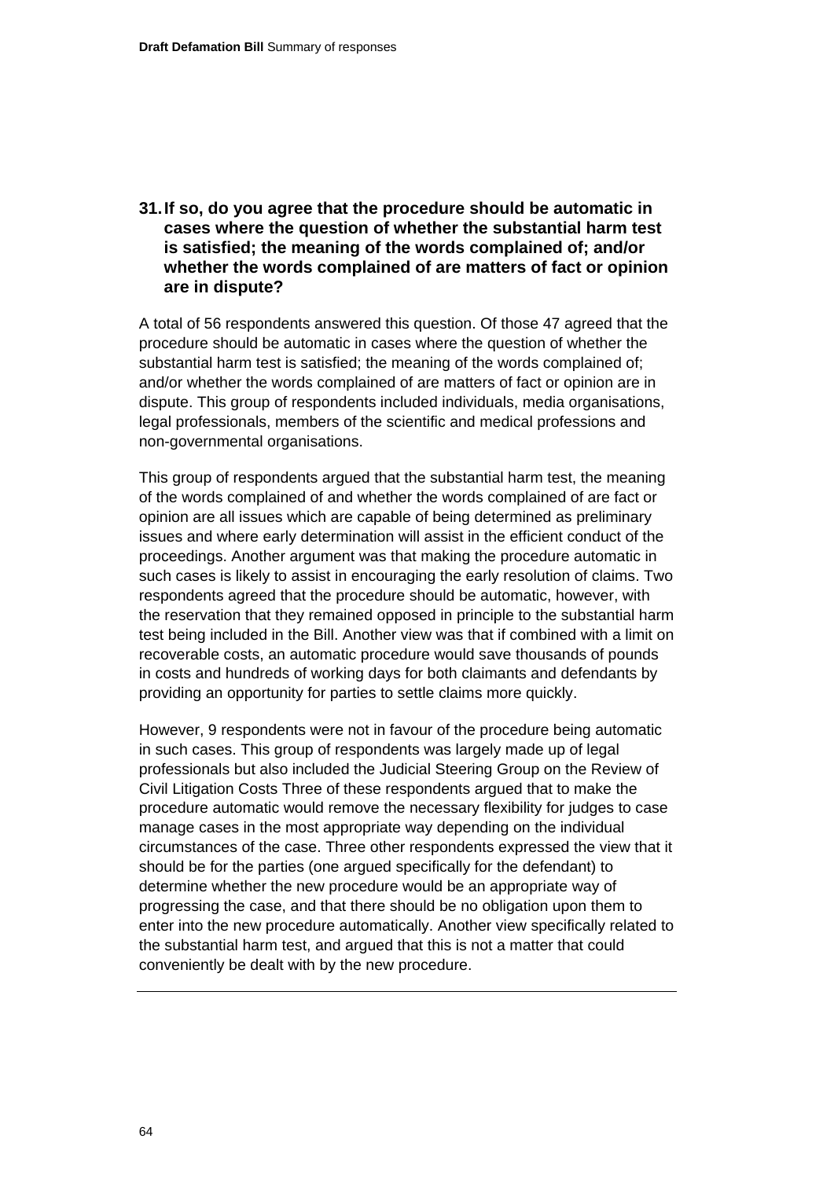### 31. If so, do you agree that the procedure should be automatic in cases where the question of whether the substantial harm test is satisfied; the meaning of the words complained of; and/or whether the words complained of are matters of fact or opinion are in dispute?

A total of 56 respondents answered this question. Of those 47 agreed that the procedure should be automatic in cases where the question of whether the substantial harm test is satisfied; the meaning of the words complained of; and/or whether the words complained of are matters of fact or opinion are in dispute. This group of respondents included individuals, media organisations, legal professionals, members of the scientific and medical professions and non-governmental organisations.

This group of respondents argued that the substantial harm test, the meaning of the words complained of and whether the words complained of are fact or opinion are all issues which are capable of being determined as preliminary issues and where early determination will assist in the efficient conduct of the proceedings. Another argument was that making the procedure automatic in such cases is likely to assist in encouraging the early resolution of claims. Two respondents agreed that the procedure should be automatic, however, with the reservation that they remained opposed in principle to the substantial harm test being included in the Bill. Another view was that if combined with a limit on recoverable costs, an automatic procedure would save thousands of pounds in costs and hundreds of working days for both claimants and defendants by providing an opportunity for parties to settle claims more quickly.

However, 9 respondents were not in favour of the procedure being automatic in such cases. This group of respondents was largely made up of legal professionals but also included the Judicial Steering Group on the Review of Civil Litigation Costs Three of these respondents argued that to make the procedure automatic would remove the necessary flexibility for judges to case manage cases in the most appropriate way depending on the individual circumstances of the case. Three other respondents expressed the view that it should be for the parties (one argued specifically for the defendant) to determine whether the new procedure would be an appropriate way of progressing the case, and that there should be no obligation upon them to enter into the new procedure automatically. Another view specifically related to the substantial harm test, and argued that this is not a matter that could conveniently be dealt with by the new procedure.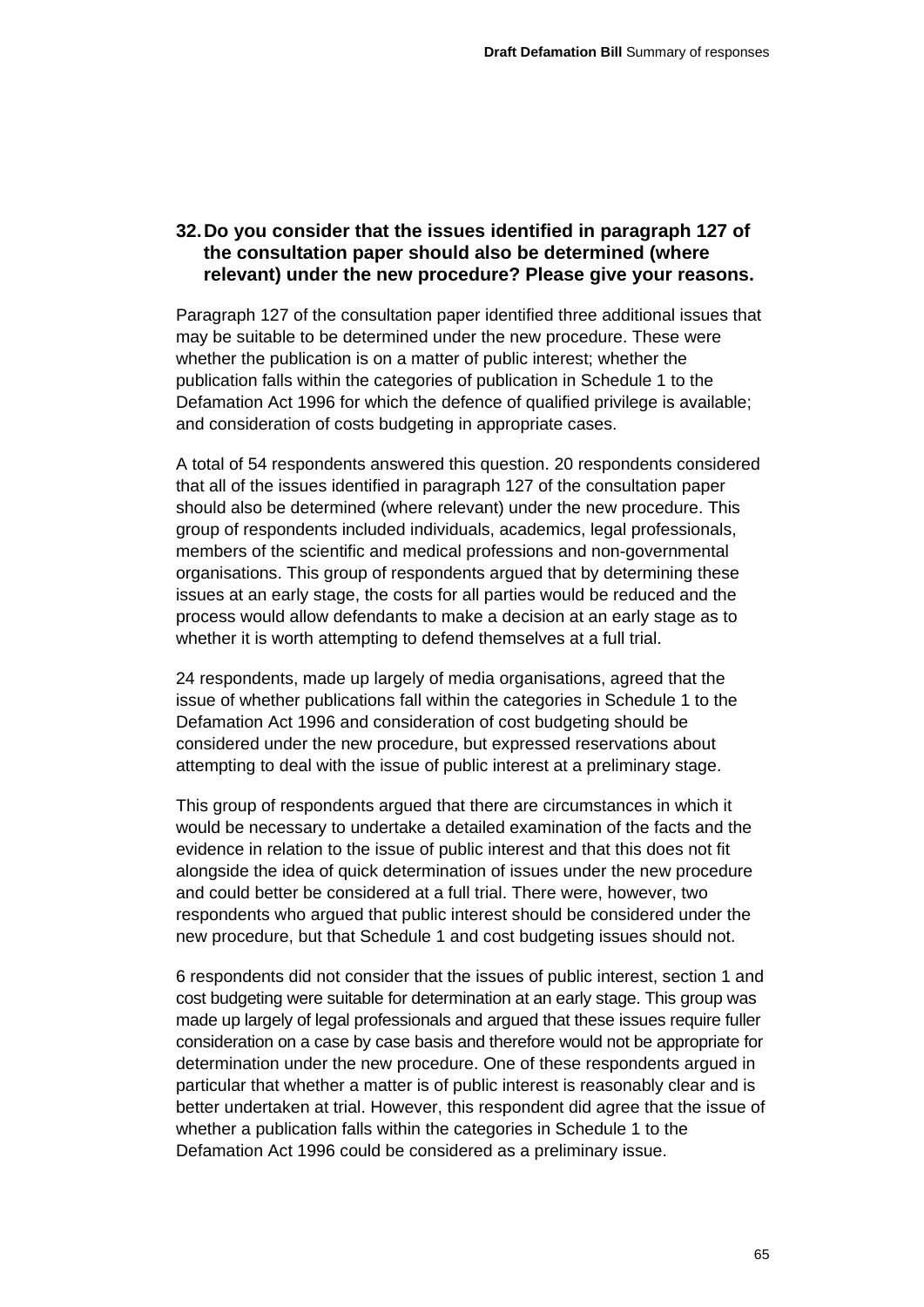### 32. Do you consider that the issues identified in paragraph 127 of the consultation paper should also be determined (where relevant) under the new procedure? Please give your reasons.

Paragraph 127 of the consultation paper identified three additional issues that may be suitable to be determined under the new procedure. These were whether the publication is on a matter of public interest; whether the publication falls within the categories of publication in Schedule 1 to the Defamation Act 1996 for which the defence of qualified privilege is available; and consideration of costs budgeting in appropriate cases.

A total of 54 respondents answered this question. 20 respondents considered that all of the issues identified in paragraph 127 of the consultation paper should also be determined (where relevant) under the new procedure. This group of respondents included individuals, academics, legal professionals, members of the scientific and medical professions and non-governmental organisations. This group of respondents argued that by determining these issues at an early stage, the costs for all parties would be reduced and the process would allow defendants to make a decision at an early stage as to whether it is worth attempting to defend themselves at a full trial.

24 respondents, made up largely of media organisations, agreed that the issue of whether publications fall within the categories in Schedule 1 to the Defamation Act 1996 and consideration of cost budgeting should be considered under the new procedure, but expressed reservations about attempting to deal with the issue of public interest at a preliminary stage.

This group of respondents argued that there are circumstances in which it would be necessary to undertake a detailed examination of the facts and the evidence in relation to the issue of public interest and that this does not fit alongside the idea of quick determination of issues under the new procedure and could better be considered at a full trial. There were, however, two respondents who argued that public interest should be considered under the new procedure, but that Schedule 1 and cost budgeting issues should not.

6 respondents did not consider that the issues of public interest, section 1 and cost budgeting were suitable for determination at an early stage. This group was made up largely of legal professionals and argued that these issues require fuller consideration on a case by case basis and therefore would not be appropriate for determination under the new procedure. One of these respondents argued in particular that whether a matter is of public interest is reasonably clear and is better undertaken at trial. However, this respondent did agree that the issue of whether a publication falls within the categories in Schedule 1 to the Defamation Act 1996 could be considered as a preliminary issue.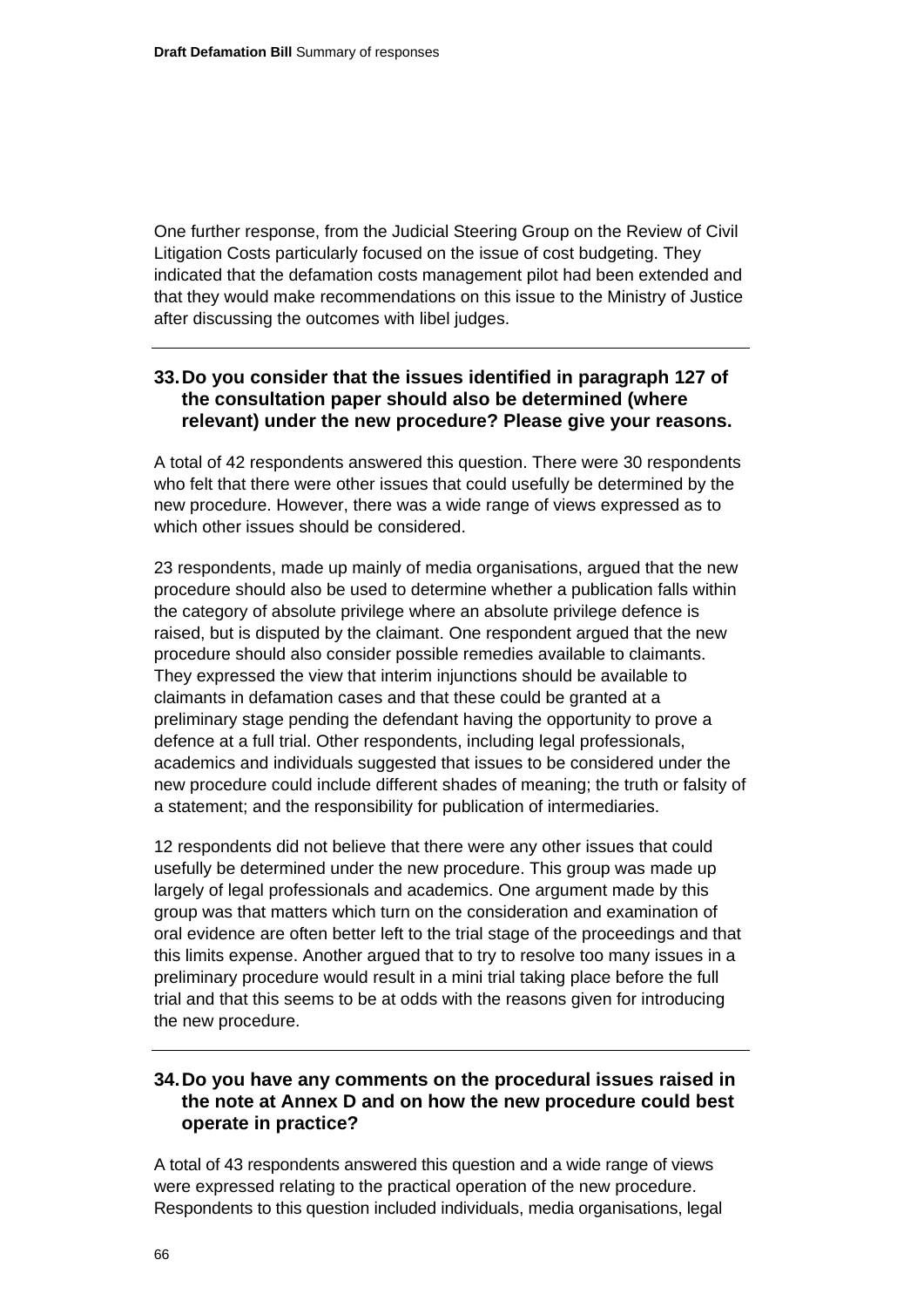One further response, from the Judicial Steering Group on the Review of Civil Litigation Costs particularly focused on the issue of cost budgeting. They indicated that the defamation costs management pilot had been extended and that they would make recommendations on this issue to the Ministry of Justice after discussing the outcomes with libel judges.

---

**33. Do you consider that the issues identified in paragraph 127 of the consultation paper should also be determined (where relevant) under the new procedure? Please give your reasons.**

A total of 42 respondents answered this question. There were 30 respondents who felt that there were other issues that could usefully be determined by the new procedure. However, there was a wide range of views expressed as to which other issues should be considered.

23 respondents, made up mainly of media organisations, argued that the new procedure should also be used to determine whether a publication falls within the category of absolute privilege where an absolute privilege defence is raised, but is disputed by the claimant. One respondent argued that the new procedure should also consider possible remedies available to claimants. They expressed the view that interim injunctions should be available to claimants in defamation cases and that these could be granted at a preliminary stage pending the defendant having the opportunity to prove a defence at a full trial. Other respondents, including legal professionals, academics and individuals suggested that issues to be considered under the new procedure could include different shades of meaning; the truth or falsity of a statement; and the responsibility for publication of intermediaries.

12 respondents did not believe that there were any other issues that could usefully be determined under the new procedure. This group was made up largely of legal professionals and academics. One argument made by this group was that matters which turn on the consideration and examination of oral evidence are often better left to the trial stage of the proceedings and that this limits expense. Another argued that to try to resolve too many issues in a preliminary procedure would result in a mini trial taking place before the full trial and that this seems to be at odds with the reasons given for introducing the new procedure.

---

**34. Do you have any comments on the procedural issues raised in the note at Annex D and on how the new procedure could best operate in practice?**

A total of 43 respondents answered this question and a wide range of views were expressed relating to the practical operation of the new procedure. Respondents to this question included individuals, media organisations, legal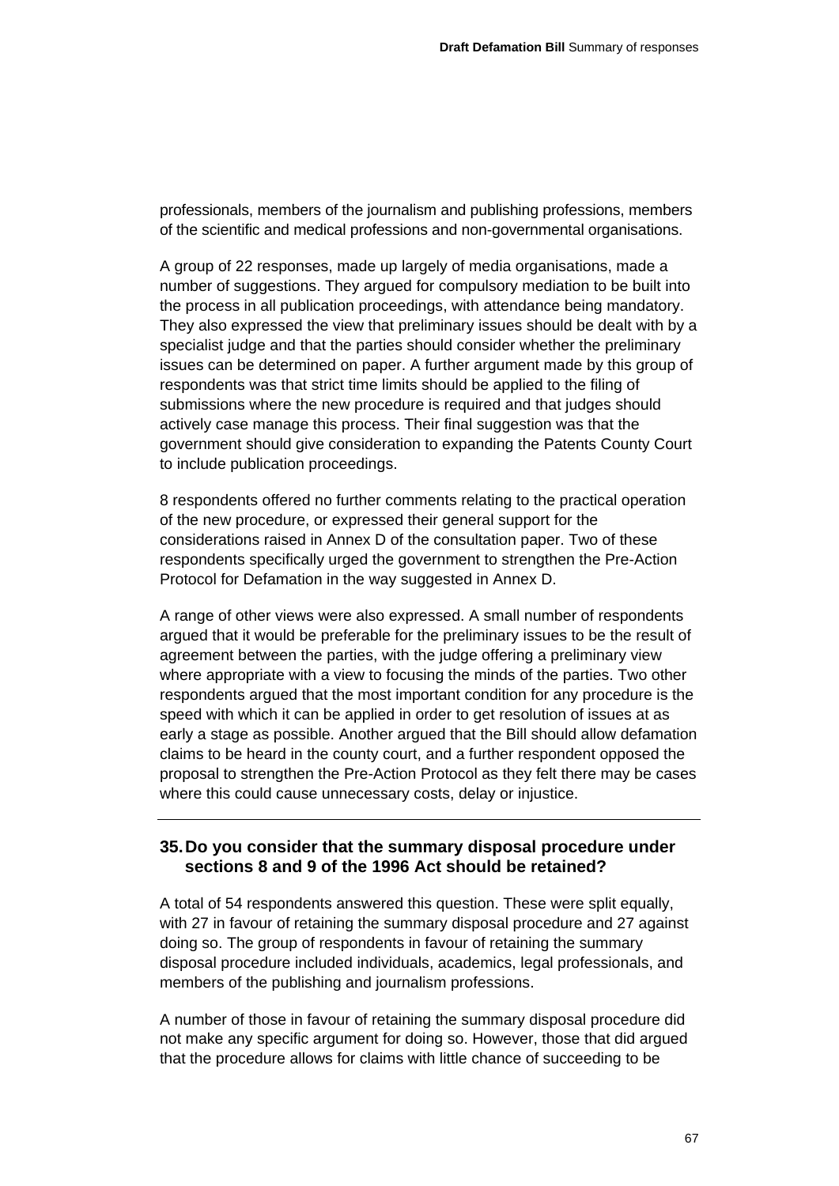professionals, members of the journalism and publishing professions, members of the scientific and medical professions and non-governmental organisations.

A group of 22 responses, made up largely of media organisations, made a number of suggestions. They argued for compulsory mediation to be built into the process in all publication proceedings, with attendance being mandatory. They also expressed the view that preliminary issues should be dealt with by a specialist judge and that the parties should consider whether the preliminary issues can be determined on paper. A further argument made by this group of respondents was that strict time limits should be applied to the filing of submissions where the new procedure is required and that judges should actively case manage this process. Their final suggestion was that the government should give consideration to expanding the Patents County Court to include publication proceedings.

8 respondents offered no further comments relating to the practical operation of the new procedure, or expressed their general support for the considerations raised in Annex D of the consultation paper. Two of these respondents specifically urged the government to strengthen the Pre-Action Protocol for Defamation in the way suggested in Annex D.

A range of other views were also expressed. A small number of respondents argued that it would be preferable for the preliminary issues to be the result of agreement between the parties, with the judge offering a preliminary view where appropriate with a view to focusing the minds of the parties. Two other respondents argued that the most important condition for any procedure is the speed with which it can be applied in order to get resolution of issues at as early a stage as possible. Another argued that the Bill should allow defamation claims to be heard in the county court, and a further respondent opposed the proposal to strengthen the Pre-Action Protocol as they felt there may be cases where this could cause unnecessary costs, delay or injustice.

---

### 35. Do you consider that the summary disposal procedure under sections 8 and 9 of the 1996 Act should be retained?

A total of 54 respondents answered this question. These were split equally, with 27 in favour of retaining the summary disposal procedure and 27 against doing so. The group of respondents in favour of retaining the summary disposal procedure included individuals, academics, legal professionals, and members of the publishing and journalism professions.

A number of those in favour of retaining the summary disposal procedure did not make any specific argument for doing so. However, those that did argued that the procedure allows for claims with little chance of succeeding to be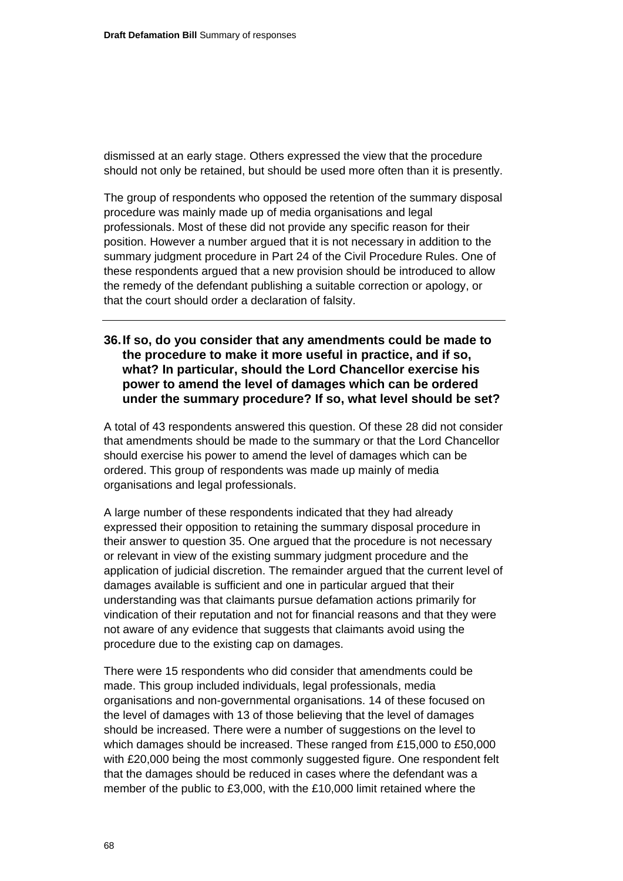dismissed at an early stage. Others expressed the view that the procedure should not only be retained, but should be used more often than it is presently.

The group of respondents who opposed the retention of the summary disposal procedure was mainly made up of media organisations and legal professionals. Most of these did not provide any specific reason for their position. However a number argued that it is not necessary in addition to the summary judgment procedure in Part 24 of the Civil Procedure Rules. One of these respondents argued that a new provision should be introduced to allow the remedy of the defendant publishing a suitable correction or apology, or that the court should order a declaration of falsity.

---

### 36. If so, do you consider that any amendments could be made to the procedure to make it more useful in practice, and if so, what? In particular, should the Lord Chancellor exercise his power to amend the level of damages which can be ordered under the summary procedure? If so, what level should be set?

A total of 43 respondents answered this question. Of these 28 did not consider that amendments should be made to the summary or that the Lord Chancellor should exercise his power to amend the level of damages which can be ordered. This group of respondents was made up mainly of media organisations and legal professionals.

A large number of these respondents indicated that they had already expressed their opposition to retaining the summary disposal procedure in their answer to question 35. One argued that the procedure is not necessary or relevant in view of the existing summary judgment procedure and the application of judicial discretion. The remainder argued that the current level of damages available is sufficient and one in particular argued that their understanding was that claimants pursue defamation actions primarily for vindication of their reputation and not for financial reasons and that they were not aware of any evidence that suggests that claimants avoid using the procedure due to the existing cap on damages.

There were 15 respondents who did consider that amendments could be made. This group included individuals, legal professionals, media organisations and non-governmental organisations. 14 of these focused on the level of damages with 13 of those believing that the level of damages should be increased. There were a number of suggestions on the level to which damages should be increased. These ranged from £15,000 to £50,000 with £20,000 being the most commonly suggested figure. One respondent felt that the damages should be reduced in cases where the defendant was a member of the public to £3,000, with the £10,000 limit retained where the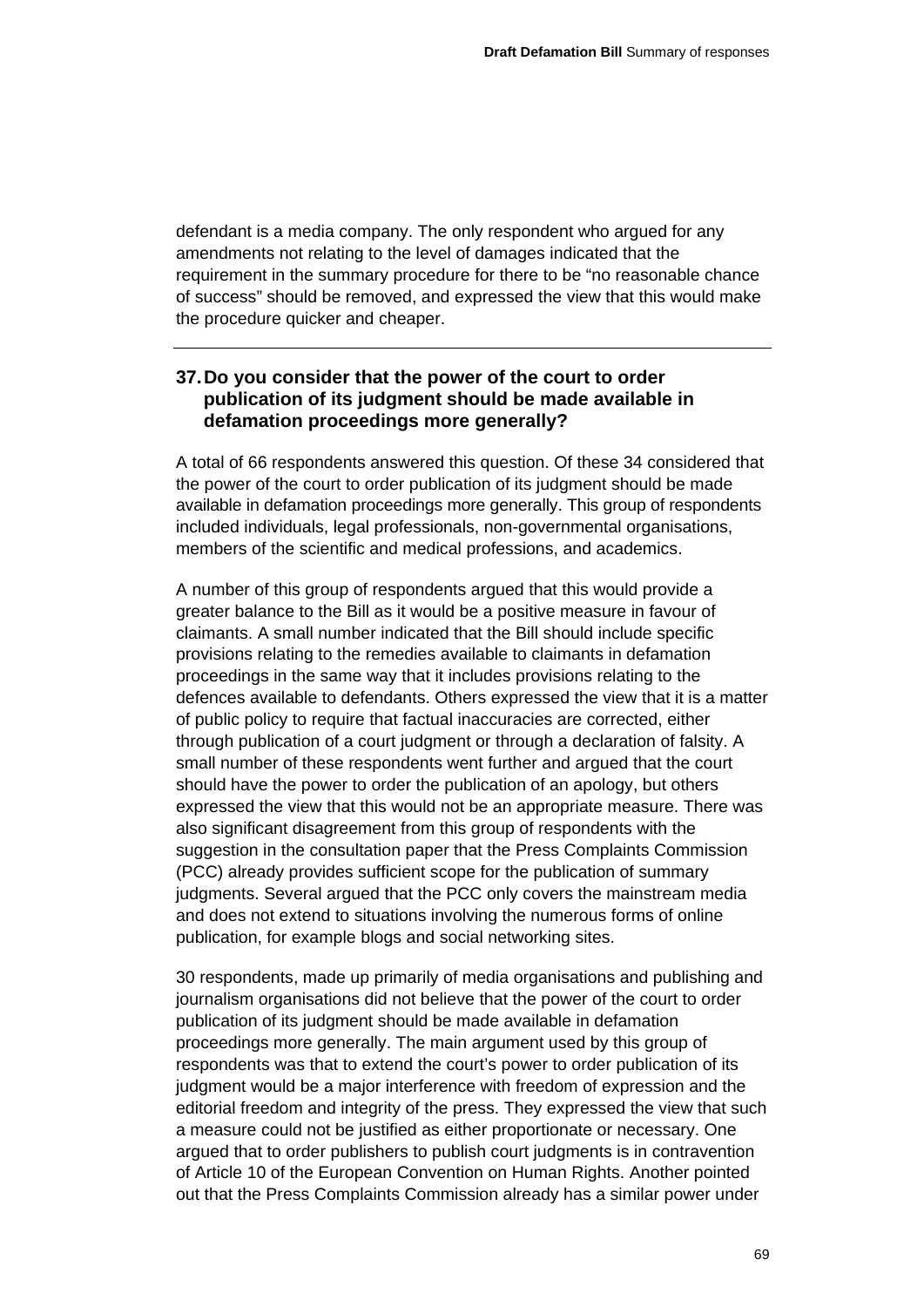defendant is a media company. The only respondent who argued for any amendments not relating to the level of damages indicated that the requirement in the summary procedure for there to be "no reasonable chance of success" should be removed, and expressed the view that this would make the procedure quicker and cheaper.

---

### 37. Do you consider that the power of the court to order publication of its judgment should be made available in defamation proceedings more generally?

A total of 66 respondents answered this question. Of these 34 considered that the power of the court to order publication of its judgment should be made available in defamation proceedings more generally. This group of respondents included individuals, legal professionals, non-governmental organisations, members of the scientific and medical professions, and academics.

A number of this group of respondents argued that this would provide a greater balance to the Bill as it would be a positive measure in favour of claimants. A small number indicated that the Bill should include specific provisions relating to the remedies available to claimants in defamation proceedings in the same way that it includes provisions relating to the defences available to defendants. Others expressed the view that it is a matter of public policy to require that factual inaccuracies are corrected, either through publication of a court judgment or through a declaration of falsity. A small number of these respondents went further and argued that the court should have the power to order the publication of an apology, but others expressed the view that this would not be an appropriate measure. There was also significant disagreement from this group of respondents with the suggestion in the consultation paper that the Press Complaints Commission (PCC) already provides sufficient scope for the publication of summary judgments. Several argued that the PCC only covers the mainstream media and does not extend to situations involving the numerous forms of online publication, for example blogs and social networking sites.

30 respondents, made up primarily of media organisations and publishing and journalism organisations did not believe that the power of the court to order publication of its judgment should be made available in defamation proceedings more generally. The main argument used by this group of respondents was that to extend the court's power to order publication of its judgment would be a major interference with freedom of expression and the editorial freedom and integrity of the press. They expressed the view that such a measure could not be justified as either proportionate or necessary. One argued that to order publishers to publish court judgments is in contravention of Article 10 of the European Convention on Human Rights. Another pointed out that the Press Complaints Commission already has a similar power under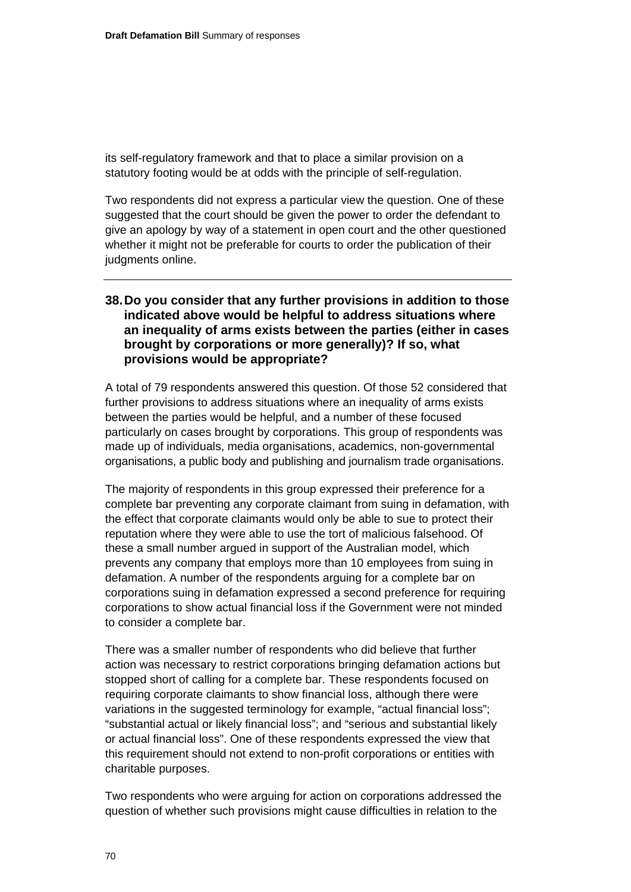its self-regulatory framework and that to place a similar provision on a statutory footing would be at odds with the principle of self-regulation.

Two respondents did not express a particular view the question. One of these suggested that the court should be given the power to order the defendant to give an apology by way of a statement in open court and the other questioned whether it might not be preferable for courts to order the publication of their judgments online.

---

### 38. Do you consider that any further provisions in addition to those indicated above would be helpful to address situations where an inequality of arms exists between the parties (either in cases brought by corporations or more generally)? If so, what provisions would be appropriate?

A total of 79 respondents answered this question. Of those 52 considered that further provisions to address situations where an inequality of arms exists between the parties would be helpful, and a number of these focused particularly on cases brought by corporations. This group of respondents was made up of individuals, media organisations, academics, non-governmental organisations, a public body and publishing and journalism trade organisations.

The majority of respondents in this group expressed their preference for a complete bar preventing any corporate claimant from suing in defamation, with the effect that corporate claimants would only be able to sue to protect their reputation where they were able to use the tort of malicious falsehood. Of these a small number argued in support of the Australian model, which prevents any company that employs more than 10 employees from suing in defamation. A number of the respondents arguing for a complete bar on corporations suing in defamation expressed a second preference for requiring corporations to show actual financial loss if the Government were not minded to consider a complete bar.

There was a smaller number of respondents who did believe that further action was necessary to restrict corporations bringing defamation actions but stopped short of calling for a complete bar. These respondents focused on requiring corporate claimants to show financial loss, although there were variations in the suggested terminology for example, "actual financial loss"; "substantial actual or likely financial loss"; and "serious and substantial likely or actual financial loss". One of these respondents expressed the view that this requirement should not extend to non-profit corporations or entities with charitable purposes.

Two respondents who were arguing for action on corporations addressed the question of whether such provisions might cause difficulties in relation to the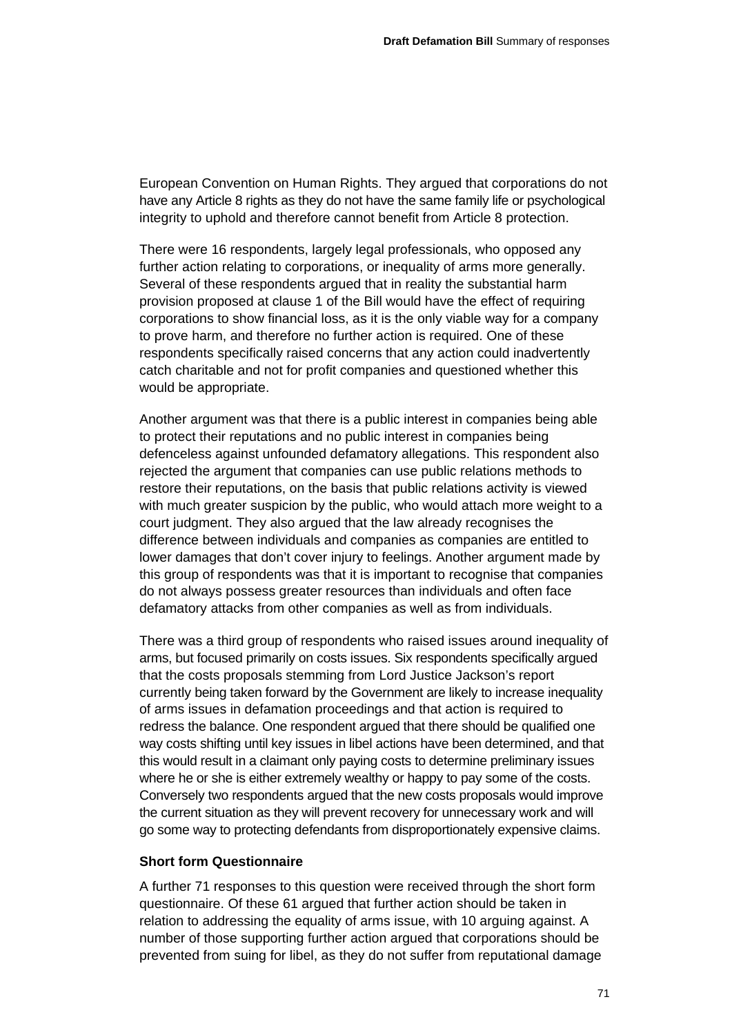European Convention on Human Rights. They argued that corporations do not have any Article 8 rights as they do not have the same family life or psychological integrity to uphold and therefore cannot benefit from Article 8 protection.

There were 16 respondents, largely legal professionals, who opposed any further action relating to corporations, or inequality of arms more generally. Several of these respondents argued that in reality the substantial harm provision proposed at clause 1 of the Bill would have the effect of requiring corporations to show financial loss, as it is the only viable way for a company to prove harm, and therefore no further action is required. One of these respondents specifically raised concerns that any action could inadvertently catch charitable and not for profit companies and questioned whether this would be appropriate.

Another argument was that there is a public interest in companies being able to protect their reputations and no public interest in companies being defenceless against unfounded defamatory allegations. This respondent also rejected the argument that companies can use public relations methods to restore their reputations, on the basis that public relations activity is viewed with much greater suspicion by the public, who would attach more weight to a court judgment. They also argued that the law already recognises the difference between individuals and companies as companies are entitled to lower damages that don't cover injury to feelings. Another argument made by this group of respondents was that it is important to recognise that companies do not always possess greater resources than individuals and often face defamatory attacks from other companies as well as from individuals.

There was a third group of respondents who raised issues around inequality of arms, but focused primarily on costs issues. Six respondents specifically argued that the costs proposals stemming from Lord Justice Jackson's report currently being taken forward by the Government are likely to increase inequality of arms issues in defamation proceedings and that action is required to redress the balance. One respondent argued that there should be qualified one way costs shifting until key issues in libel actions have been determined, and that this would result in a claimant only paying costs to determine preliminary issues where he or she is either extremely wealthy or happy to pay some of the costs. Conversely two respondents argued that the new costs proposals would improve the current situation as they will prevent recovery for unnecessary work and will go some way to protecting defendants from disproportionately expensive claims.

**Short form Questionnaire**

A further 71 responses to this question were received through the short form questionnaire. Of these 61 argued that further action should be taken in relation to addressing the equality of arms issue, with 10 arguing against. A number of those supporting further action argued that corporations should be prevented from suing for libel, as they do not suffer from reputational damage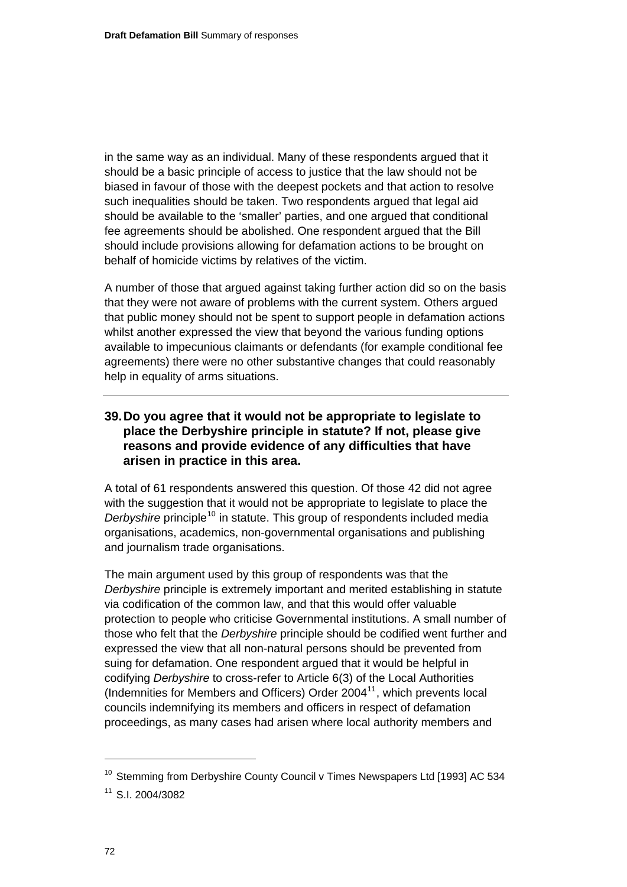in the same way as an individual. Many of these respondents argued that it should be a basic principle of access to justice that the law should not be biased in favour of those with the deepest pockets and that action to resolve such inequalities should be taken. Two respondents argued that legal aid should be available to the 'smaller' parties, and one argued that conditional fee agreements should be abolished. One respondent argued that the Bill should include provisions allowing for defamation actions to be brought on behalf of homicide victims by relatives of the victim.

A number of those that argued against taking further action did so on the basis that they were not aware of problems with the current system. Others argued that public money should not be spent to support people in defamation actions whilst another expressed the view that beyond the various funding options available to impecunious claimants or defendants (for example conditional fee agreements) there were no other substantive changes that could reasonably help in equality of arms situations.

---

### 39. Do you agree that it would not be appropriate to legislate to place the Derbyshire principle in statute? If not, please give reasons and provide evidence of any difficulties that have arisen in practice in this area.

A total of 61 respondents answered this question. Of those 42 did not agree with the suggestion that it would not be appropriate to legislate to place the *Derbyshire* principle[10] in statute. This group of respondents included media organisations, academics, non-governmental organisations and publishing and journalism trade organisations.

The main argument used by this group of respondents was that the *Derbyshire* principle is extremely important and merited establishing in statute via codification of the common law, and that this would offer valuable protection to people who criticise Governmental institutions. A small number of those who felt that the *Derbyshire* principle should be codified went further and expressed the view that all non-natural persons should be prevented from suing for defamation. One respondent argued that it would be helpful in codifying *Derbyshire* to cross-refer to Article 6(3) of the Local Authorities (Indemnities for Members and Officers) Order 2004[11], which prevents local councils indemnifying its members and officers in respect of defamation proceedings, as many cases had arisen where local authority members and

---

[10] Stemming from Derbyshire County Council v Times Newspapers Ltd [1993] AC 534

[11] S.I. 2004/3082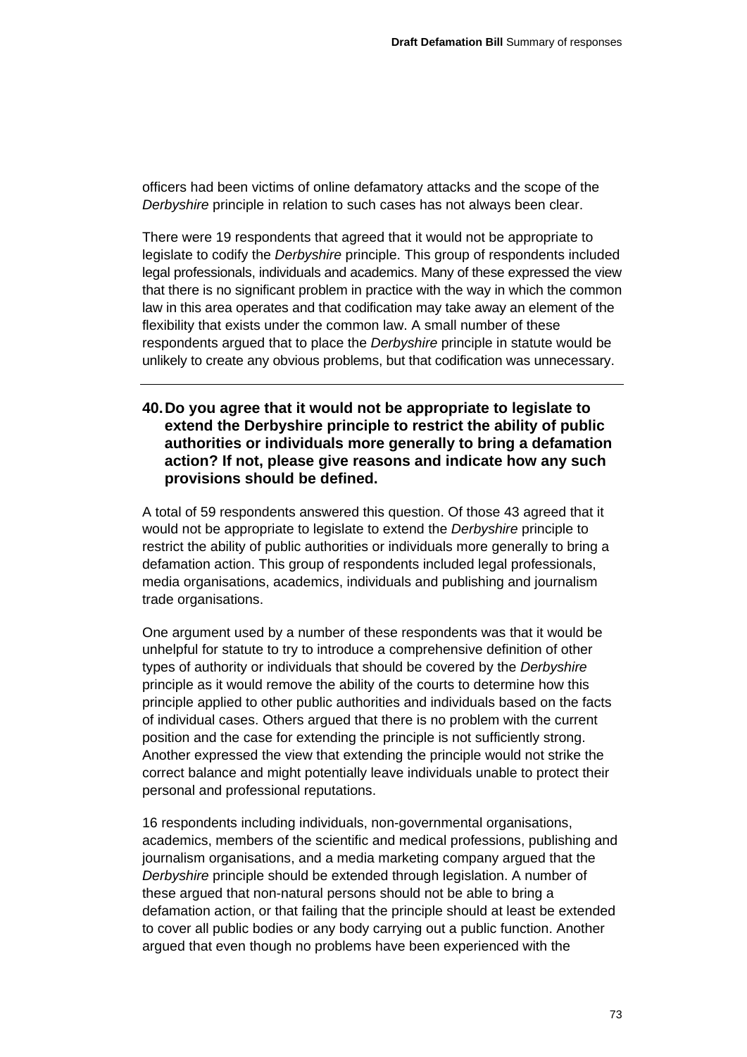officers had been victims of online defamatory attacks and the scope of the *Derbyshire* principle in relation to such cases has not always been clear.

There were 19 respondents that agreed that it would not be appropriate to legislate to codify the *Derbyshire* principle. This group of respondents included legal professionals, individuals and academics. Many of these expressed the view that there is no significant problem in practice with the way in which the common law in this area operates and that codification may take away an element of the flexibility that exists under the common law. A small number of these respondents argued that to place the *Derbyshire* principle in statute would be unlikely to create any obvious problems, but that codification was unnecessary.

---

**40. Do you agree that it would not be appropriate to legislate to extend the Derbyshire principle to restrict the ability of public authorities or individuals more generally to bring a defamation action? If not, please give reasons and indicate how any such provisions should be defined.**

A total of 59 respondents answered this question. Of those 43 agreed that it would not be appropriate to legislate to extend the *Derbyshire* principle to restrict the ability of public authorities or individuals more generally to bring a defamation action. This group of respondents included legal professionals, media organisations, academics, individuals and publishing and journalism trade organisations.

One argument used by a number of these respondents was that it would be unhelpful for statute to try to introduce a comprehensive definition of other types of authority or individuals that should be covered by the *Derbyshire* principle as it would remove the ability of the courts to determine how this principle applied to other public authorities and individuals based on the facts of individual cases. Others argued that there is no problem with the current position and the case for extending the principle is not sufficiently strong. Another expressed the view that extending the principle would not strike the correct balance and might potentially leave individuals unable to protect their personal and professional reputations.

16 respondents including individuals, non-governmental organisations, academics, members of the scientific and medical professions, publishing and journalism organisations, and a media marketing company argued that the *Derbyshire* principle should be extended through legislation. A number of these argued that non-natural persons should not be able to bring a defamation action, or that failing that the principle should at least be extended to cover all public bodies or any body carrying out a public function. Another argued that even though no problems have been experienced with the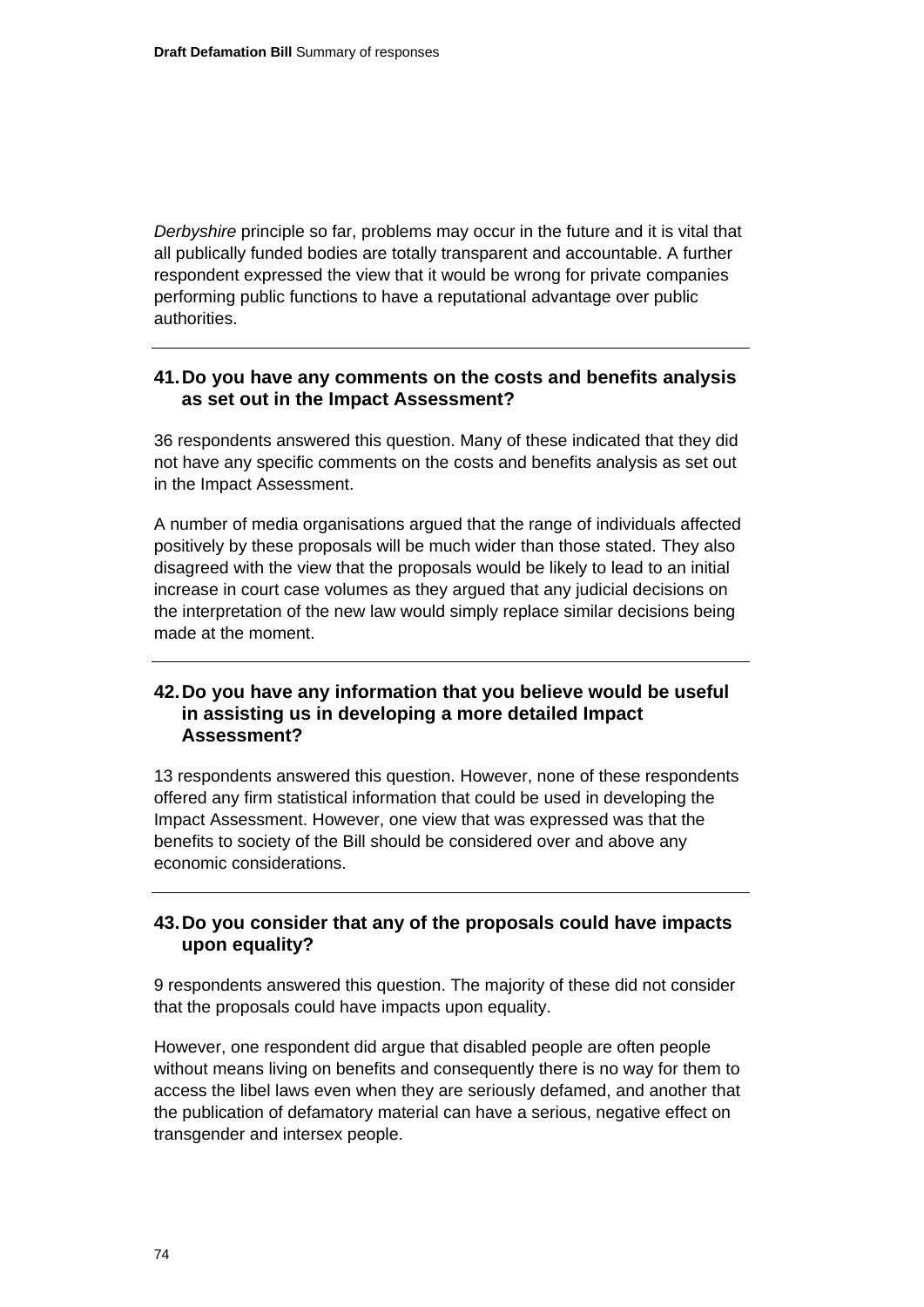*Derbyshire* principle so far, problems may occur in the future and it is vital that all publically funded bodies are totally transparent and accountable. A further respondent expressed the view that it would be wrong for private companies performing public functions to have a reputational advantage over public authorities.

---

### 41. Do you have any comments on the costs and benefits analysis as set out in the Impact Assessment?

36 respondents answered this question. Many of these indicated that they did not have any specific comments on the costs and benefits analysis as set out in the Impact Assessment.

A number of media organisations argued that the range of individuals affected positively by these proposals will be much wider than those stated. They also disagreed with the view that the proposals would be likely to lead to an initial increase in court case volumes as they argued that any judicial decisions on the interpretation of the new law would simply replace similar decisions being made at the moment.

---

### 42. Do you have any information that you believe would be useful in assisting us in developing a more detailed Impact Assessment?

13 respondents answered this question. However, none of these respondents offered any firm statistical information that could be used in developing the Impact Assessment. However, one view that was expressed was that the benefits to society of the Bill should be considered over and above any economic considerations.

---

### 43. Do you consider that any of the proposals could have impacts upon equality?

9 respondents answered this question. The majority of these did not consider that the proposals could have impacts upon equality.

However, one respondent did argue that disabled people are often people without means living on benefits and consequently there is no way for them to access the libel laws even when they are seriously defamed, and another that the publication of defamatory material can have a serious, negative effect on transgender and intersex people.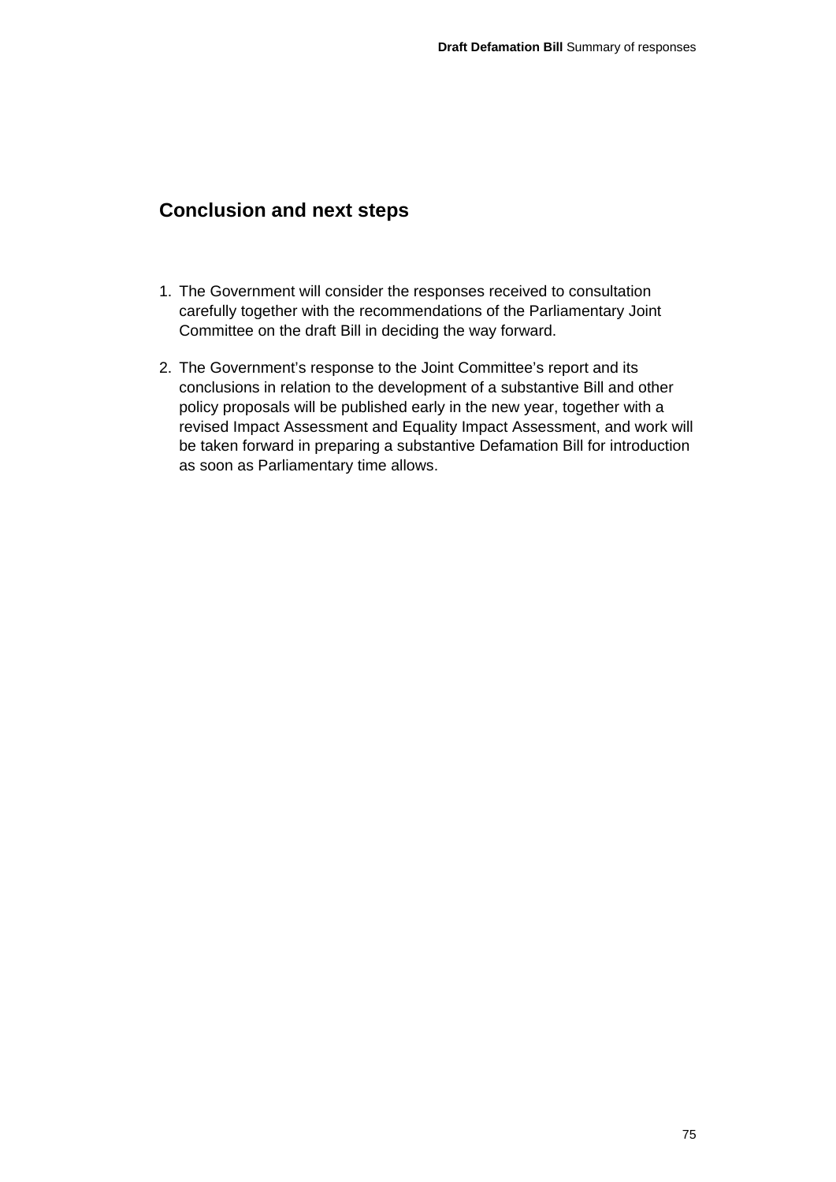## Conclusion and next steps

1. The Government will consider the responses received to consultation carefully together with the recommendations of the Parliamentary Joint Committee on the draft Bill in deciding the way forward.

2. The Government's response to the Joint Committee's report and its conclusions in relation to the development of a substantive Bill and other policy proposals will be published early in the new year, together with a revised Impact Assessment and Equality Impact Assessment, and work will be taken forward in preparing a substantive Defamation Bill for introduction as soon as Parliamentary time allows.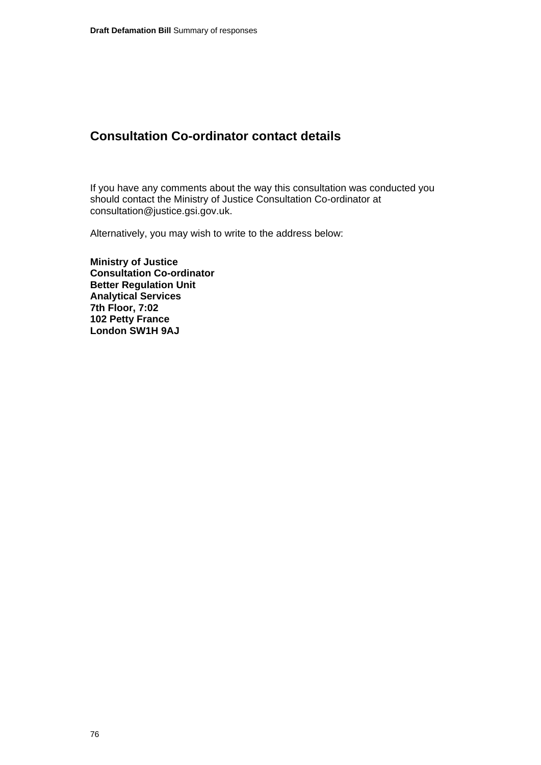## Consultation Co-ordinator contact details

If you have any comments about the way this consultation was conducted you should contact the Ministry of Justice Consultation Co-ordinator at consultation@justice.gsi.gov.uk.

Alternatively, you may wish to write to the address below:

**Ministry of Justice**
**Consultation Co-ordinator**
**Better Regulation Unit**
**Analytical Services**
**7th Floor, 7:02**
**102 Petty France**
**London SW1H 9AJ**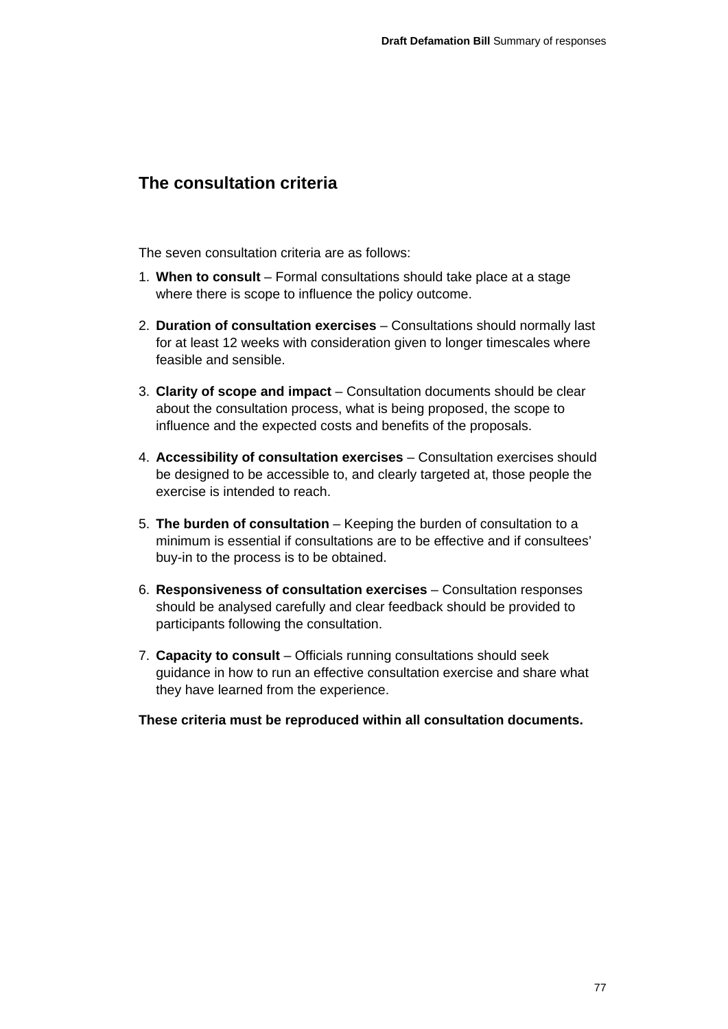## The consultation criteria

The seven consultation criteria are as follows:

1. **When to consult** – Formal consultations should take place at a stage where there is scope to influence the policy outcome.

2. **Duration of consultation exercises** – Consultations should normally last for at least 12 weeks with consideration given to longer timescales where feasible and sensible.

3. **Clarity of scope and impact** – Consultation documents should be clear about the consultation process, what is being proposed, the scope to influence and the expected costs and benefits of the proposals.

4. **Accessibility of consultation exercises** – Consultation exercises should be designed to be accessible to, and clearly targeted at, those people the exercise is intended to reach.

5. **The burden of consultation** – Keeping the burden of consultation to a minimum is essential if consultations are to be effective and if consultees' buy-in to the process is to be obtained.

6. **Responsiveness of consultation exercises** – Consultation responses should be analysed carefully and clear feedback should be provided to participants following the consultation.

7. **Capacity to consult** – Officials running consultations should seek guidance in how to run an effective consultation exercise and share what they have learned from the experience.

**These criteria must be reproduced within all consultation documents.**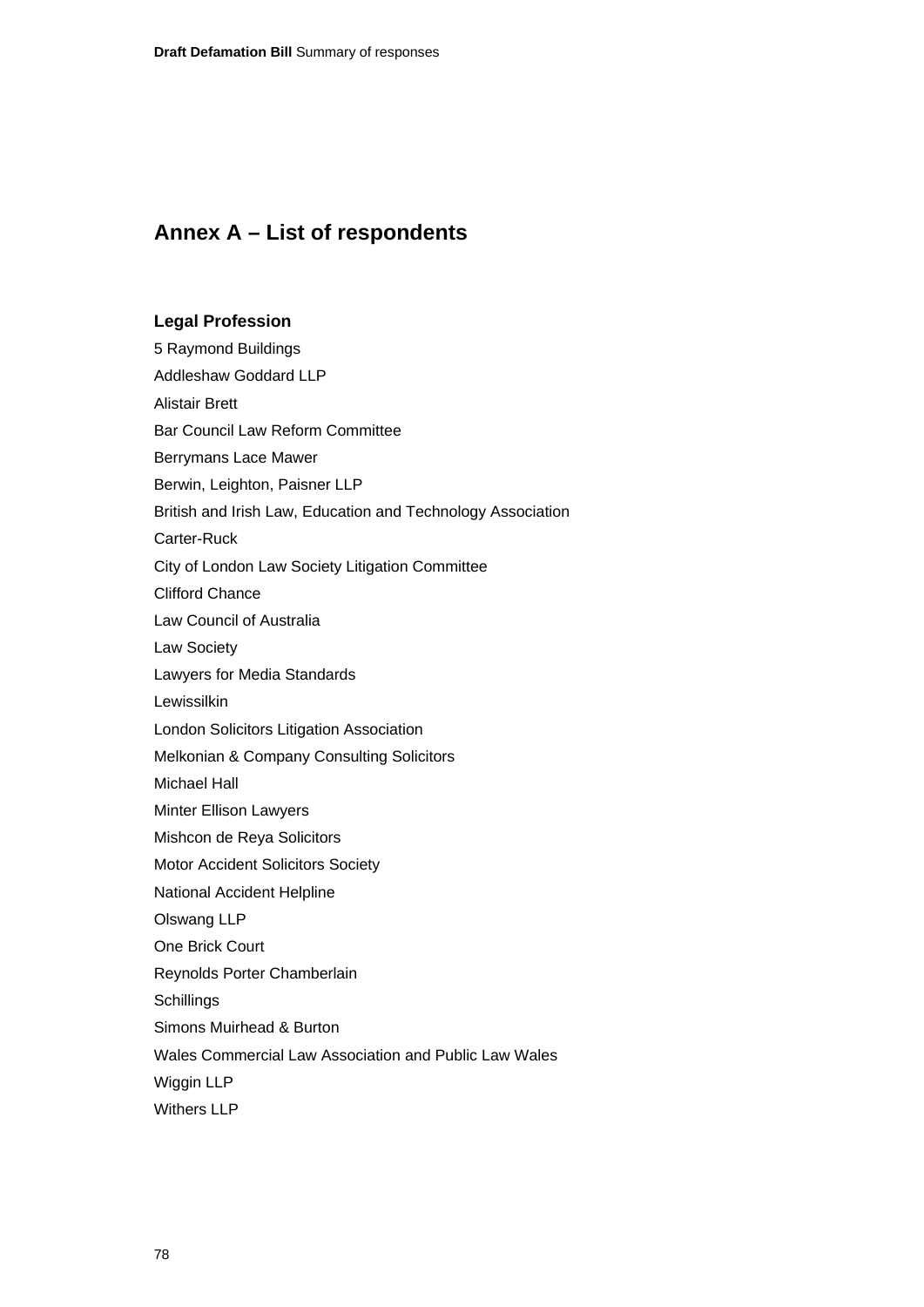## Annex A – List of respondents

### Legal Profession

5 Raymond Buildings

Addleshaw Goddard LLP

Alistair Brett

Bar Council Law Reform Committee

Berrymans Lace Mawer

Berwin, Leighton, Paisner LLP

British and Irish Law, Education and Technology Association

Carter-Ruck

City of London Law Society Litigation Committee

Clifford Chance

Law Council of Australia

Law Society

Lawyers for Media Standards

Lewissilkin

London Solicitors Litigation Association

Melkonian & Company Consulting Solicitors

Michael Hall

Minter Ellison Lawyers

Mishcon de Reya Solicitors

Motor Accident Solicitors Society

National Accident Helpline

Olswang LLP

One Brick Court

Reynolds Porter Chamberlain

Schillings

Simons Muirhead & Burton

Wales Commercial Law Association and Public Law Wales

Wiggin LLP

Withers LLP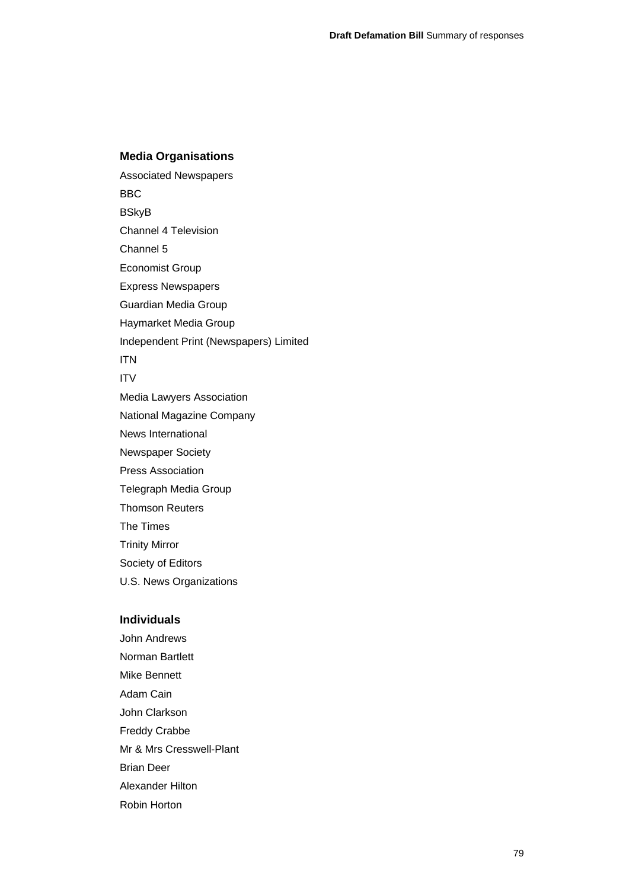**Media Organisations**

Associated Newspapers

BBC

BSkyB

Channel 4 Television

Channel 5

Economist Group

Express Newspapers

Guardian Media Group

Haymarket Media Group

Independent Print (Newspapers) Limited

ITN

ITV

Media Lawyers Association

National Magazine Company

News International

Newspaper Society

Press Association

Telegraph Media Group

Thomson Reuters

The Times

Trinity Mirror

Society of Editors

U.S. News Organizations

**Individuals**

John Andrews

Norman Bartlett

Mike Bennett

Adam Cain

John Clarkson

Freddy Crabbe

Mr & Mrs Cresswell-Plant

Brian Deer

Alexander Hilton

Robin Horton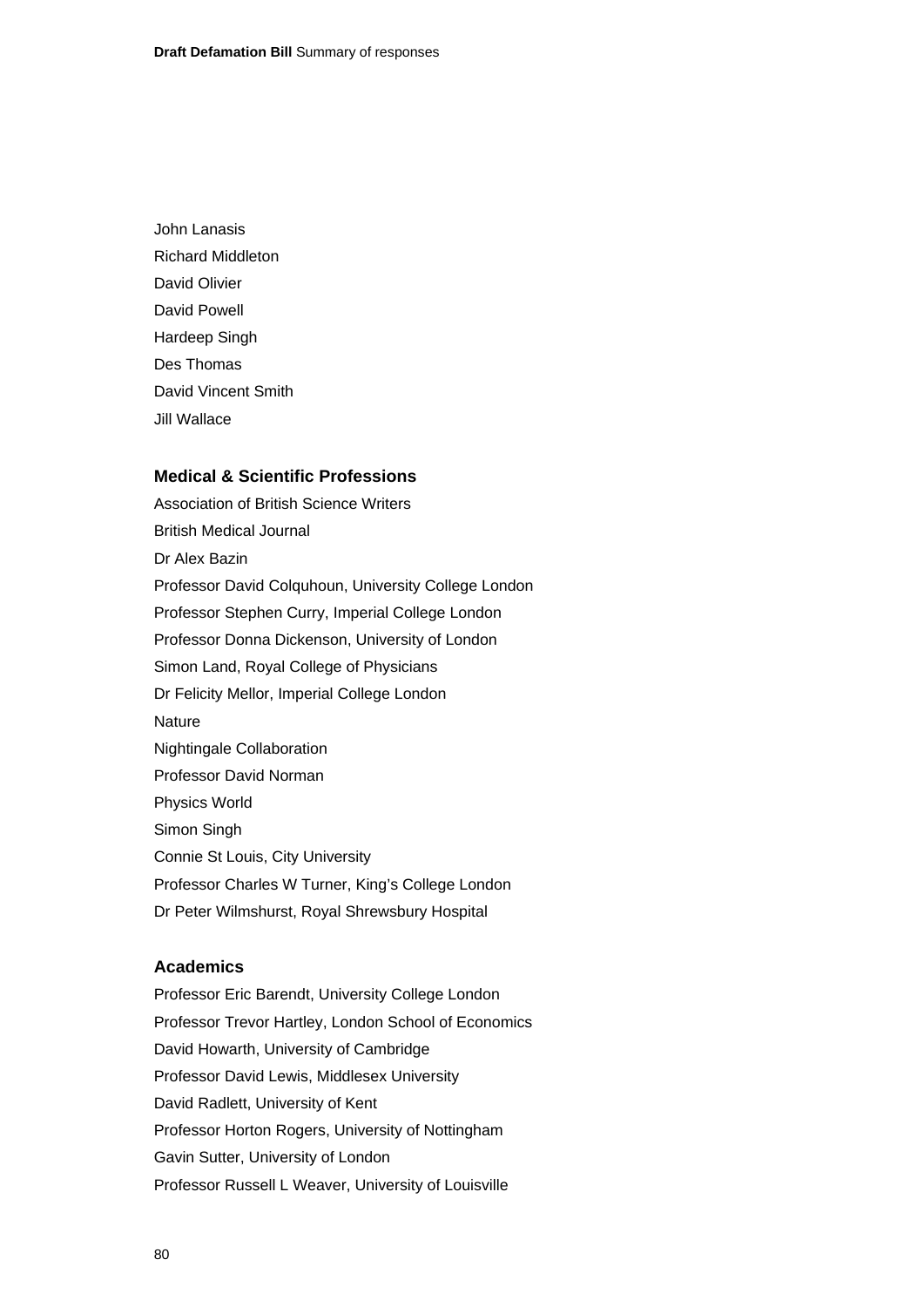John Lanasis

Richard Middleton

David Olivier

David Powell

Hardeep Singh

Des Thomas

David Vincent Smith

Jill Wallace

### Medical & Scientific Professions

Association of British Science Writers

British Medical Journal

Dr Alex Bazin

Professor David Colquhoun, University College London

Professor Stephen Curry, Imperial College London

Professor Donna Dickenson, University of London

Simon Land, Royal College of Physicians

Dr Felicity Mellor, Imperial College London

Nature

Nightingale Collaboration

Professor David Norman

Physics World

Simon Singh

Connie St Louis, City University

Professor Charles W Turner, King's College London

Dr Peter Wilmshurst, Royal Shrewsbury Hospital

### Academics

Professor Eric Barendt, University College London

Professor Trevor Hartley, London School of Economics

David Howarth, University of Cambridge

Professor David Lewis, Middlesex University

David Radlett, University of Kent

Professor Horton Rogers, University of Nottingham

Gavin Sutter, University of London

Professor Russell L Weaver, University of Louisville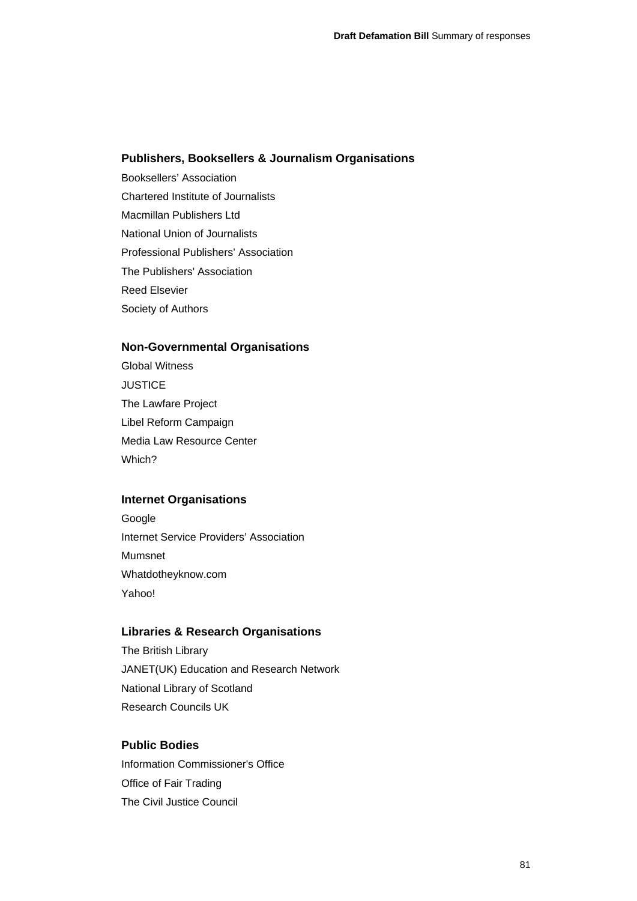### Publishers, Booksellers & Journalism Organisations

Booksellers' Association

Chartered Institute of Journalists

Macmillan Publishers Ltd

National Union of Journalists

Professional Publishers' Association

The Publishers' Association

Reed Elsevier

Society of Authors

### Non-Governmental Organisations

Global Witness

JUSTICE

The Lawfare Project

Libel Reform Campaign

Media Law Resource Center

Which?

### Internet Organisations

Google

Internet Service Providers' Association

Mumsnet

Whatdotheyknow.com

Yahoo!

### Libraries & Research Organisations

The British Library

JANET(UK) Education and Research Network

National Library of Scotland

Research Councils UK

### Public Bodies

Information Commissioner's Office

Office of Fair Trading

The Civil Justice Council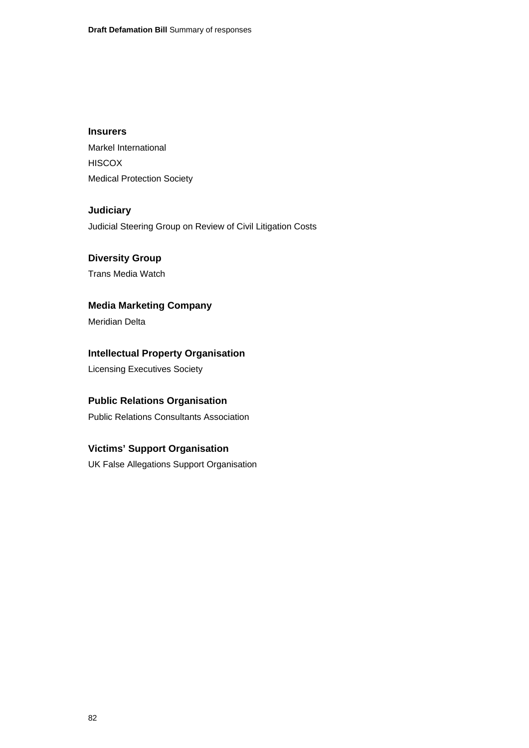**Insurers**

Markel International

HISCOX

Medical Protection Society

**Judiciary**

Judicial Steering Group on Review of Civil Litigation Costs

**Diversity Group**

Trans Media Watch

**Media Marketing Company**

Meridian Delta

**Intellectual Property Organisation**

Licensing Executives Society

**Public Relations Organisation**

Public Relations Consultants Association

**Victims' Support Organisation**

UK False Allegations Support Organisation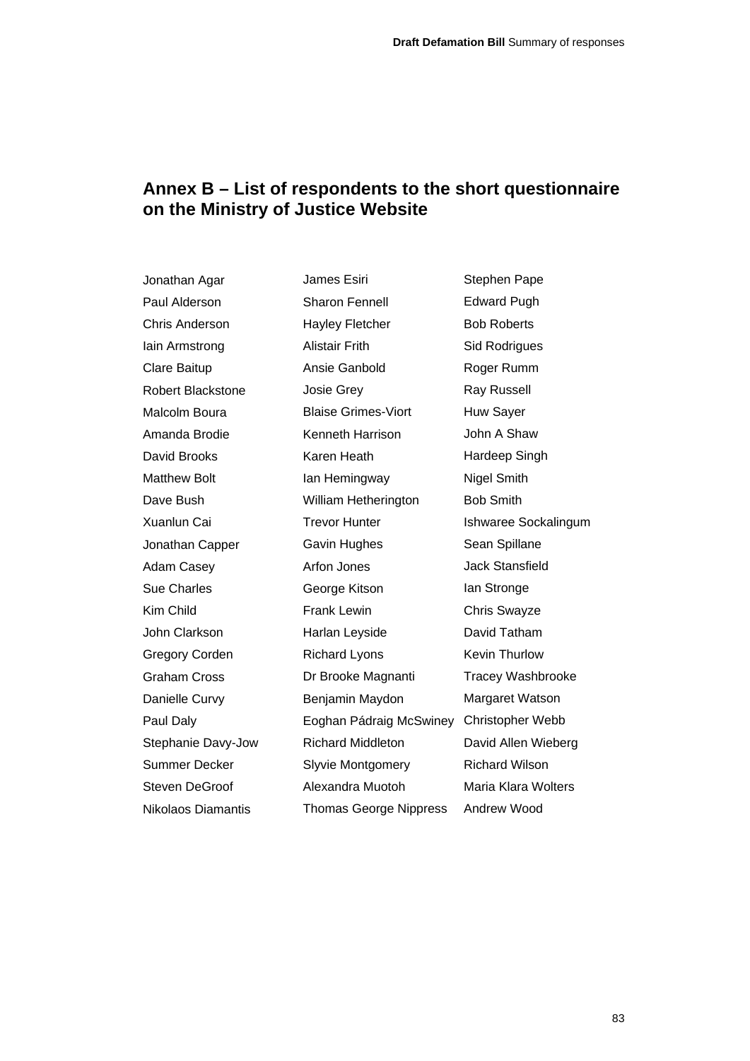## Annex B – List of respondents to the short questionnaire on the Ministry of Justice Website

Jonathan Agar
Paul Alderson
Chris Anderson
Iain Armstrong
Clare Baitup
Robert Blackstone
Malcolm Boura
Amanda Brodie
David Brooks
Matthew Bolt
Dave Bush
Xuanlun Cai
Jonathan Capper
Adam Casey
Sue Charles
Kim Child
John Clarkson
Gregory Corden
Graham Cross
Danielle Curvy
Paul Daly
Stephanie Davy-Jow
Summer Decker
Steven DeGroof
Nikolaos Diamantis
James Esiri
Sharon Fennell
Hayley Fletcher
Alistair Frith
Ansie Ganbold
Josie Grey
Blaise Grimes-Viort
Kenneth Harrison
Karen Heath
Ian Hemingway
William Hetherington
Trevor Hunter
Gavin Hughes
Arfon Jones
George Kitson
Frank Lewin
Harlan Leyside
Richard Lyons
Dr Brooke Magnanti
Benjamin Maydon
Eoghan Pádraig McSwiney
Richard Middleton
Slyvie Montgomery
Alexandra Muotoh
Thomas George Nippress
Stephen Pape
Edward Pugh
Bob Roberts
Sid Rodrigues
Roger Rumm
Ray Russell
Huw Sayer
John A Shaw
Hardeep Singh
Nigel Smith
Bob Smith
Ishwaree Sockalingum
Sean Spillane
Jack Stansfield
Ian Stronge
Chris Swayze
David Tatham
Kevin Thurlow
Tracey Washbrooke
Margaret Watson
Christopher Webb
David Allen Wieberg
Richard Wilson
Maria Klara Wolters
Andrew Wood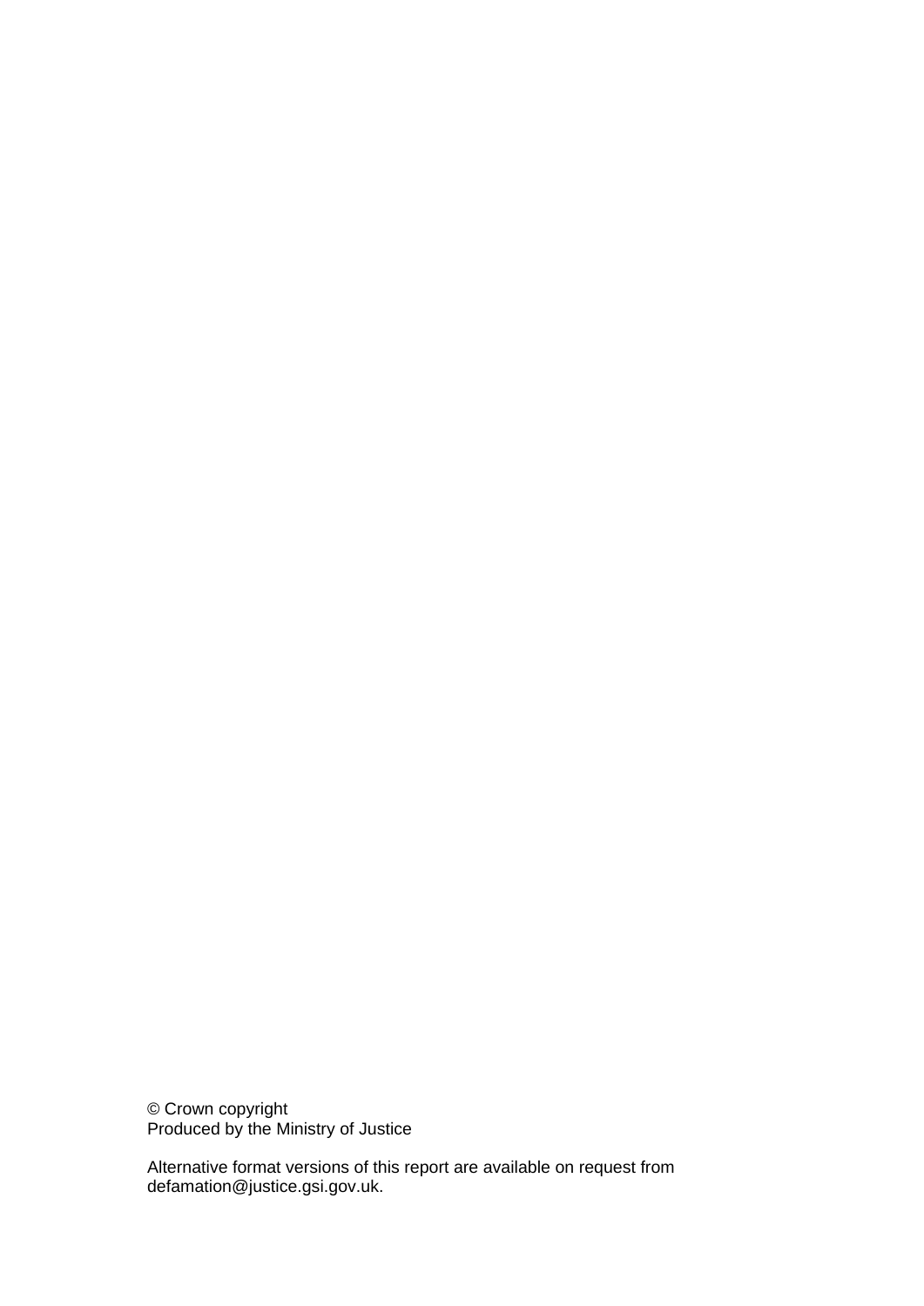© Crown copyright
Produced by the Ministry of Justice

Alternative format versions of this report are available on request from defamation@justice.gsi.gov.uk.